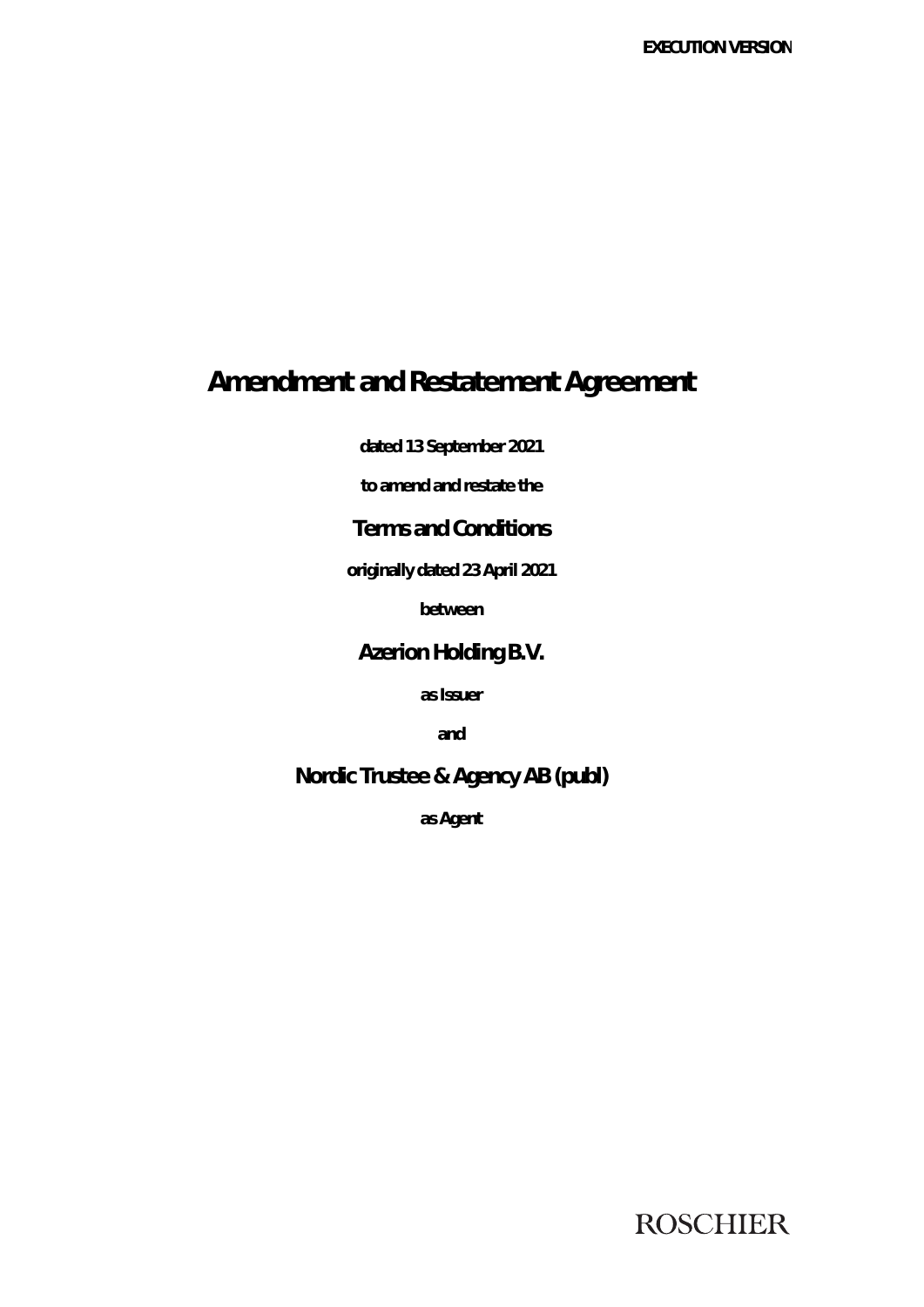**EXECUTION VERSION**

# Amendment and Restatement Agreement

**dated 13 September 2021**

**to amend and restate the**

## Terms and Conditions

**originally dated 23 April 2021**

**between**

## Azerion Holding B.V.

**as Issuer**

**and**

## Nordic Trustee & Agency AB (publ)

**as Agent**

ROSCHIER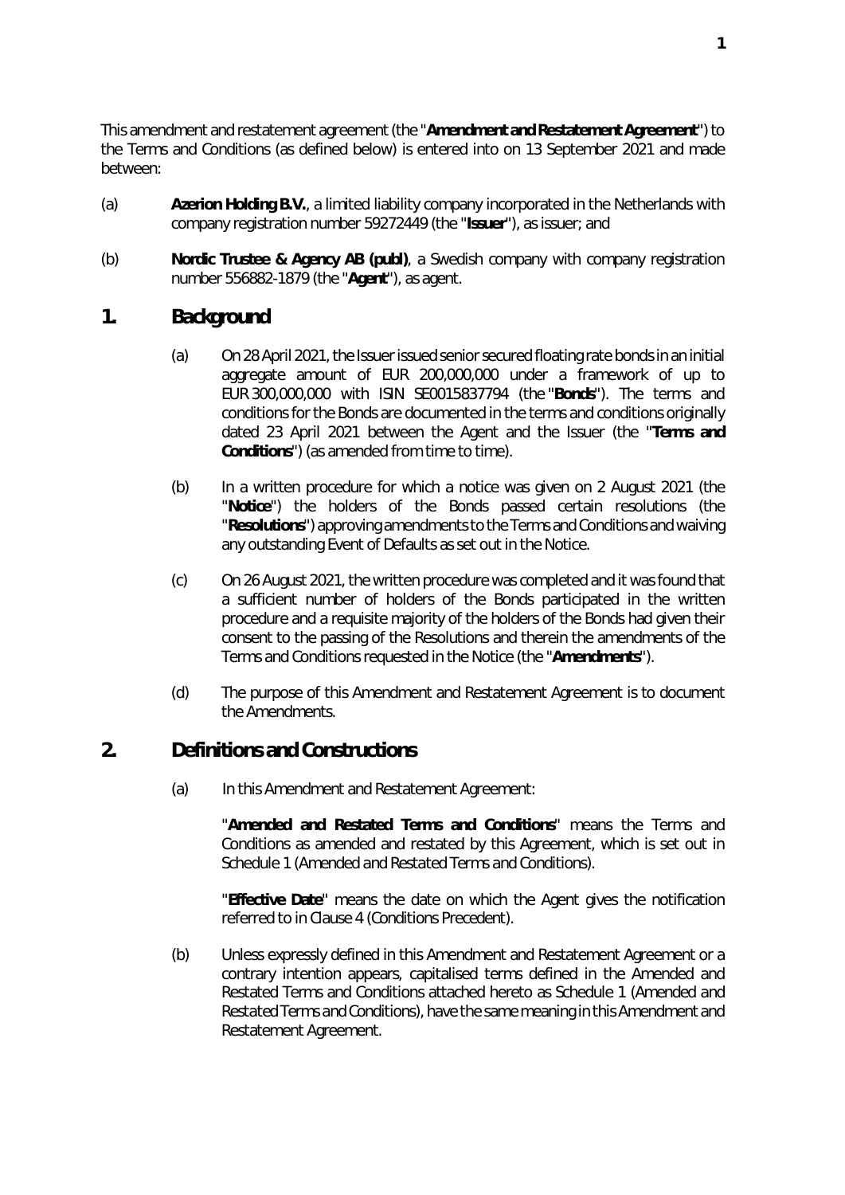This amendment and restatement agreement (the "**Amendment and Restatement Agreement**") to the Terms and Conditions (as defined below) is entered into on 13 September 2021 and made between:

(a) **Azerion Holding B.V.**, a limited liability company incorporated in the Netherlands with company registration number 59272449 (the "**Issuer**"), as issuer; and

(b) **Nordic Trustee & Agency AB (publ)**, a Swedish company with company registration number 556882-1879 (the "**Agent**"), as agent.

## 1. Background

(a) On 28 April 2021, the Issuer issued senior secured floating rate bonds in an initial aggregate amount of EUR 200,000,000 under a framework of up to EUR 300,000,000 with ISIN SE0015837794 (the "**Bonds**"). The terms and conditions for the Bonds are documented in the terms and conditions originally dated 23 April 2021 between the Agent and the Issuer (the "**Terms and Conditions**") (as amended from time to time).

(b) In a written procedure for which a notice was given on 2 August 2021 (the "**Notice**") the holders of the Bonds passed certain resolutions (the "**Resolutions**") approving amendments to the Terms and Conditions and waiving any outstanding Event of Defaults as set out in the Notice.

(c) On 26 August 2021, the written procedure was completed and it was found that a sufficient number of holders of the Bonds participated in the written procedure and a requisite majority of the holders of the Bonds had given their consent to the passing of the Resolutions and therein the amendments of the Terms and Conditions requested in the Notice (the "**Amendments**").

(d) The purpose of this Amendment and Restatement Agreement is to document the Amendments.

## 2. Definitions and Constructions

(a) In this Amendment and Restatement Agreement:

"**Amended and Restated Terms and Conditions**" means the Terms and Conditions as amended and restated by this Agreement, which is set out in Schedule 1 (Amended and Restated Terms and Conditions).

"**Effective Date**" means the date on which the Agent gives the notification referred to in Clause 4 (Conditions Precedent).

(b) Unless expressly defined in this Amendment and Restatement Agreement or a contrary intention appears, capitalised terms defined in the Amended and Restated Terms and Conditions attached hereto as Schedule 1 (Amended and Restated Terms and Conditions), have the same meaning in this Amendment and Restatement Agreement.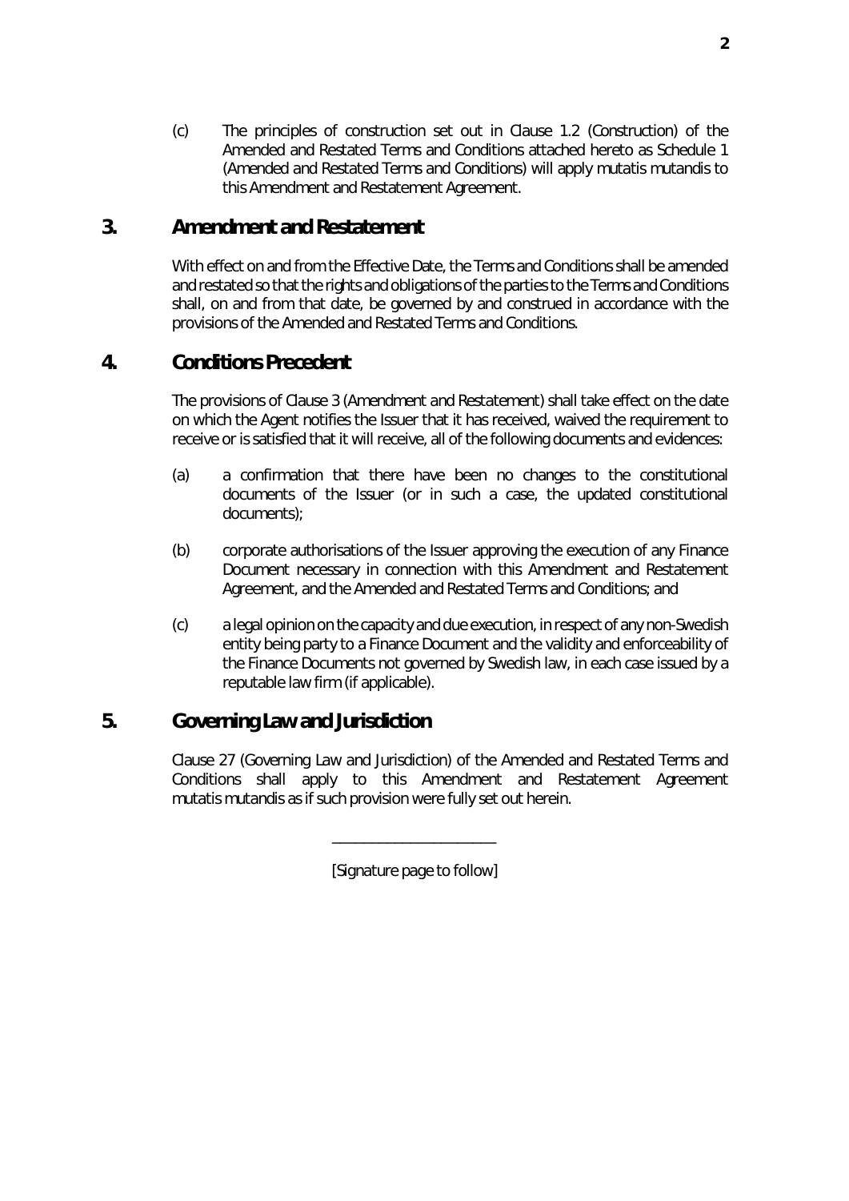(c) The principles of construction set out in Clause 1.2 (Construction) of the Amended and Restated Terms and Conditions attached hereto as Schedule 1 (Amended and Restated Terms and Conditions) will apply mutatis mutandis to this Amendment and Restatement Agreement.

## 3. Amendment and Restatement

With effect on and from the Effective Date, the Terms and Conditions shall be amended and restated so that the rights and obligations of the parties to the Terms and Conditions shall, on and from that date, be governed by and construed in accordance with the provisions of the Amended and Restated Terms and Conditions.

## 4. Conditions Precedent

The provisions of Clause 3 (Amendment and Restatement) shall take effect on the date on which the Agent notifies the Issuer that it has received, waived the requirement to receive or is satisfied that it will receive, all of the following documents and evidences:

(a) a confirmation that there have been no changes to the constitutional documents of the Issuer (or in such a case, the updated constitutional documents);

(b) corporate authorisations of the Issuer approving the execution of any Finance Document necessary in connection with this Amendment and Restatement Agreement, and the Amended and Restated Terms and Conditions; and

(c) a legal opinion on the capacity and due execution, in respect of any non-Swedish entity being party to a Finance Document and the validity and enforceability of the Finance Documents not governed by Swedish law, in each case issued by a reputable law firm (if applicable).

## 5. Governing Law and Jurisdiction

Clause 27 (Governing Law and Jurisdiction) of the Amended and Restated Terms and Conditions shall apply to this Amendment and Restatement Agreement mutatis mutandis as if such provision were fully set out herein.

\_\_\_\_\_\_\_\_\_\_\_\_\_\_\_\_\_\_\_\_\_\_

[Signature page to follow]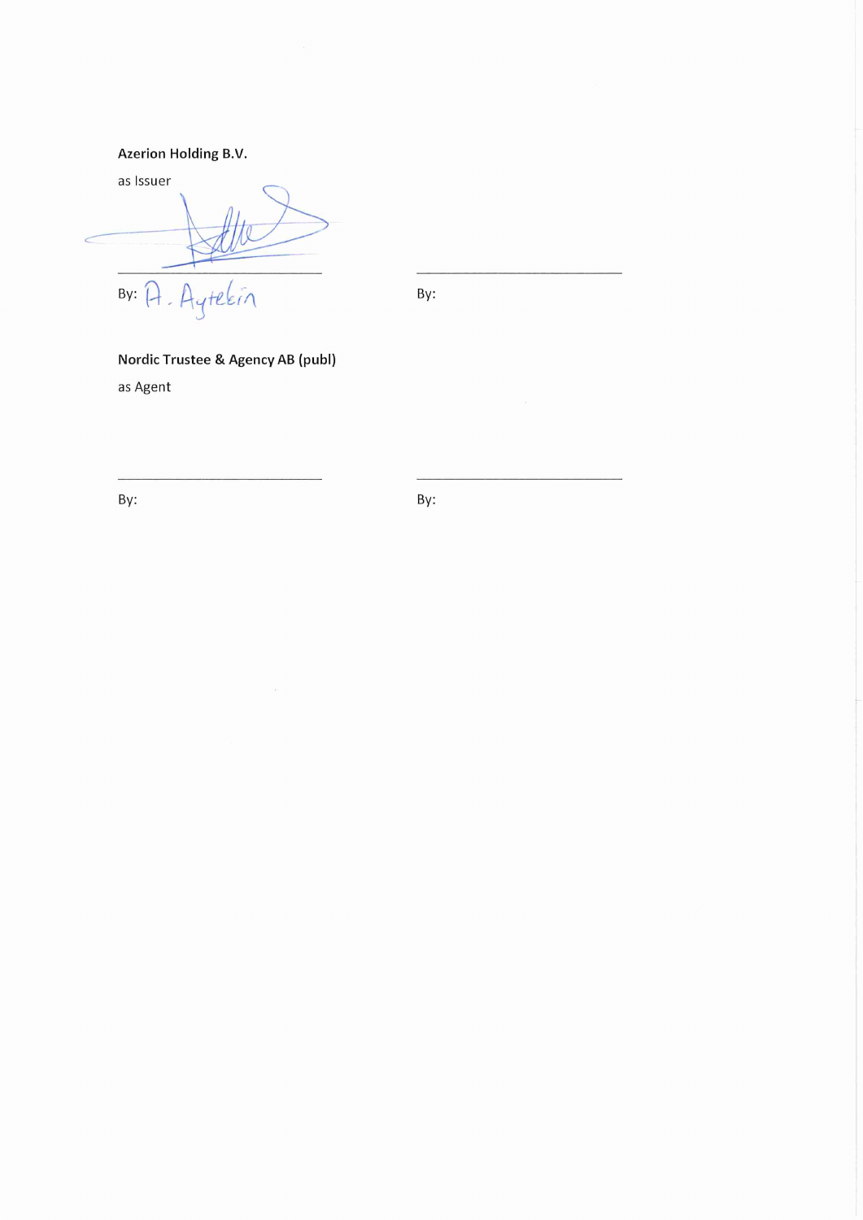**Azerion Holding B.V.**

as Issuer

\_\_\_\_\_\_\_\_\_\_\_\_\_\_\_\_\_\_\_\_\_\_\_\_\_\_\_\_ \_\_\_\_\_\_\_\_\_\_\_\_\_\_\_\_\_\_\_\_\_\_\_\_\_\_\_\_

By: A. Aytekin By:

**Nordic Trustee & Agency AB (publ)**

as Agent

\_\_\_\_\_\_\_\_\_\_\_\_\_\_\_\_\_\_\_\_\_\_\_\_\_\_\_\_ \_\_\_\_\_\_\_\_\_\_\_\_\_\_\_\_\_\_\_\_\_\_\_\_\_\_\_\_

By: By: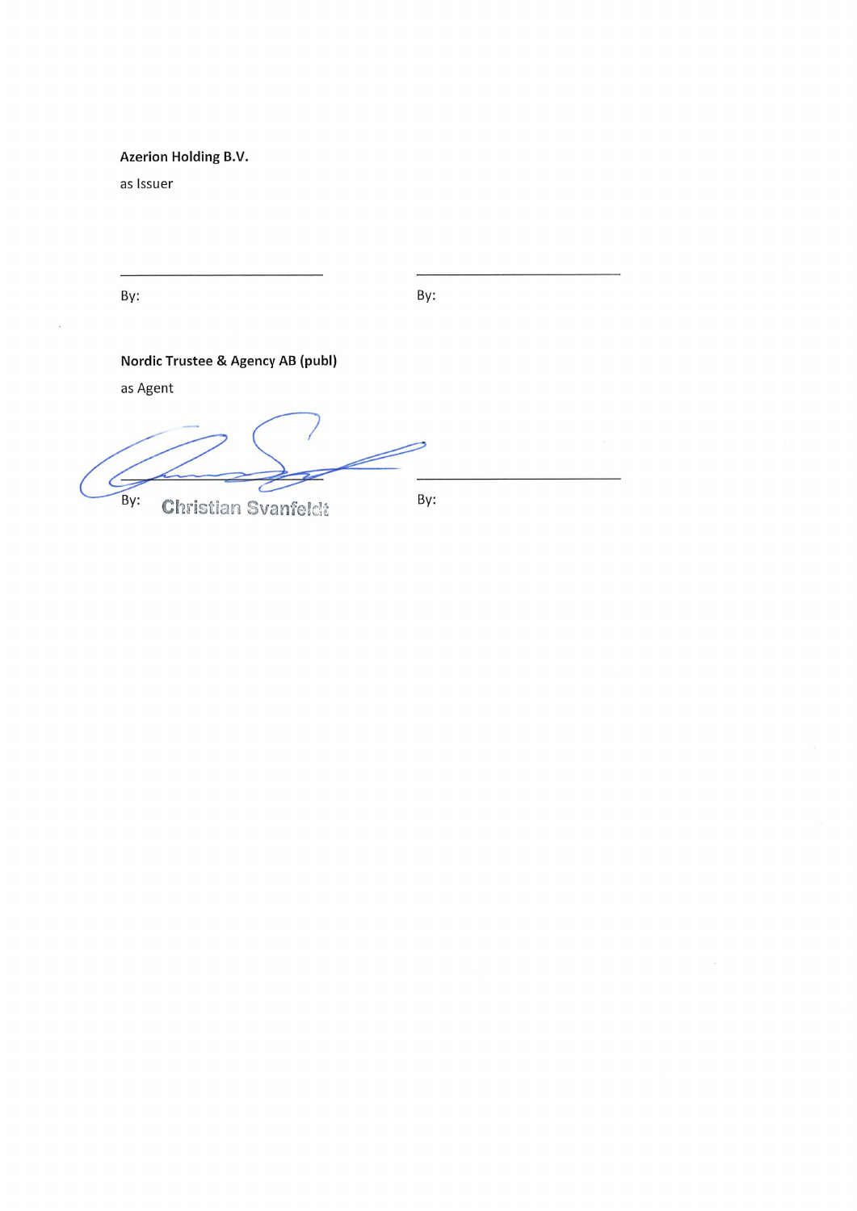**Azerion Holding B.V.**

as Issuer

\_\_\_\_\_\_\_\_\_\_\_\_\_\_\_\_\_\_\_\_\_\_\_\_\_\_ \_\_\_\_\_\_\_\_\_\_\_\_\_\_\_\_\_\_\_\_\_\_\_\_\_\_

By: By:

**Nordic Trustee & Agency AB (publ)**

as Agent

\_\_\_\_\_\_\_\_\_\_\_\_\_\_\_\_\_\_\_\_\_\_\_\_\_\_ \_\_\_\_\_\_\_\_\_\_\_\_\_\_\_\_\_\_\_\_\_\_\_\_\_\_

By: Christian Svanfeldt By: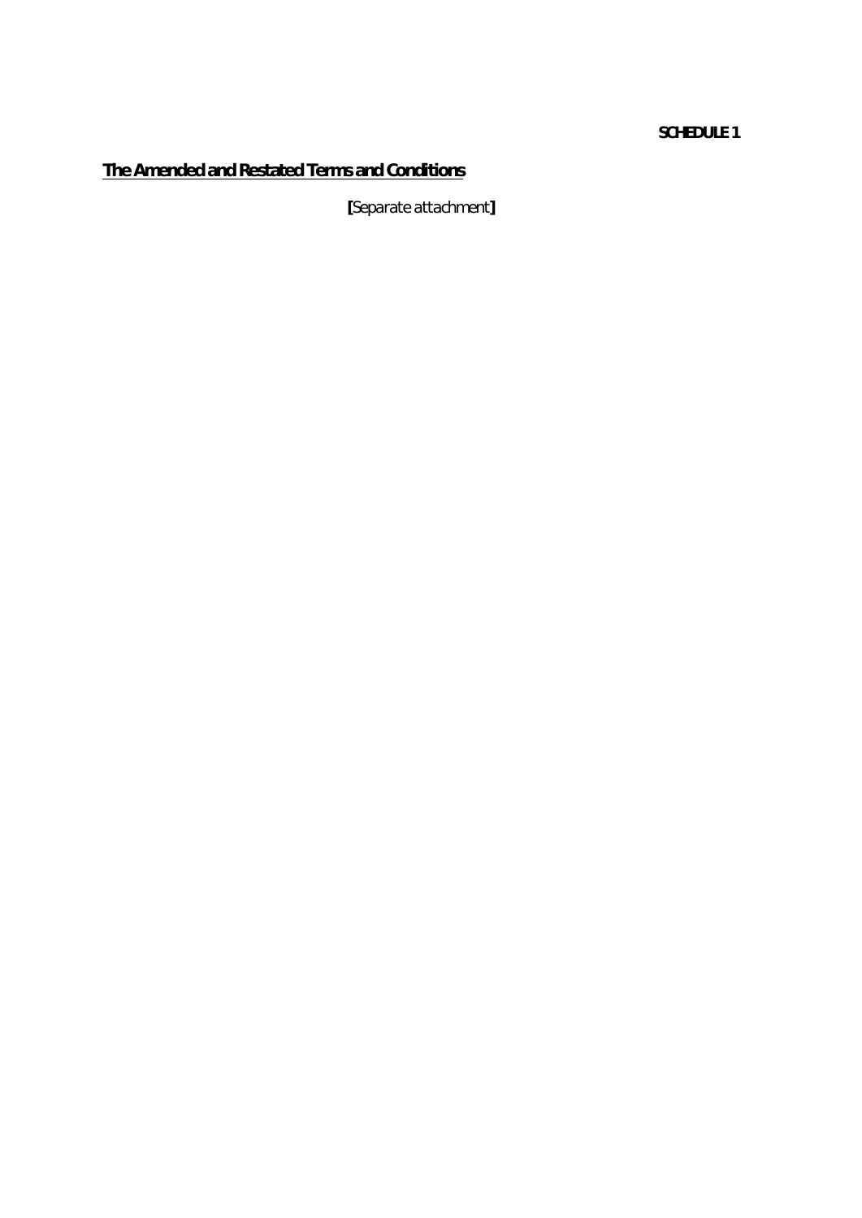**SCHEDULE 1**

**<u>The Amended and Restated Terms and Conditions</u>**

**[**Separate attachment**]**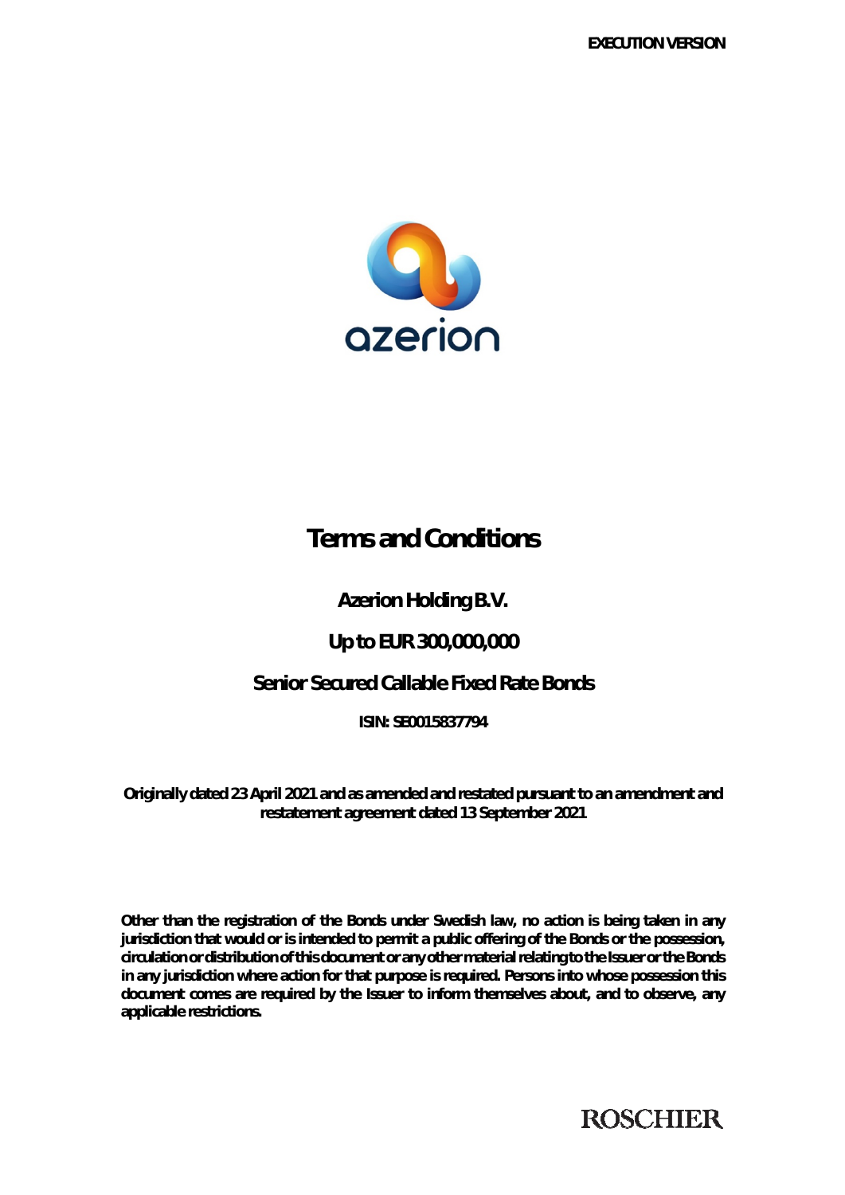**EXECUTION VERSION**

# Terms and Conditions

## Azerion Holding B.V.

## Up to EUR 300,000,000

## Senior Secured Callable Fixed Rate Bonds

**ISIN: SE0015837794**

**Originally dated 23 April 2021 and as amended and restated pursuant to an amendment and restatement agreement dated 13 September 2021**

**Other than the registration of the Bonds under Swedish law, no action is being taken in any jurisdiction that would or is intended to permit a public offering of the Bonds or the possession, circulation or distribution of this document or any other material relating to the Issuer or the Bonds in any jurisdiction where action for that purpose is required. Persons into whose possession this document comes are required by the Issuer to inform themselves about, and to observe, any applicable restrictions.**

ROSCHIER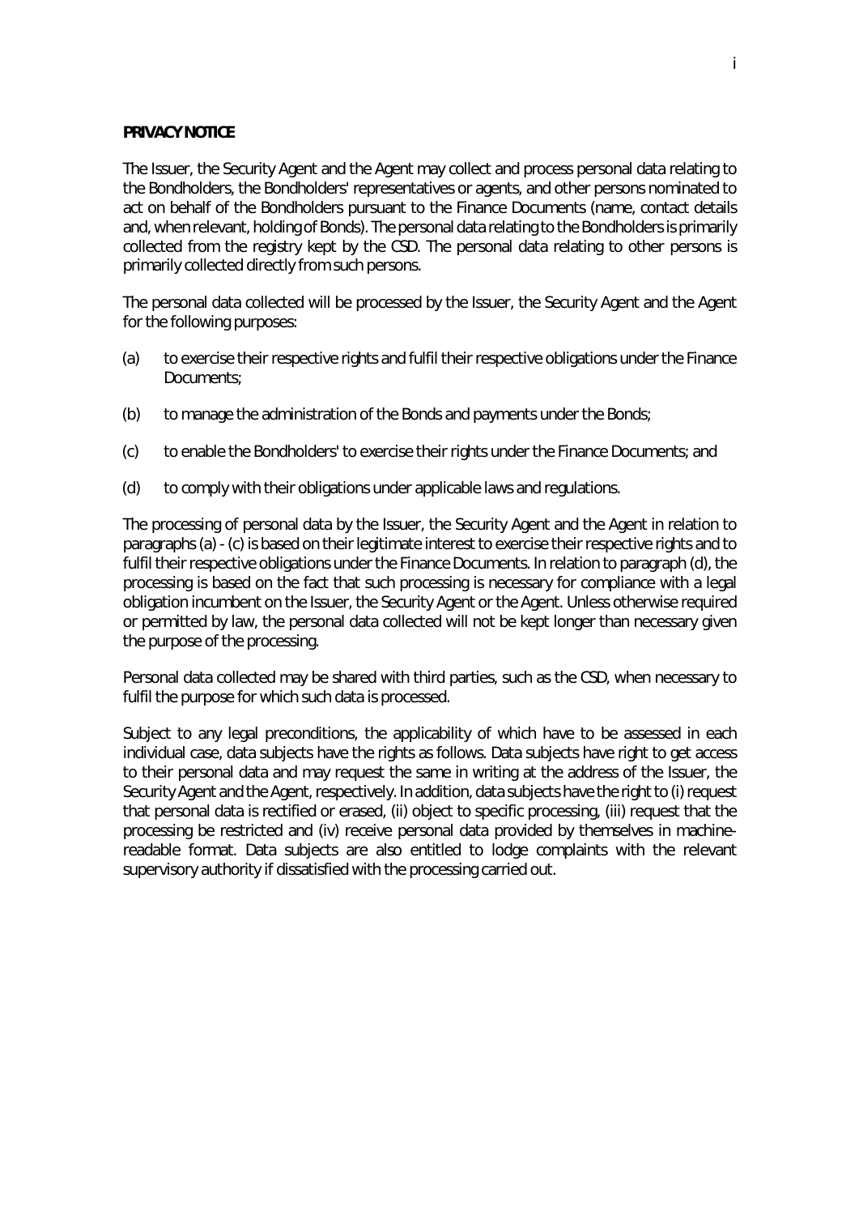**PRIVACY NOTICE**

The Issuer, the Security Agent and the Agent may collect and process personal data relating to the Bondholders, the Bondholders' representatives or agents, and other persons nominated to act on behalf of the Bondholders pursuant to the Finance Documents (name, contact details and, when relevant, holding of Bonds). The personal data relating to the Bondholders is primarily collected from the registry kept by the CSD. The personal data relating to other persons is primarily collected directly from such persons.

The personal data collected will be processed by the Issuer, the Security Agent and the Agent for the following purposes:

(a) to exercise their respective rights and fulfil their respective obligations under the Finance Documents;

(b) to manage the administration of the Bonds and payments under the Bonds;

(c) to enable the Bondholders' to exercise their rights under the Finance Documents; and

(d) to comply with their obligations under applicable laws and regulations.

The processing of personal data by the Issuer, the Security Agent and the Agent in relation to paragraphs (a) - (c) is based on their legitimate interest to exercise their respective rights and to fulfil their respective obligations under the Finance Documents. In relation to paragraph (d), the processing is based on the fact that such processing is necessary for compliance with a legal obligation incumbent on the Issuer, the Security Agent or the Agent. Unless otherwise required or permitted by law, the personal data collected will not be kept longer than necessary given the purpose of the processing.

Personal data collected may be shared with third parties, such as the CSD, when necessary to fulfil the purpose for which such data is processed.

Subject to any legal preconditions, the applicability of which have to be assessed in each individual case, data subjects have the rights as follows. Data subjects have right to get access to their personal data and may request the same in writing at the address of the Issuer, the Security Agent and the Agent, respectively. In addition, data subjects have the right to (i) request that personal data is rectified or erased, (ii) object to specific processing, (iii) request that the processing be restricted and (iv) receive personal data provided by themselves in machine-readable format. Data subjects are also entitled to lodge complaints with the relevant supervisory authority if dissatisfied with the processing carried out.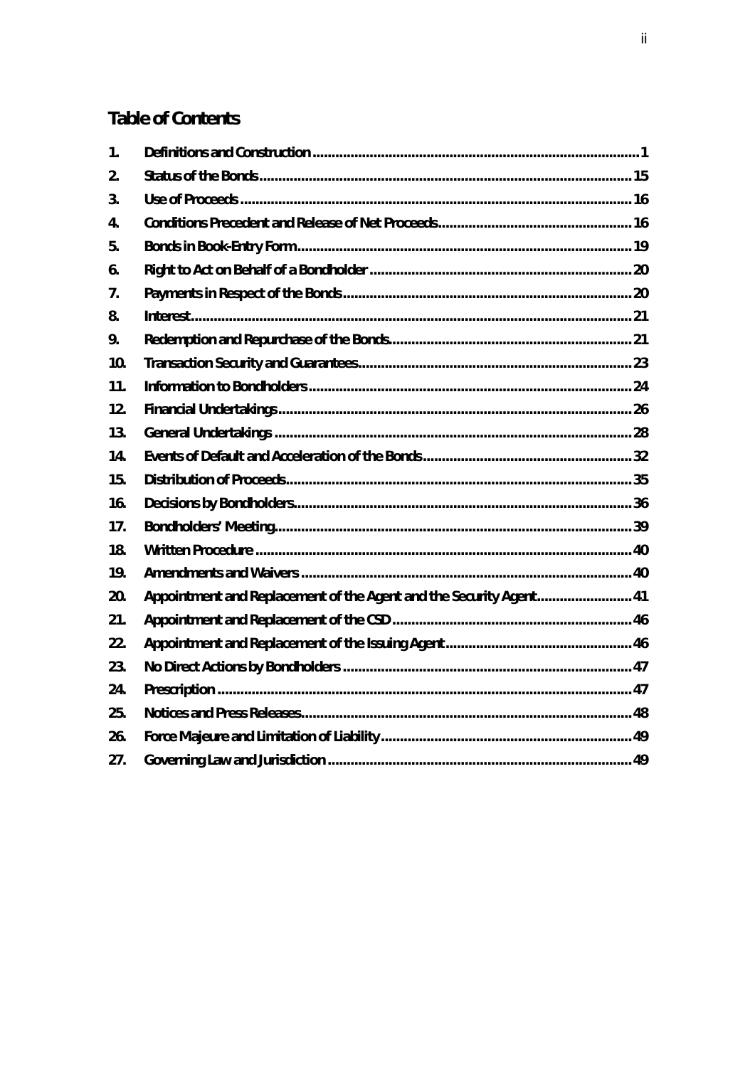## Table of Contents

| | | |
|---|---|---|
| 1. | Definitions and Construction | 1 |
| 2. | Status of the Bonds | 15 |
| 3. | Use of Proceeds | 16 |
| 4. | Conditions Precedent and Release of Net Proceeds | 16 |
| 5. | Bonds in Book-Entry Form | 19 |
| 6. | Right to Act on Behalf of a Bondholder | 20 |
| 7. | Payments in Respect of the Bonds | 20 |
| 8. | Interest | 21 |
| 9. | Redemption and Repurchase of the Bonds | 21 |
| 10. | Transaction Security and Guarantees | 23 |
| 11. | Information to Bondholders | 24 |
| 12. | Financial Undertakings | 26 |
| 13. | General Undertakings | 28 |
| 14. | Events of Default and Acceleration of the Bonds | 32 |
| 15. | Distribution of Proceeds | 35 |
| 16. | Decisions by Bondholders | 36 |
| 17. | Bondholders' Meeting | 39 |
| 18. | Written Procedure | 40 |
| 19. | Amendments and Waivers | 40 |
| 20. | Appointment and Replacement of the Agent and the Security Agent | 41 |
| 21. | Appointment and Replacement of the CSD | 46 |
| 22. | Appointment and Replacement of the Issuing Agent | 46 |
| 23. | No Direct Actions by Bondholders | 47 |
| 24. | Prescription | 47 |
| 25. | Notices and Press Releases | 48 |
| 26. | Force Majeure and Limitation of Liability | 49 |
| 27. | Governing Law and Jurisdiction | 49 |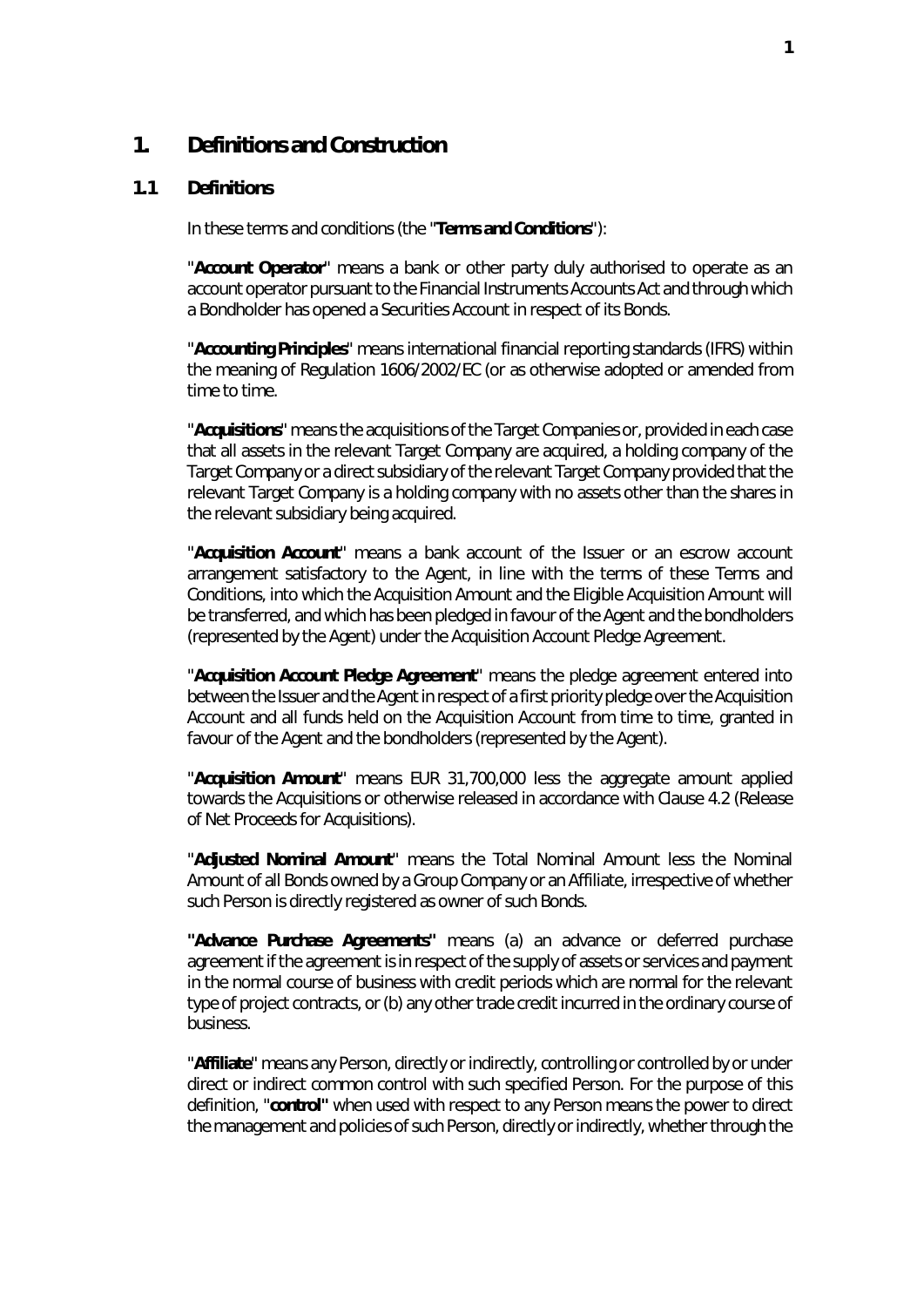# 1. Definitions and Construction

## 1.1 Definitions

In these terms and conditions (the "**Terms and Conditions**"):

"**Account Operator**" means a bank or other party duly authorised to operate as an account operator pursuant to the Financial Instruments Accounts Act and through which a Bondholder has opened a Securities Account in respect of its Bonds.

"**Accounting Principles**" means international financial reporting standards (IFRS) within the meaning of Regulation 1606/2002/EC (or as otherwise adopted or amended from time to time.

"**Acquisitions**" means the acquisitions of the Target Companies or, provided in each case that all assets in the relevant Target Company are acquired, a holding company of the Target Company or a direct subsidiary of the relevant Target Company provided that the relevant Target Company is a holding company with no assets other than the shares in the relevant subsidiary being acquired.

"**Acquisition Account**" means a bank account of the Issuer or an escrow account arrangement satisfactory to the Agent, in line with the terms of these Terms and Conditions, into which the Acquisition Amount and the Eligible Acquisition Amount will be transferred, and which has been pledged in favour of the Agent and the bondholders (represented by the Agent) under the Acquisition Account Pledge Agreement.

"**Acquisition Account Pledge Agreement**" means the pledge agreement entered into between the Issuer and the Agent in respect of a first priority pledge over the Acquisition Account and all funds held on the Acquisition Account from time to time, granted in favour of the Agent and the bondholders (represented by the Agent).

"**Acquisition Amount**" means EUR 31,700,000 less the aggregate amount applied towards the Acquisitions or otherwise released in accordance with Clause 4.2 (Release of Net Proceeds for Acquisitions).

"**Adjusted Nominal Amount**" means the Total Nominal Amount less the Nominal Amount of all Bonds owned by a Group Company or an Affiliate, irrespective of whether such Person is directly registered as owner of such Bonds.

"**Advance Purchase Agreements**" means (a) an advance or deferred purchase agreement if the agreement is in respect of the supply of assets or services and payment in the normal course of business with credit periods which are normal for the relevant type of project contracts, or (b) any other trade credit incurred in the ordinary course of business.

"**Affiliate**" means any Person, directly or indirectly, controlling or controlled by or under direct or indirect common control with such specified Person. For the purpose of this definition, "**control**" when used with respect to any Person means the power to direct the management and policies of such Person, directly or indirectly, whether through the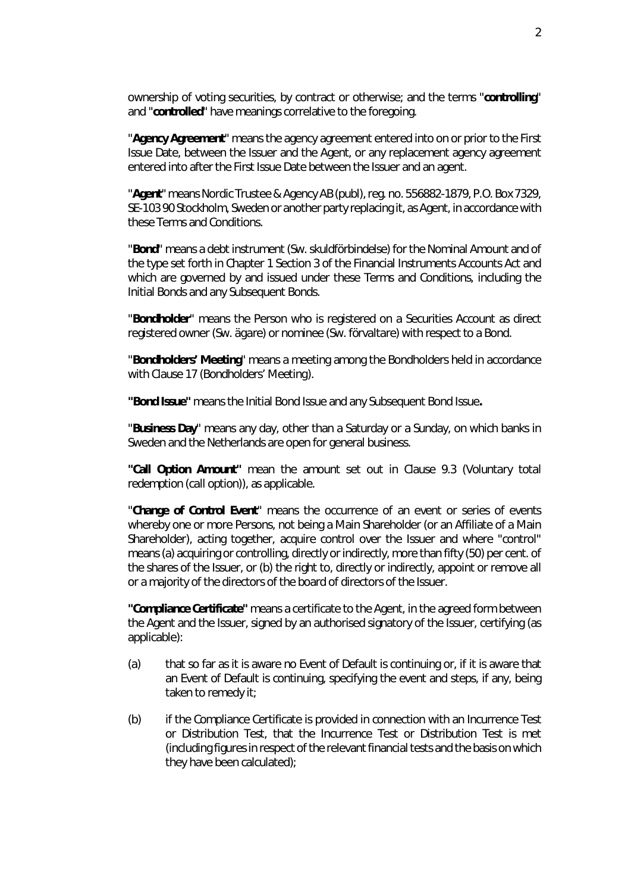ownership of voting securities, by contract or otherwise; and the terms "**controlling**" and "**controlled**" have meanings correlative to the foregoing.

"**Agency Agreement**" means the agency agreement entered into on or prior to the First Issue Date, between the Issuer and the Agent, or any replacement agency agreement entered into after the First Issue Date between the Issuer and an agent.

"**Agent**" means Nordic Trustee & Agency AB (publ), reg. no. 556882-1879, P.O. Box 7329, SE-103 90 Stockholm, Sweden or another party replacing it, as Agent, in accordance with these Terms and Conditions.

"**Bond**" means a debt instrument (Sw. skuldförbindelse) for the Nominal Amount and of the type set forth in Chapter 1 Section 3 of the Financial Instruments Accounts Act and which are governed by and issued under these Terms and Conditions, including the Initial Bonds and any Subsequent Bonds.

"**Bondholder**" means the Person who is registered on a Securities Account as direct registered owner (Sw. ägare) or nominee (Sw. förvaltare) with respect to a Bond.

"**Bondholders' Meeting**" means a meeting among the Bondholders held in accordance with Clause 17 (Bondholders' Meeting).

**"Bond Issue"** means the Initial Bond Issue and any Subsequent Bond Issue**.**

"**Business Day**" means any day, other than a Saturday or a Sunday, on which banks in Sweden and the Netherlands are open for general business.

**"Call Option Amount"** mean the amount set out in Clause 9.3 (Voluntary total redemption (call option)), as applicable.

"**Change of Control Event**" means the occurrence of an event or series of events whereby one or more Persons, not being a Main Shareholder (or an Affiliate of a Main Shareholder), acting together, acquire control over the Issuer and where "control" means (a) acquiring or controlling, directly or indirectly, more than fifty (50) per cent. of the shares of the Issuer, or (b) the right to, directly or indirectly, appoint or remove all or a majority of the directors of the board of directors of the Issuer.

**"Compliance Certificate"** means a certificate to the Agent, in the agreed form between the Agent and the Issuer, signed by an authorised signatory of the Issuer, certifying (as applicable):

(a) that so far as it is aware no Event of Default is continuing or, if it is aware that an Event of Default is continuing, specifying the event and steps, if any, being taken to remedy it;

(b) if the Compliance Certificate is provided in connection with an Incurrence Test or Distribution Test, that the Incurrence Test or Distribution Test is met (including figures in respect of the relevant financial tests and the basis on which they have been calculated);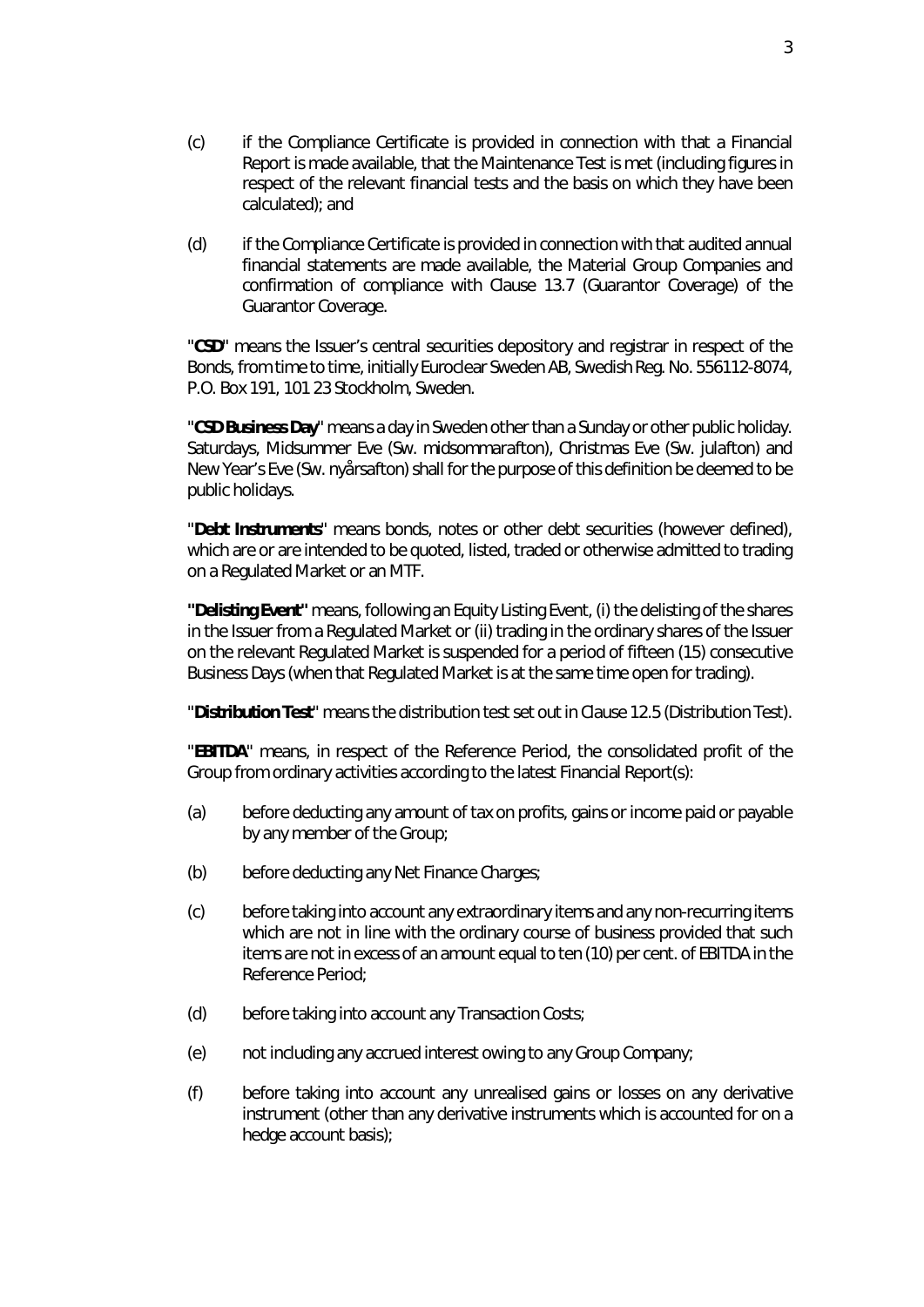(c) if the Compliance Certificate is provided in connection with that a Financial Report is made available, that the Maintenance Test is met (including figures in respect of the relevant financial tests and the basis on which they have been calculated); and

(d) if the Compliance Certificate is provided in connection with that audited annual financial statements are made available, the Material Group Companies and confirmation of compliance with Clause 13.7 (Guarantor Coverage) of the Guarantor Coverage.

"**CSD**" means the Issuer's central securities depository and registrar in respect of the Bonds, from time to time, initially Euroclear Sweden AB, Swedish Reg. No. 556112-8074, P.O. Box 191, 101 23 Stockholm, Sweden.

"**CSD Business Day**" means a day in Sweden other than a Sunday or other public holiday. Saturdays, Midsummer Eve (Sw. midsommarafton), Christmas Eve (Sw. julafton) and New Year's Eve (Sw. nyårsafton) shall for the purpose of this definition be deemed to be public holidays.

"**Debt Instruments**" means bonds, notes or other debt securities (however defined), which are or are intended to be quoted, listed, traded or otherwise admitted to trading on a Regulated Market or an MTF.

**"Delisting Event"** means, following an Equity Listing Event, (i) the delisting of the shares in the Issuer from a Regulated Market or (ii) trading in the ordinary shares of the Issuer on the relevant Regulated Market is suspended for a period of fifteen (15) consecutive Business Days (when that Regulated Market is at the same time open for trading).

"**Distribution Test**" means the distribution test set out in Clause 12.5 (Distribution Test).

"**EBITDA**" means, in respect of the Reference Period, the consolidated profit of the Group from ordinary activities according to the latest Financial Report(s):

(a) before deducting any amount of tax on profits, gains or income paid or payable by any member of the Group;

(b) before deducting any Net Finance Charges;

(c) before taking into account any extraordinary items and any non-recurring items which are not in line with the ordinary course of business provided that such items are not in excess of an amount equal to ten (10) per cent. of EBITDA in the Reference Period;

(d) before taking into account any Transaction Costs;

(e) not including any accrued interest owing to any Group Company;

(f) before taking into account any unrealised gains or losses on any derivative instrument (other than any derivative instruments which is accounted for on a hedge account basis);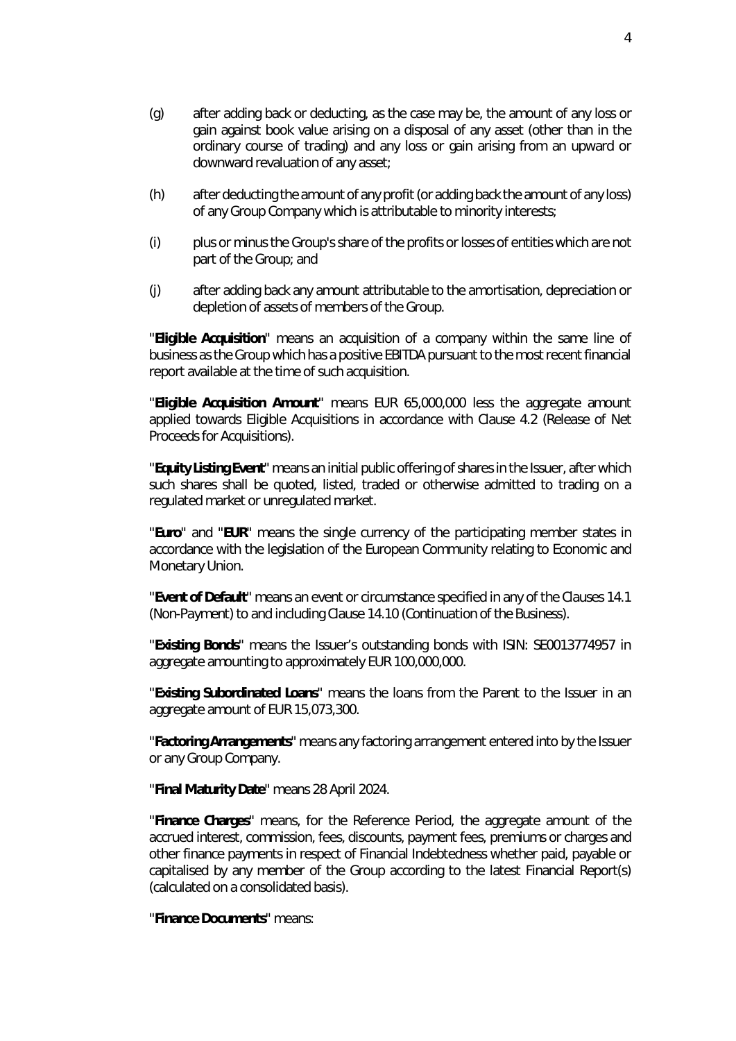(g) after adding back or deducting, as the case may be, the amount of any loss or gain against book value arising on a disposal of any asset (other than in the ordinary course of trading) and any loss or gain arising from an upward or downward revaluation of any asset;

(h) after deducting the amount of any profit (or adding back the amount of any loss) of any Group Company which is attributable to minority interests;

(i) plus or minus the Group's share of the profits or losses of entities which are not part of the Group; and

(j) after adding back any amount attributable to the amortisation, depreciation or depletion of assets of members of the Group.

"**Eligible Acquisition**" means an acquisition of a company within the same line of business as the Group which has a positive EBITDA pursuant to the most recent financial report available at the time of such acquisition.

"**Eligible Acquisition Amount**" means EUR 65,000,000 less the aggregate amount applied towards Eligible Acquisitions in accordance with Clause 4.2 (Release of Net Proceeds for Acquisitions).

"**Equity Listing Event**" means an initial public offering of shares in the Issuer, after which such shares shall be quoted, listed, traded or otherwise admitted to trading on a regulated market or unregulated market.

"**Euro**" and "**EUR**" means the single currency of the participating member states in accordance with the legislation of the European Community relating to Economic and Monetary Union.

"**Event of Default**" means an event or circumstance specified in any of the Clauses 14.1 (Non-Payment) to and including Clause 14.10 (Continuation of the Business).

"**Existing Bonds**" means the Issuer's outstanding bonds with ISIN: SE0013774957 in aggregate amounting to approximately EUR 100,000,000.

"**Existing Subordinated Loans**" means the loans from the Parent to the Issuer in an aggregate amount of EUR 15,073,300.

"**Factoring Arrangements**" means any factoring arrangement entered into by the Issuer or any Group Company.

"**Final Maturity Date**" means 28 April 2024.

"**Finance Charges**" means, for the Reference Period, the aggregate amount of the accrued interest, commission, fees, discounts, payment fees, premiums or charges and other finance payments in respect of Financial Indebtedness whether paid, payable or capitalised by any member of the Group according to the latest Financial Report(s) (calculated on a consolidated basis).

"**Finance Documents**" means: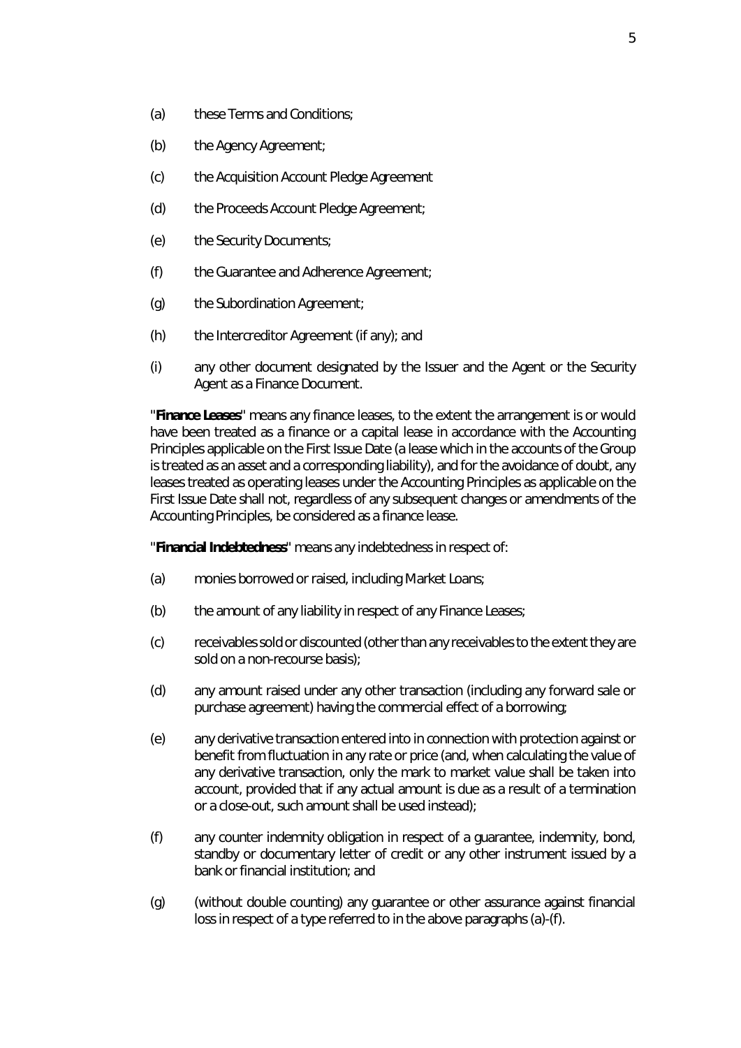(a) these Terms and Conditions;

(b) the Agency Agreement;

(c) the Acquisition Account Pledge Agreement

(d) the Proceeds Account Pledge Agreement;

(e) the Security Documents;

(f) the Guarantee and Adherence Agreement;

(g) the Subordination Agreement;

(h) the Intercreditor Agreement (if any); and

(i) any other document designated by the Issuer and the Agent or the Security Agent as a Finance Document.

"**Finance Leases**" means any finance leases, to the extent the arrangement is or would have been treated as a finance or a capital lease in accordance with the Accounting Principles applicable on the First Issue Date (a lease which in the accounts of the Group is treated as an asset and a corresponding liability), and for the avoidance of doubt, any leases treated as operating leases under the Accounting Principles as applicable on the First Issue Date shall not, regardless of any subsequent changes or amendments of the Accounting Principles, be considered as a finance lease.

"**Financial Indebtedness**" means any indebtedness in respect of:

(a) monies borrowed or raised, including Market Loans;

(b) the amount of any liability in respect of any Finance Leases;

(c) receivables sold or discounted (other than any receivables to the extent they are sold on a non-recourse basis);

(d) any amount raised under any other transaction (including any forward sale or purchase agreement) having the commercial effect of a borrowing;

(e) any derivative transaction entered into in connection with protection against or benefit from fluctuation in any rate or price (and, when calculating the value of any derivative transaction, only the mark to market value shall be taken into account, provided that if any actual amount is due as a result of a termination or a close-out, such amount shall be used instead);

(f) any counter indemnity obligation in respect of a guarantee, indemnity, bond, standby or documentary letter of credit or any other instrument issued by a bank or financial institution; and

(g) (without double counting) any guarantee or other assurance against financial loss in respect of a type referred to in the above paragraphs (a)-(f).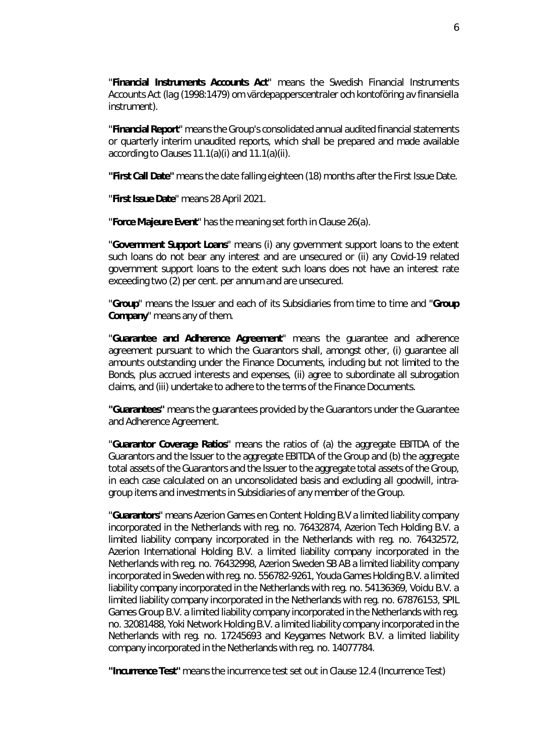"**Financial Instruments Accounts Act**" means the Swedish Financial Instruments Accounts Act (lag (1998:1479) om värdepapperscentraler och kontoföring av finansiella instrument).

"**Financial Report**" means the Group's consolidated annual audited financial statements or quarterly interim unaudited reports, which shall be prepared and made available according to Clauses 11.1(a)(i) and 11.1(a)(ii).

**"First Call Date"** means the date falling eighteen (18) months after the First Issue Date.

"**First Issue Date**" means 28 April 2021.

"**Force Majeure Event**" has the meaning set forth in Clause 26(a).

"**Government Support Loans**" means (i) any government support loans to the extent such loans do not bear any interest and are unsecured or (ii) any Covid-19 related government support loans to the extent such loans does not have an interest rate exceeding two (2) per cent. per annum and are unsecured.

"**Group**" means the Issuer and each of its Subsidiaries from time to time and "**Group Company**" means any of them.

"**Guarantee and Adherence Agreement**" means the guarantee and adherence agreement pursuant to which the Guarantors shall, amongst other, (i) guarantee all amounts outstanding under the Finance Documents, including but not limited to the Bonds, plus accrued interests and expenses, (ii) agree to subordinate all subrogation claims, and (iii) undertake to adhere to the terms of the Finance Documents.

**"Guarantees"** means the guarantees provided by the Guarantors under the Guarantee and Adherence Agreement.

"**Guarantor Coverage Ratios**" means the ratios of (a) the aggregate EBITDA of the Guarantors and the Issuer to the aggregate EBITDA of the Group and (b) the aggregate total assets of the Guarantors and the Issuer to the aggregate total assets of the Group, in each case calculated on an unconsolidated basis and excluding all goodwill, intra-group items and investments in Subsidiaries of any member of the Group.

"**Guarantors**" means Azerion Games en Content Holding B.V a limited liability company incorporated in the Netherlands with reg. no. 76432874, Azerion Tech Holding B.V. a limited liability company incorporated in the Netherlands with reg. no. 76432572, Azerion International Holding B.V. a limited liability company incorporated in the Netherlands with reg. no. 76432998, Azerion Sweden SB AB a limited liability company incorporated in Sweden with reg. no. 556782-9261, Youda Games Holding B.V. a limited liability company incorporated in the Netherlands with reg. no. 54136369, Voidu B.V. a limited liability company incorporated in the Netherlands with reg. no. 67876153, SPIL Games Group B.V. a limited liability company incorporated in the Netherlands with reg. no. 32081488, Yoki Network Holding B.V. a limited liability company incorporated in the Netherlands with reg. no. 17245693 and Keygames Network B.V. a limited liability company incorporated in the Netherlands with reg. no. 14077784.

**"Incurrence Test"** means the incurrence test set out in Clause 12.4 (Incurrence Test)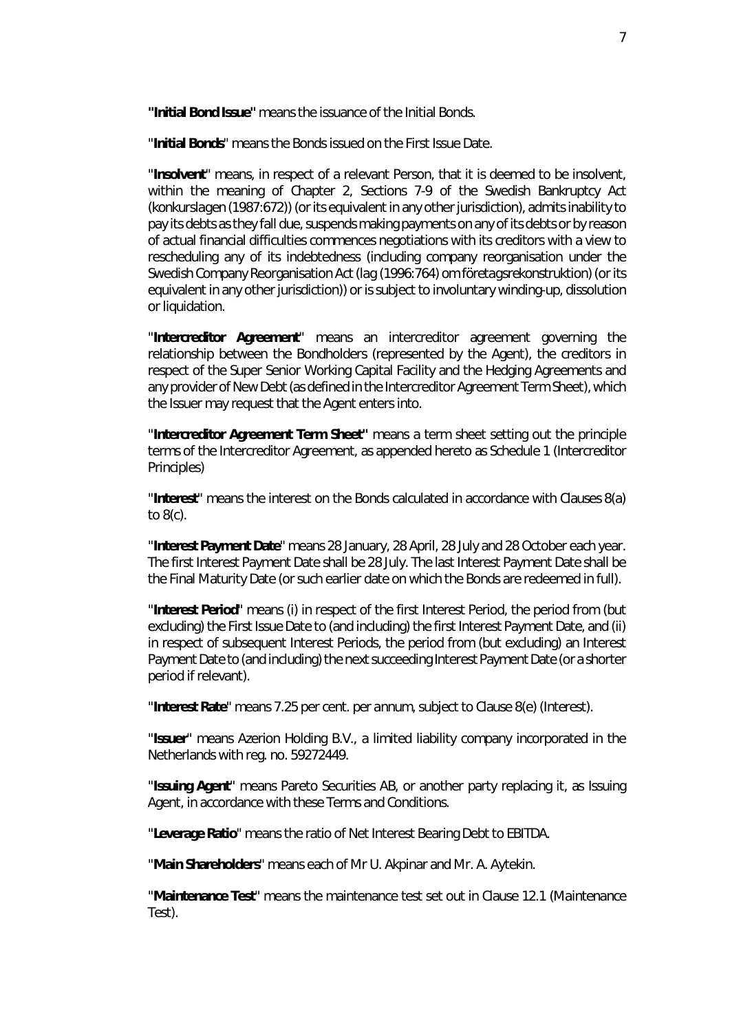"**Initial Bond Issue**" means the issuance of the Initial Bonds.

"**Initial Bonds**" means the Bonds issued on the First Issue Date.

"**Insolvent**" means, in respect of a relevant Person, that it is deemed to be insolvent, within the meaning of Chapter 2, Sections 7-9 of the Swedish Bankruptcy Act (konkurslagen (1987:672)) (or its equivalent in any other jurisdiction), admits inability to pay its debts as they fall due, suspends making payments on any of its debts or by reason of actual financial difficulties commences negotiations with its creditors with a view to rescheduling any of its indebtedness (including company reorganisation under the Swedish Company Reorganisation Act (lag (1996:764) om företagsrekonstruktion) (or its equivalent in any other jurisdiction)) or is subject to involuntary winding-up, dissolution or liquidation.

"**Intercreditor Agreement**" means an intercreditor agreement governing the relationship between the Bondholders (represented by the Agent), the creditors in respect of the Super Senior Working Capital Facility and the Hedging Agreements and any provider of New Debt (as defined in the Intercreditor Agreement Term Sheet), which the Issuer may request that the Agent enters into.

"**Intercreditor Agreement Term Sheet**" means a term sheet setting out the principle terms of the Intercreditor Agreement, as appended hereto as Schedule 1 (Intercreditor Principles)

"**Interest**" means the interest on the Bonds calculated in accordance with Clauses 8(a) to 8(c).

"**Interest Payment Date**" means 28 January, 28 April, 28 July and 28 October each year. The first Interest Payment Date shall be 28 July. The last Interest Payment Date shall be the Final Maturity Date (or such earlier date on which the Bonds are redeemed in full).

"**Interest Period**" means (i) in respect of the first Interest Period, the period from (but excluding) the First Issue Date to (and including) the first Interest Payment Date, and (ii) in respect of subsequent Interest Periods, the period from (but excluding) an Interest Payment Date to (and including) the next succeeding Interest Payment Date (or a shorter period if relevant).

"**Interest Rate**" means 7.25 per cent. *per annum*, subject to Clause 8(e) (Interest).

"**Issuer**" means Azerion Holding B.V., a limited liability company incorporated in the Netherlands with reg. no. 59272449.

"**Issuing Agent**" means Pareto Securities AB, or another party replacing it, as Issuing Agent, in accordance with these Terms and Conditions.

"**Leverage Ratio**" means the ratio of Net Interest Bearing Debt to EBITDA.

"**Main Shareholders**" means each of Mr U. Akpinar and Mr. A. Aytekin.

"**Maintenance Test**" means the maintenance test set out in Clause 12.1 (Maintenance Test).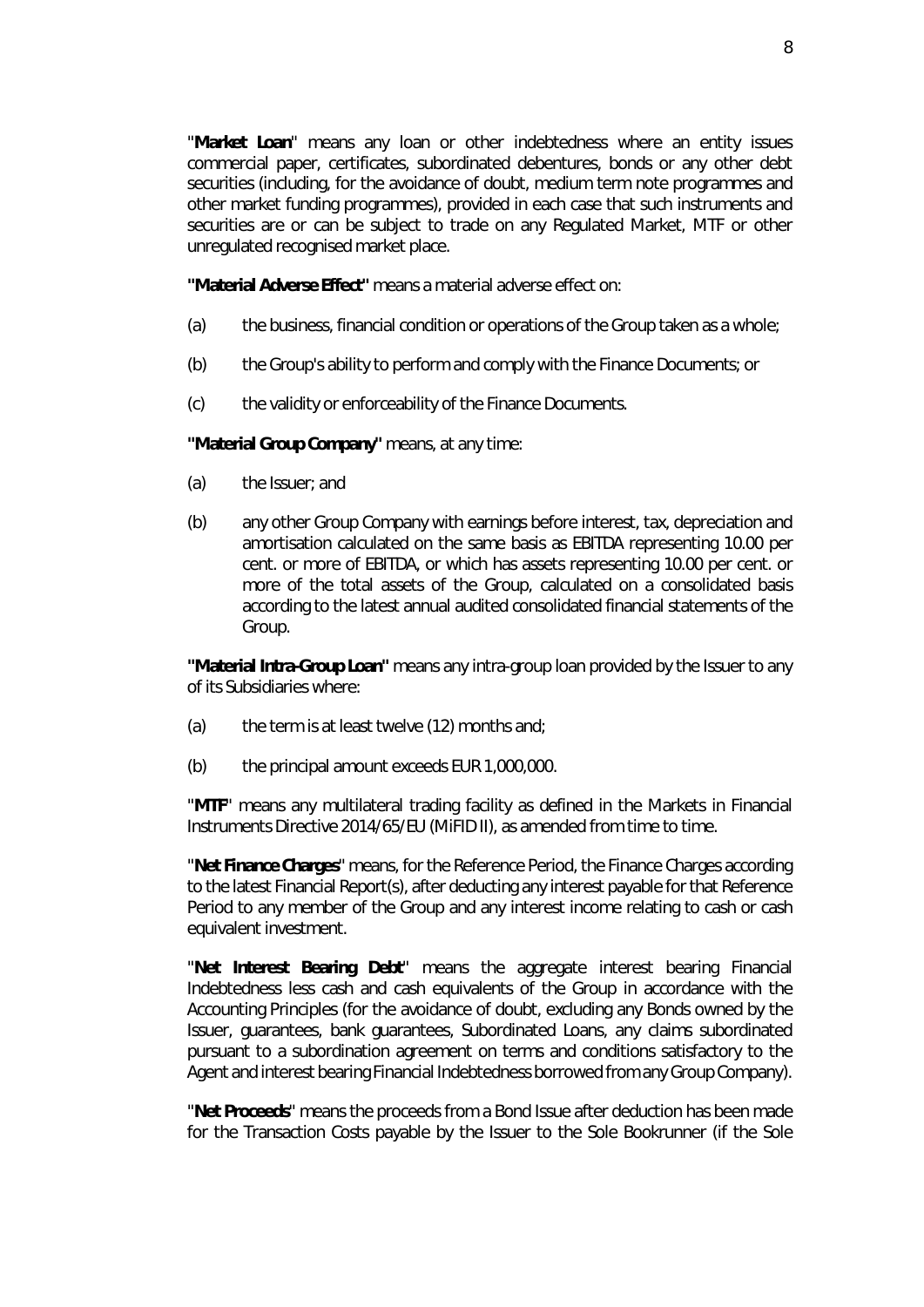"**Market Loan**" means any loan or other indebtedness where an entity issues commercial paper, certificates, subordinated debentures, bonds or any other debt securities (including, for the avoidance of doubt, medium term note programmes and other market funding programmes), provided in each case that such instruments and securities are or can be subject to trade on any Regulated Market, MTF or other unregulated recognised market place.

**"Material Adverse Effect"** means a material adverse effect on:

(a) the business, financial condition or operations of the Group taken as a whole;

(b) the Group's ability to perform and comply with the Finance Documents; or

(c) the validity or enforceability of the Finance Documents.

**"Material Group Company"** means, at any time:

(a) the Issuer; and

(b) any other Group Company with earnings before interest, tax, depreciation and amortisation calculated on the same basis as EBITDA representing 10.00 per cent. or more of EBITDA, or which has assets representing 10.00 per cent. or more of the total assets of the Group, calculated on a consolidated basis according to the latest annual audited consolidated financial statements of the Group.

**"Material Intra-Group Loan"** means any intra-group loan provided by the Issuer to any of its Subsidiaries where:

(a) the term is at least twelve (12) months and;

(b) the principal amount exceeds EUR 1,000,000.

"**MTF**" means any multilateral trading facility as defined in the Markets in Financial Instruments Directive 2014/65/EU (MiFID II), as amended from time to time.

"**Net Finance Charges**" means, for the Reference Period, the Finance Charges according to the latest Financial Report(s), after deducting any interest payable for that Reference Period to any member of the Group and any interest income relating to cash or cash equivalent investment.

"**Net Interest Bearing Debt**" means the aggregate interest bearing Financial Indebtedness less cash and cash equivalents of the Group in accordance with the Accounting Principles (for the avoidance of doubt, excluding any Bonds owned by the Issuer, guarantees, bank guarantees, Subordinated Loans, any claims subordinated pursuant to a subordination agreement on terms and conditions satisfactory to the Agent and interest bearing Financial Indebtedness borrowed from any Group Company).

"**Net Proceeds**" means the proceeds from a Bond Issue after deduction has been made for the Transaction Costs payable by the Issuer to the Sole Bookrunner (if the Sole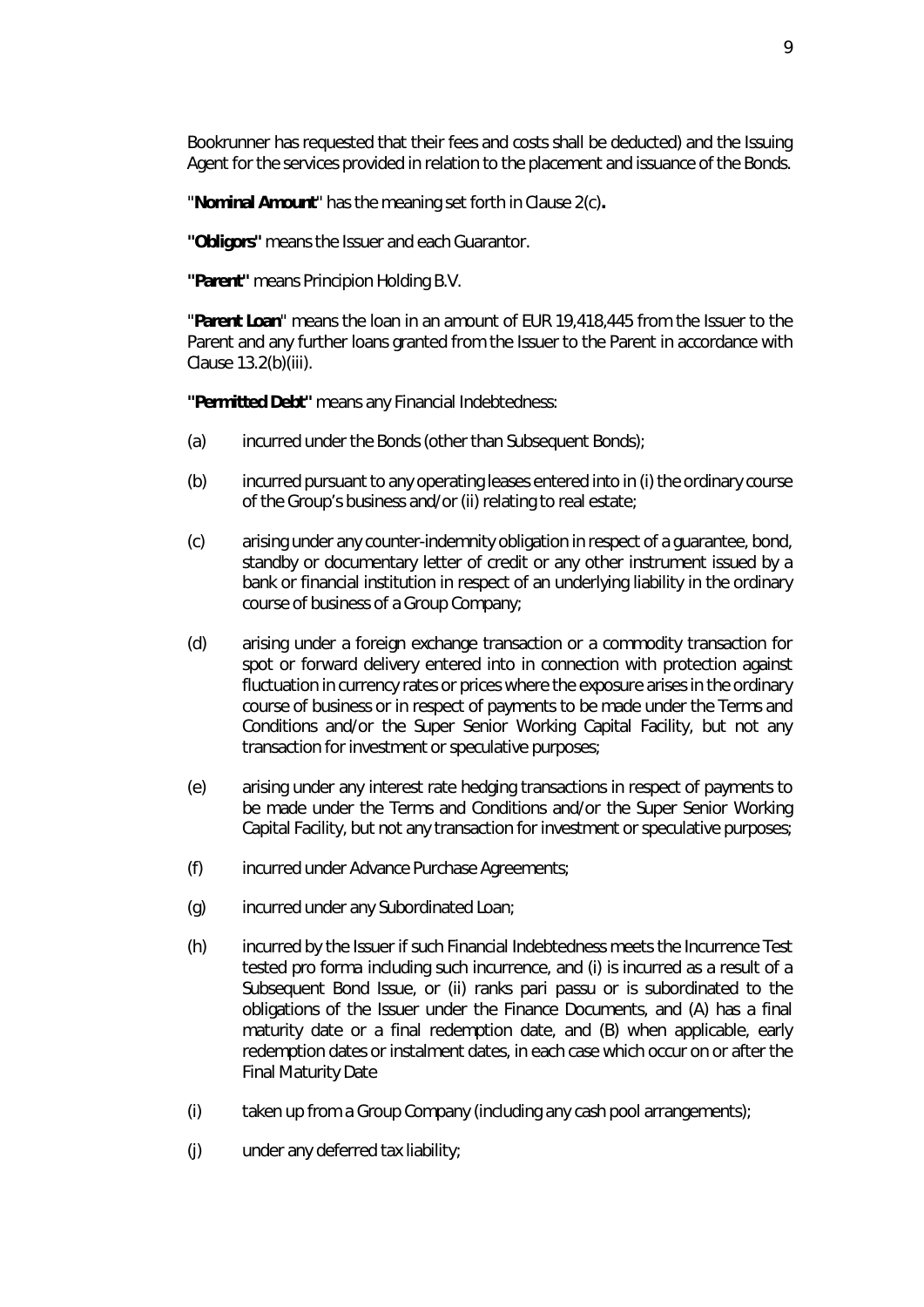Bookrunner has requested that their fees and costs shall be deducted) and the Issuing Agent for the services provided in relation to the placement and issuance of the Bonds.

"**Nominal Amount**" has the meaning set forth in Clause 2(c)**.**

**"Obligors"** means the Issuer and each Guarantor.

**"Parent"** means Principion Holding B.V.

"**Parent Loan**" means the loan in an amount of EUR 19,418,445 from the Issuer to the Parent and any further loans granted from the Issuer to the Parent in accordance with Clause 13.2(b)(iii).

**"Permitted Debt"** means any Financial Indebtedness:

(a) incurred under the Bonds (other than Subsequent Bonds);

(b) incurred pursuant to any operating leases entered into in (i) the ordinary course of the Group's business and/or (ii) relating to real estate;

(c) arising under any counter-indemnity obligation in respect of a guarantee, bond, standby or documentary letter of credit or any other instrument issued by a bank or financial institution in respect of an underlying liability in the ordinary course of business of a Group Company;

(d) arising under a foreign exchange transaction or a commodity transaction for spot or forward delivery entered into in connection with protection against fluctuation in currency rates or prices where the exposure arises in the ordinary course of business or in respect of payments to be made under the Terms and Conditions and/or the Super Senior Working Capital Facility, but not any transaction for investment or speculative purposes;

(e) arising under any interest rate hedging transactions in respect of payments to be made under the Terms and Conditions and/or the Super Senior Working Capital Facility, but not any transaction for investment or speculative purposes;

(f) incurred under Advance Purchase Agreements;

(g) incurred under any Subordinated Loan;

(h) incurred by the Issuer if such Financial Indebtedness meets the Incurrence Test tested pro forma including such incurrence, and (i) is incurred as a result of a Subsequent Bond Issue, or (ii) ranks pari passu or is subordinated to the obligations of the Issuer under the Finance Documents, and (A) has a final maturity date or a final redemption date, and (B) when applicable, early redemption dates or instalment dates, in each case which occur on or after the Final Maturity Date

(i) taken up from a Group Company (including any cash pool arrangements);

(j) under any deferred tax liability;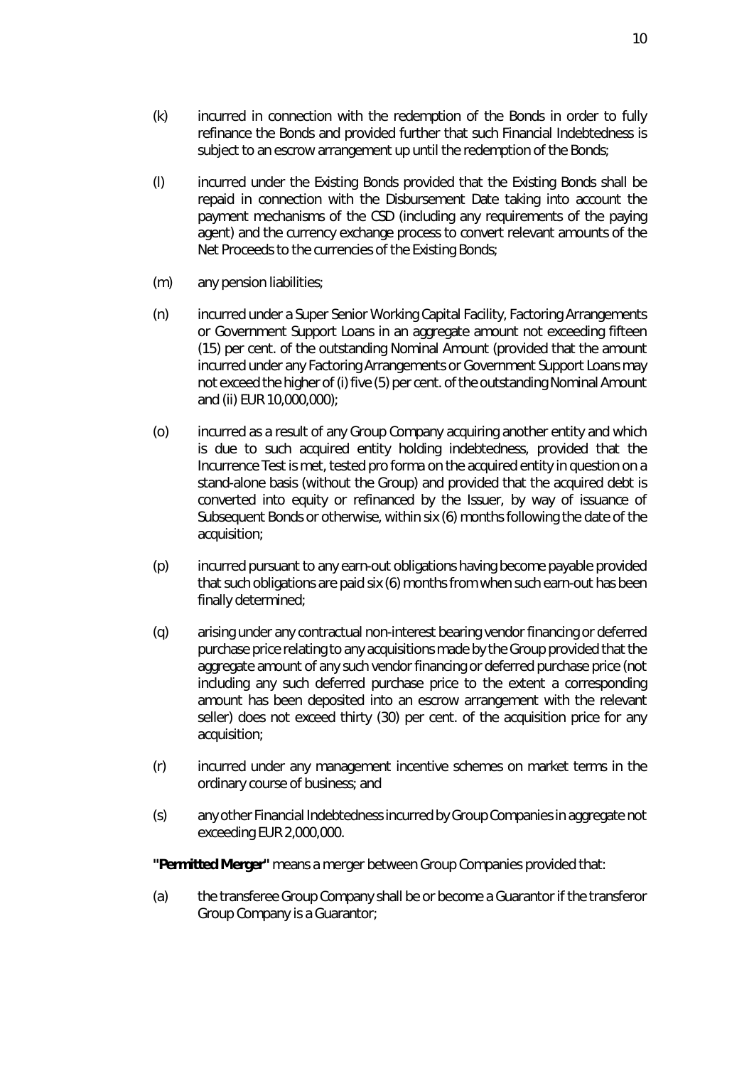(k) incurred in connection with the redemption of the Bonds in order to fully refinance the Bonds and provided further that such Financial Indebtedness is subject to an escrow arrangement up until the redemption of the Bonds;

(l) incurred under the Existing Bonds provided that the Existing Bonds shall be repaid in connection with the Disbursement Date taking into account the payment mechanisms of the CSD (including any requirements of the paying agent) and the currency exchange process to convert relevant amounts of the Net Proceeds to the currencies of the Existing Bonds;

(m) any pension liabilities;

(n) incurred under a Super Senior Working Capital Facility, Factoring Arrangements or Government Support Loans in an aggregate amount not exceeding fifteen (15) per cent. of the outstanding Nominal Amount (provided that the amount incurred under any Factoring Arrangements or Government Support Loans may not exceed the higher of (i) five (5) per cent. of the outstanding Nominal Amount and (ii) EUR 10,000,000);

(o) incurred as a result of any Group Company acquiring another entity and which is due to such acquired entity holding indebtedness, provided that the Incurrence Test is met, tested pro forma on the acquired entity in question on a stand-alone basis (without the Group) and provided that the acquired debt is converted into equity or refinanced by the Issuer, by way of issuance of Subsequent Bonds or otherwise, within six (6) months following the date of the acquisition;

(p) incurred pursuant to any earn-out obligations having become payable provided that such obligations are paid six (6) months from when such earn-out has been finally determined;

(q) arising under any contractual non-interest bearing vendor financing or deferred purchase price relating to any acquisitions made by the Group provided that the aggregate amount of any such vendor financing or deferred purchase price (not including any such deferred purchase price to the extent a corresponding amount has been deposited into an escrow arrangement with the relevant seller) does not exceed thirty (30) per cent. of the acquisition price for any acquisition;

(r) incurred under any management incentive schemes on market terms in the ordinary course of business; and

(s) any other Financial Indebtedness incurred by Group Companies in aggregate not exceeding EUR 2,000,000.

**"Permitted Merger"** means a merger between Group Companies provided that:

(a) the transferee Group Company shall be or become a Guarantor if the transferor Group Company is a Guarantor;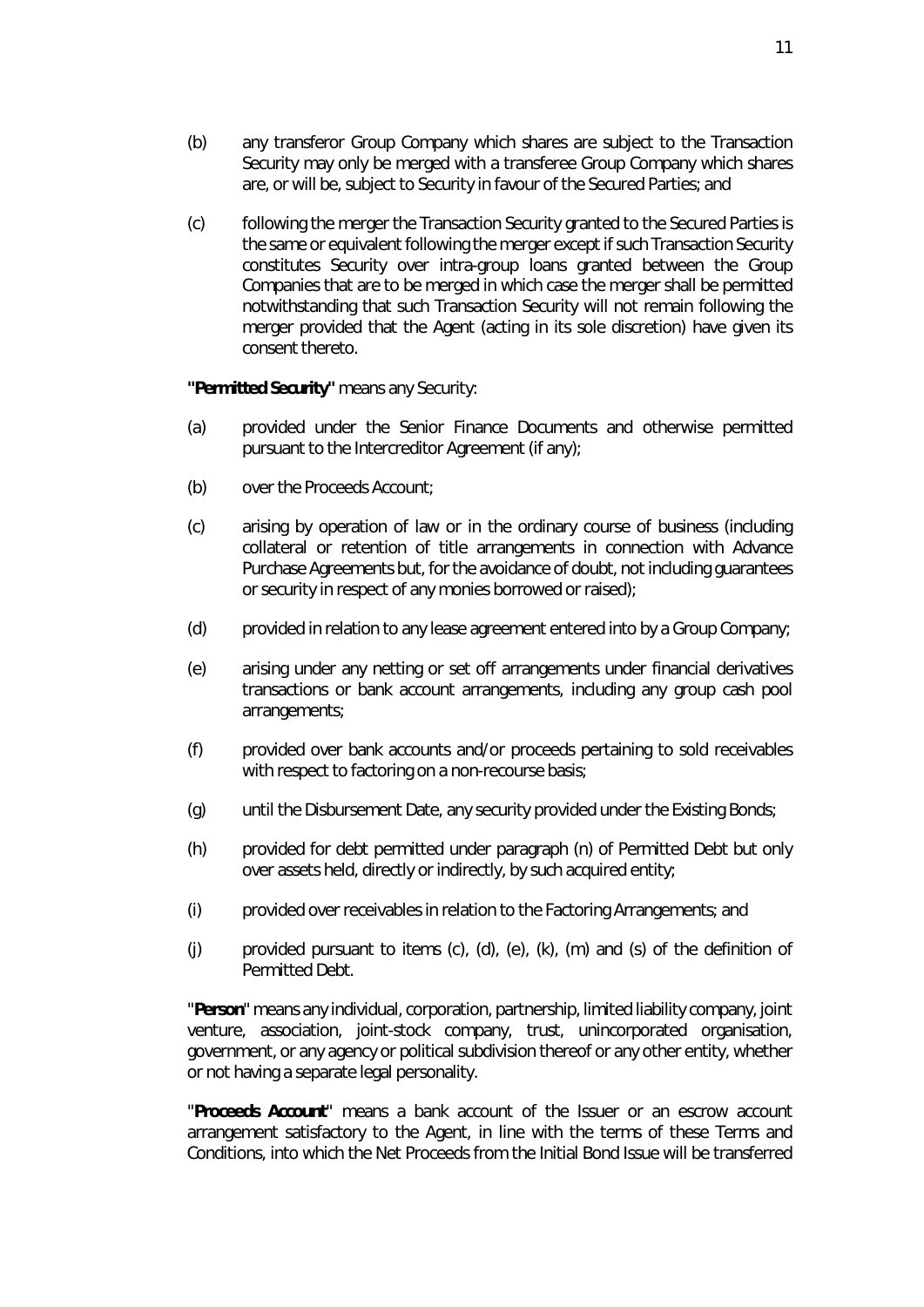(b) any transferor Group Company which shares are subject to the Transaction Security may only be merged with a transferee Group Company which shares are, or will be, subject to Security in favour of the Secured Parties; and

(c) following the merger the Transaction Security granted to the Secured Parties is the same or equivalent following the merger except if such Transaction Security constitutes Security over intra-group loans granted between the Group Companies that are to be merged in which case the merger shall be permitted notwithstanding that such Transaction Security will not remain following the merger provided that the Agent (acting in its sole discretion) have given its consent thereto.

**"Permitted Security"** means any Security:

(a) provided under the Senior Finance Documents and otherwise permitted pursuant to the Intercreditor Agreement (if any);

(b) over the Proceeds Account;

(c) arising by operation of law or in the ordinary course of business (including collateral or retention of title arrangements in connection with Advance Purchase Agreements but, for the avoidance of doubt, not including guarantees or security in respect of any monies borrowed or raised);

(d) provided in relation to any lease agreement entered into by a Group Company;

(e) arising under any netting or set off arrangements under financial derivatives transactions or bank account arrangements, including any group cash pool arrangements;

(f) provided over bank accounts and/or proceeds pertaining to sold receivables with respect to factoring on a non-recourse basis;

(g) until the Disbursement Date, any security provided under the Existing Bonds;

(h) provided for debt permitted under paragraph (n) of Permitted Debt but only over assets held, directly or indirectly, by such acquired entity;

(i) provided over receivables in relation to the Factoring Arrangements; and

(j) provided pursuant to items (c), (d), (e), (k), (m) and (s) of the definition of Permitted Debt.

"**Person**" means any individual, corporation, partnership, limited liability company, joint venture, association, joint-stock company, trust, unincorporated organisation, government, or any agency or political subdivision thereof or any other entity, whether or not having a separate legal personality.

"**Proceeds Account**" means a bank account of the Issuer or an escrow account arrangement satisfactory to the Agent, in line with the terms of these Terms and Conditions, into which the Net Proceeds from the Initial Bond Issue will be transferred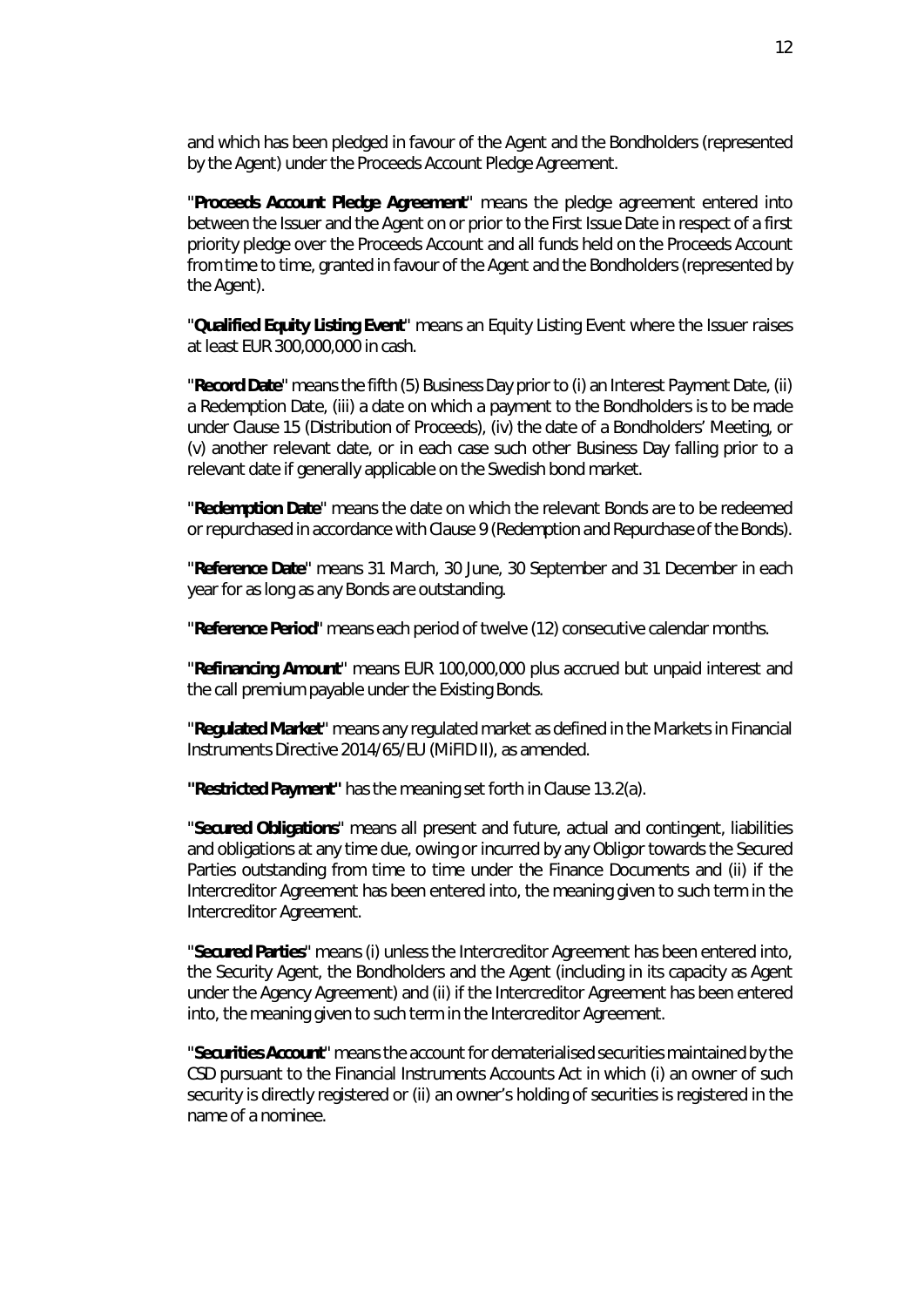and which has been pledged in favour of the Agent and the Bondholders (represented by the Agent) under the Proceeds Account Pledge Agreement.

"**Proceeds Account Pledge Agreement**" means the pledge agreement entered into between the Issuer and the Agent on or prior to the First Issue Date in respect of a first priority pledge over the Proceeds Account and all funds held on the Proceeds Account from time to time, granted in favour of the Agent and the Bondholders (represented by the Agent).

"**Qualified Equity Listing Event**" means an Equity Listing Event where the Issuer raises at least EUR 300,000,000 in cash.

"**Record Date**" means the fifth (5) Business Day prior to (i) an Interest Payment Date, (ii) a Redemption Date, (iii) a date on which a payment to the Bondholders is to be made under Clause 15 (Distribution of Proceeds), (iv) the date of a Bondholders' Meeting, or (v) another relevant date, or in each case such other Business Day falling prior to a relevant date if generally applicable on the Swedish bond market.

"**Redemption Date**" means the date on which the relevant Bonds are to be redeemed or repurchased in accordance with Clause 9 (Redemption and Repurchase of the Bonds).

"**Reference Date**" means 31 March, 30 June, 30 September and 31 December in each year for as long as any Bonds are outstanding.

"**Reference Period**" means each period of twelve (12) consecutive calendar months.

"**Refinancing Amount**" means EUR 100,000,000 plus accrued but unpaid interest and the call premium payable under the Existing Bonds.

"**Regulated Market**" means any regulated market as defined in the Markets in Financial Instruments Directive 2014/65/EU (MiFID II), as amended.

**"Restricted Payment"** has the meaning set forth in Clause 13.2(a).

"**Secured Obligations**" means all present and future, actual and contingent, liabilities and obligations at any time due, owing or incurred by any Obligor towards the Secured Parties outstanding from time to time under the Finance Documents and (ii) if the Intercreditor Agreement has been entered into, the meaning given to such term in the Intercreditor Agreement.

"**Secured Parties**" means (i) unless the Intercreditor Agreement has been entered into, the Security Agent, the Bondholders and the Agent (including in its capacity as Agent under the Agency Agreement) and (ii) if the Intercreditor Agreement has been entered into, the meaning given to such term in the Intercreditor Agreement.

"**Securities Account**" means the account for dematerialised securities maintained by the CSD pursuant to the Financial Instruments Accounts Act in which (i) an owner of such security is directly registered or (ii) an owner's holding of securities is registered in the name of a nominee.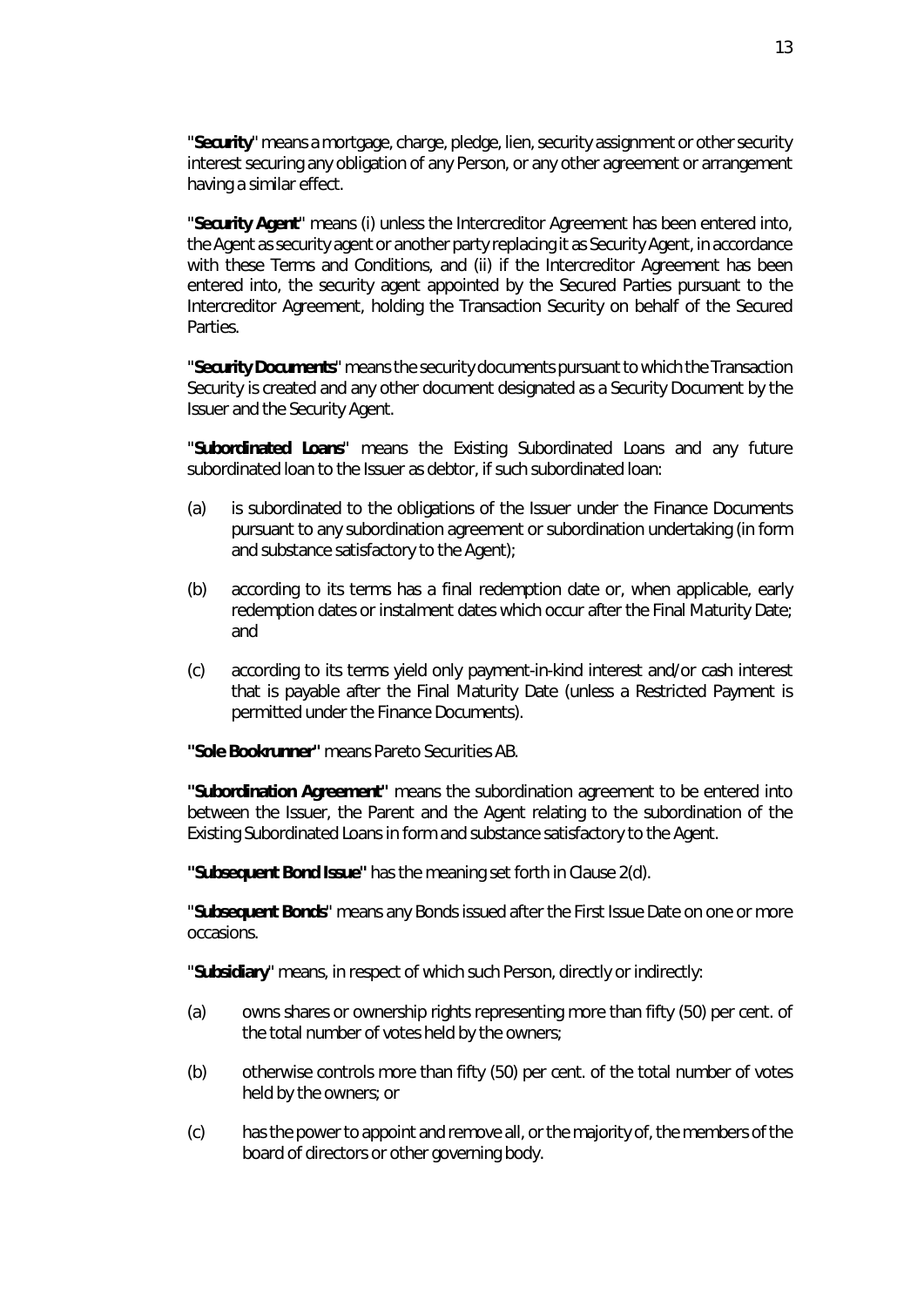"**Security**" means a mortgage, charge, pledge, lien, security assignment or other security interest securing any obligation of any Person, or any other agreement or arrangement having a similar effect.

"**Security Agent**" means (i) unless the Intercreditor Agreement has been entered into, the Agent as security agent or another party replacing it as Security Agent, in accordance with these Terms and Conditions, and (ii) if the Intercreditor Agreement has been entered into, the security agent appointed by the Secured Parties pursuant to the Intercreditor Agreement, holding the Transaction Security on behalf of the Secured Parties.

"**Security Documents**" means the security documents pursuant to which the Transaction Security is created and any other document designated as a Security Document by the Issuer and the Security Agent.

"**Subordinated Loans**" means the Existing Subordinated Loans and any future subordinated loan to the Issuer as debtor, if such subordinated loan:

(a) is subordinated to the obligations of the Issuer under the Finance Documents pursuant to any subordination agreement or subordination undertaking (in form and substance satisfactory to the Agent);

(b) according to its terms has a final redemption date or, when applicable, early redemption dates or instalment dates which occur after the Final Maturity Date; and

(c) according to its terms yield only payment-in-kind interest and/or cash interest that is payable after the Final Maturity Date (unless a Restricted Payment is permitted under the Finance Documents).

**"Sole Bookrunner"** means Pareto Securities AB.

**"Subordination Agreement"** means the subordination agreement to be entered into between the Issuer, the Parent and the Agent relating to the subordination of the Existing Subordinated Loans in form and substance satisfactory to the Agent.

**"Subsequent Bond Issue"** has the meaning set forth in Clause 2(d).

"**Subsequent Bonds**" means any Bonds issued after the First Issue Date on one or more occasions.

"**Subsidiary**" means, in respect of which such Person, directly or indirectly:

(a) owns shares or ownership rights representing more than fifty (50) per cent. of the total number of votes held by the owners;

(b) otherwise controls more than fifty (50) per cent. of the total number of votes held by the owners; or

(c) has the power to appoint and remove all, or the majority of, the members of the board of directors or other governing body.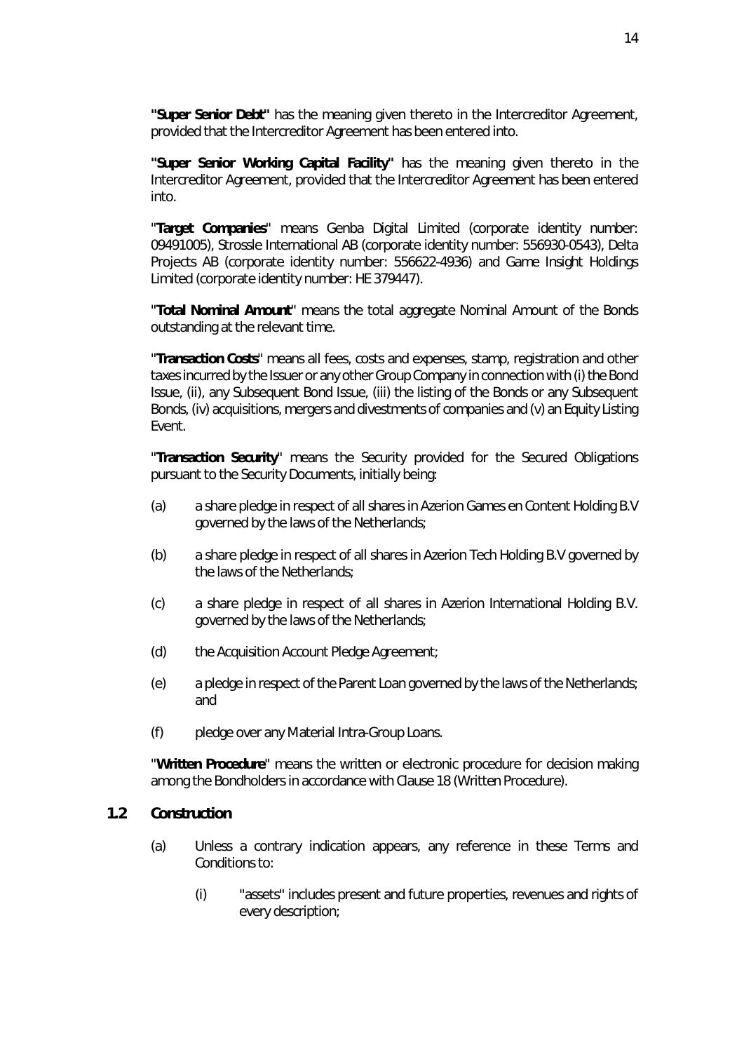**"Super Senior Debt"** has the meaning given thereto in the Intercreditor Agreement, provided that the Intercreditor Agreement has been entered into.

**"Super Senior Working Capital Facility"** has the meaning given thereto in the Intercreditor Agreement, provided that the Intercreditor Agreement has been entered into.

"**Target Companies**" means Genba Digital Limited (corporate identity number: 09491005), Strossle International AB (corporate identity number: 556930-0543), Delta Projects AB (corporate identity number: 556622-4936) and Game Insight Holdings Limited (corporate identity number: HE 379447).

"**Total Nominal Amount**" means the total aggregate Nominal Amount of the Bonds outstanding at the relevant time.

"**Transaction Costs**" means all fees, costs and expenses, stamp, registration and other taxes incurred by the Issuer or any other Group Company in connection with (i) the Bond Issue, (ii), any Subsequent Bond Issue, (iii) the listing of the Bonds or any Subsequent Bonds, (iv) acquisitions, mergers and divestments of companies and (v) an Equity Listing Event.

"**Transaction Security**" means the Security provided for the Secured Obligations pursuant to the Security Documents, initially being:

(a) a share pledge in respect of all shares in Azerion Games en Content Holding B.V governed by the laws of the Netherlands;

(b) a share pledge in respect of all shares in Azerion Tech Holding B.V governed by the laws of the Netherlands;

(c) a share pledge in respect of all shares in Azerion International Holding B.V. governed by the laws of the Netherlands;

(d) the Acquisition Account Pledge Agreement;

(e) a pledge in respect of the Parent Loan governed by the laws of the Netherlands; and

(f) pledge over any Material Intra-Group Loans.

"**Written Procedure**" means the written or electronic procedure for decision making among the Bondholders in accordance with Clause 18 (Written Procedure).

## 1.2 Construction

(a) Unless a contrary indication appears, any reference in these Terms and Conditions to:

(i) "assets" includes present and future properties, revenues and rights of every description;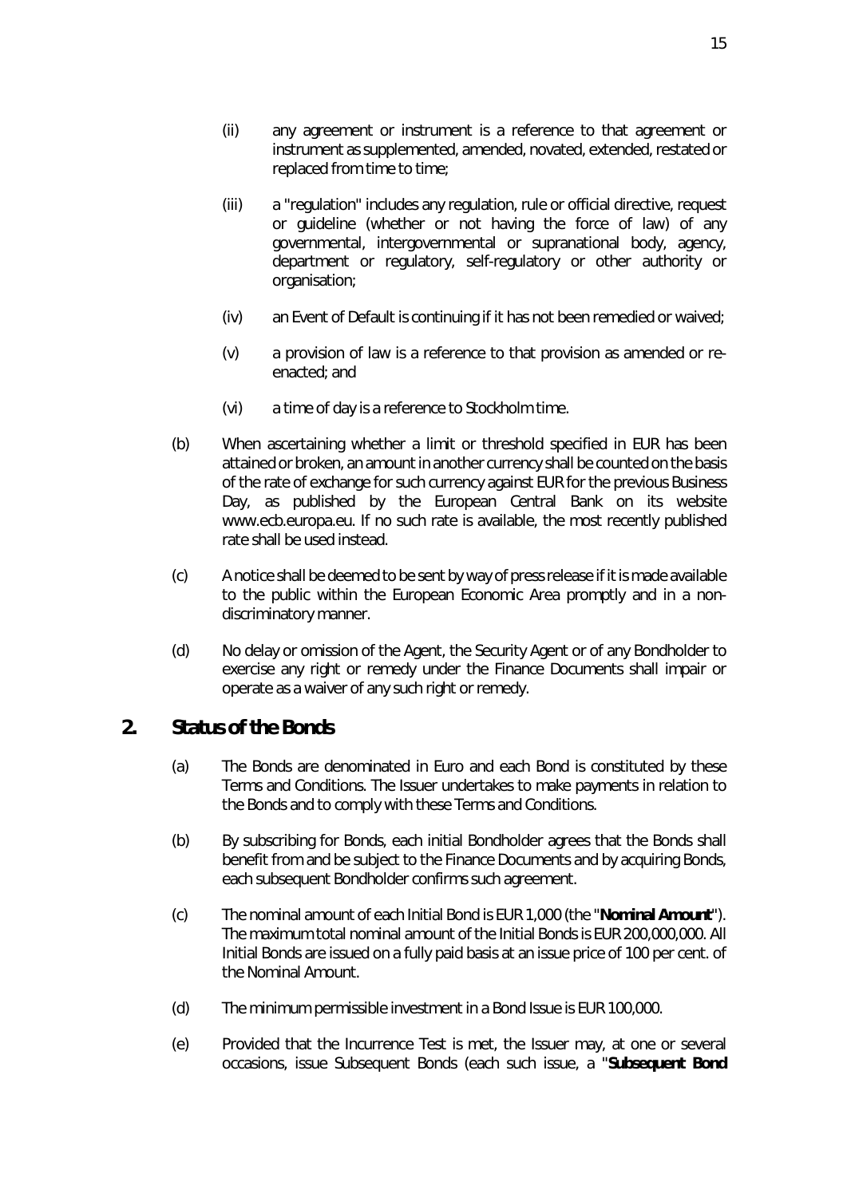(ii) any agreement or instrument is a reference to that agreement or instrument as supplemented, amended, novated, extended, restated or replaced from time to time;

(iii) a "regulation" includes any regulation, rule or official directive, request or guideline (whether or not having the force of law) of any governmental, intergovernmental or supranational body, agency, department or regulatory, self-regulatory or other authority or organisation;

(iv) an Event of Default is continuing if it has not been remedied or waived;

(v) a provision of law is a reference to that provision as amended or re-enacted; and

(vi) a time of day is a reference to Stockholm time.

(b) When ascertaining whether a limit or threshold specified in EUR has been attained or broken, an amount in another currency shall be counted on the basis of the rate of exchange for such currency against EUR for the previous Business Day, as published by the European Central Bank on its website www.ecb.europa.eu. If no such rate is available, the most recently published rate shall be used instead.

(c) A notice shall be deemed to be sent by way of press release if it is made available to the public within the European Economic Area promptly and in a non-discriminatory manner.

(d) No delay or omission of the Agent, the Security Agent or of any Bondholder to exercise any right or remedy under the Finance Documents shall impair or operate as a waiver of any such right or remedy.

## 2. Status of the Bonds

(a) The Bonds are denominated in Euro and each Bond is constituted by these Terms and Conditions. The Issuer undertakes to make payments in relation to the Bonds and to comply with these Terms and Conditions.

(b) By subscribing for Bonds, each initial Bondholder agrees that the Bonds shall benefit from and be subject to the Finance Documents and by acquiring Bonds, each subsequent Bondholder confirms such agreement.

(c) The nominal amount of each Initial Bond is EUR 1,000 (the "**Nominal Amount**"). The maximum total nominal amount of the Initial Bonds is EUR 200,000,000. All Initial Bonds are issued on a fully paid basis at an issue price of 100 per cent. of the Nominal Amount.

(d) The minimum permissible investment in a Bond Issue is EUR 100,000.

(e) Provided that the Incurrence Test is met, the Issuer may, at one or several occasions, issue Subsequent Bonds (each such issue, a "**Subsequent Bond**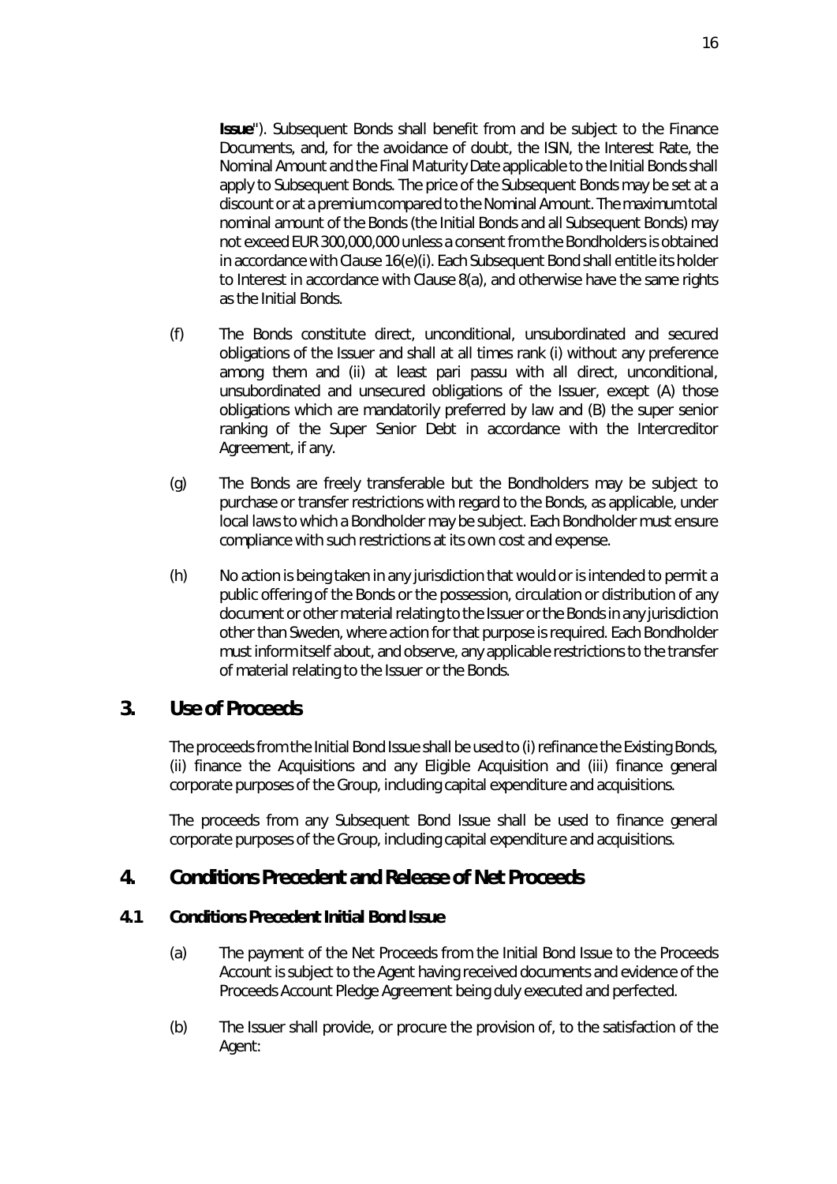**Issue**"). Subsequent Bonds shall benefit from and be subject to the Finance Documents, and, for the avoidance of doubt, the ISIN, the Interest Rate, the Nominal Amount and the Final Maturity Date applicable to the Initial Bonds shall apply to Subsequent Bonds. The price of the Subsequent Bonds may be set at a discount or at a premium compared to the Nominal Amount. The maximum total nominal amount of the Bonds (the Initial Bonds and all Subsequent Bonds) may not exceed EUR 300,000,000 unless a consent from the Bondholders is obtained in accordance with Clause 16(e)(i). Each Subsequent Bond shall entitle its holder to Interest in accordance with Clause 8(a), and otherwise have the same rights as the Initial Bonds.

(f) The Bonds constitute direct, unconditional, unsubordinated and secured obligations of the Issuer and shall at all times rank (i) without any preference among them and (ii) at least pari passu with all direct, unconditional, unsubordinated and unsecured obligations of the Issuer, except (A) those obligations which are mandatorily preferred by law and (B) the super senior ranking of the Super Senior Debt in accordance with the Intercreditor Agreement, if any.

(g) The Bonds are freely transferable but the Bondholders may be subject to purchase or transfer restrictions with regard to the Bonds, as applicable, under local laws to which a Bondholder may be subject. Each Bondholder must ensure compliance with such restrictions at its own cost and expense.

(h) No action is being taken in any jurisdiction that would or is intended to permit a public offering of the Bonds or the possession, circulation or distribution of any document or other material relating to the Issuer or the Bonds in any jurisdiction other than Sweden, where action for that purpose is required. Each Bondholder must inform itself about, and observe, any applicable restrictions to the transfer of material relating to the Issuer or the Bonds.

# 3. Use of Proceeds

The proceeds from the Initial Bond Issue shall be used to (i) refinance the Existing Bonds, (ii) finance the Acquisitions and any Eligible Acquisition and (iii) finance general corporate purposes of the Group, including capital expenditure and acquisitions.

The proceeds from any Subsequent Bond Issue shall be used to finance general corporate purposes of the Group, including capital expenditure and acquisitions.

# 4. Conditions Precedent and Release of Net Proceeds

## 4.1 Conditions Precedent Initial Bond Issue

(a) The payment of the Net Proceeds from the Initial Bond Issue to the Proceeds Account is subject to the Agent having received documents and evidence of the Proceeds Account Pledge Agreement being duly executed and perfected.

(b) The Issuer shall provide, or procure the provision of, to the satisfaction of the Agent: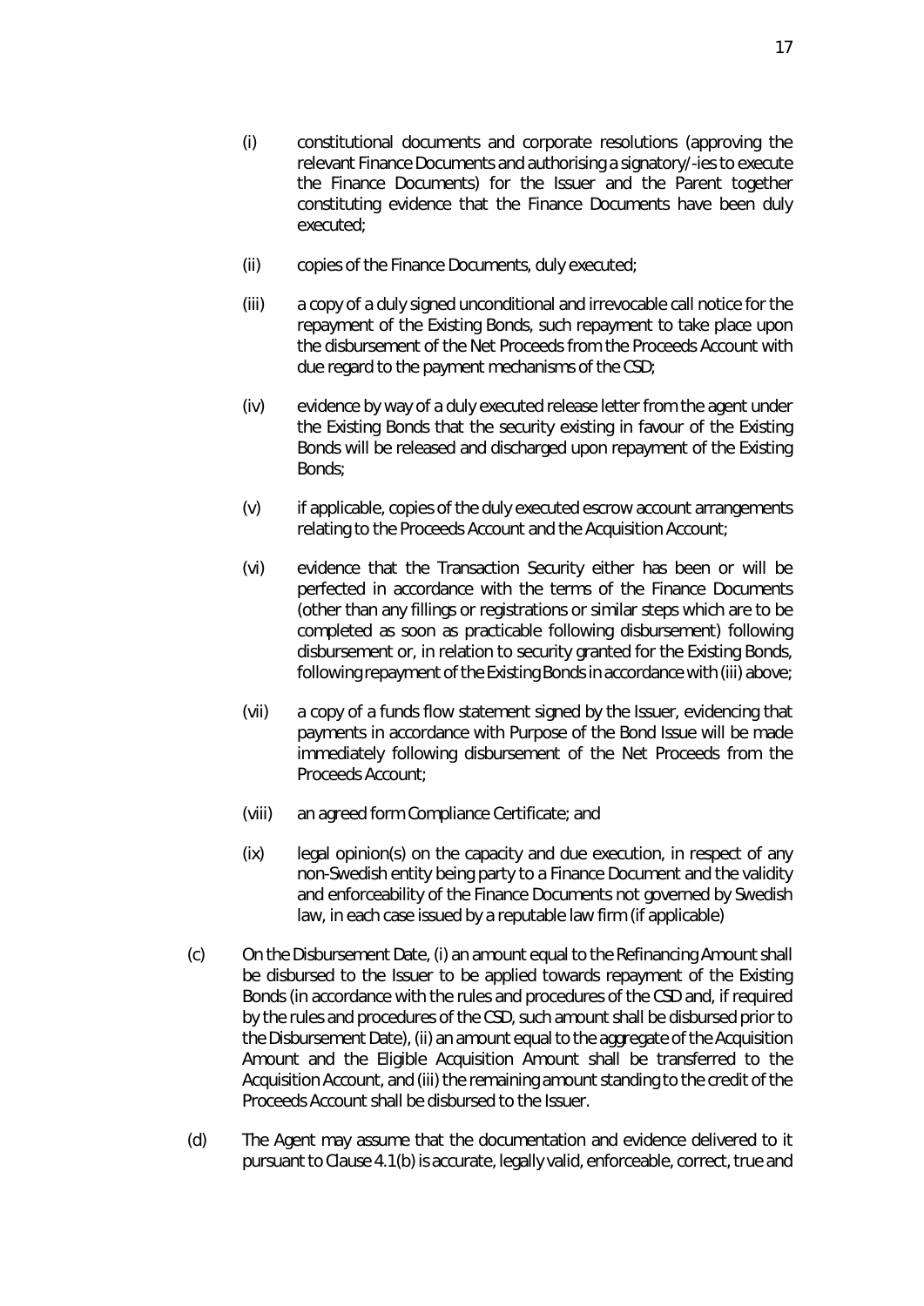(i) constitutional documents and corporate resolutions (approving the relevant Finance Documents and authorising a signatory/-ies to execute the Finance Documents) for the Issuer and the Parent together constituting evidence that the Finance Documents have been duly executed;

(ii) copies of the Finance Documents, duly executed;

(iii) a copy of a duly signed unconditional and irrevocable call notice for the repayment of the Existing Bonds, such repayment to take place upon the disbursement of the Net Proceeds from the Proceeds Account with due regard to the payment mechanisms of the CSD;

(iv) evidence by way of a duly executed release letter from the agent under the Existing Bonds that the security existing in favour of the Existing Bonds will be released and discharged upon repayment of the Existing Bonds;

(v) if applicable, copies of the duly executed escrow account arrangements relating to the Proceeds Account and the Acquisition Account;

(vi) evidence that the Transaction Security either has been or will be perfected in accordance with the terms of the Finance Documents (other than any fillings or registrations or similar steps which are to be completed as soon as practicable following disbursement) following disbursement or, in relation to security granted for the Existing Bonds, following repayment of the Existing Bonds in accordance with (iii) above;

(vii) a copy of a funds flow statement signed by the Issuer, evidencing that payments in accordance with Purpose of the Bond Issue will be made immediately following disbursement of the Net Proceeds from the Proceeds Account;

(viii) an agreed form Compliance Certificate; and

(ix) legal opinion(s) on the capacity and due execution, in respect of any non-Swedish entity being party to a Finance Document and the validity and enforceability of the Finance Documents not governed by Swedish law, in each case issued by a reputable law firm (if applicable)

(c) On the Disbursement Date, (i) an amount equal to the Refinancing Amount shall be disbursed to the Issuer to be applied towards repayment of the Existing Bonds (in accordance with the rules and procedures of the CSD and, if required by the rules and procedures of the CSD, such amount shall be disbursed prior to the Disbursement Date), (ii) an amount equal to the aggregate of the Acquisition Amount and the Eligible Acquisition Amount shall be transferred to the Acquisition Account, and (iii) the remaining amount standing to the credit of the Proceeds Account shall be disbursed to the Issuer.

(d) The Agent may assume that the documentation and evidence delivered to it pursuant to Clause 4.1(b) is accurate, legally valid, enforceable, correct, true and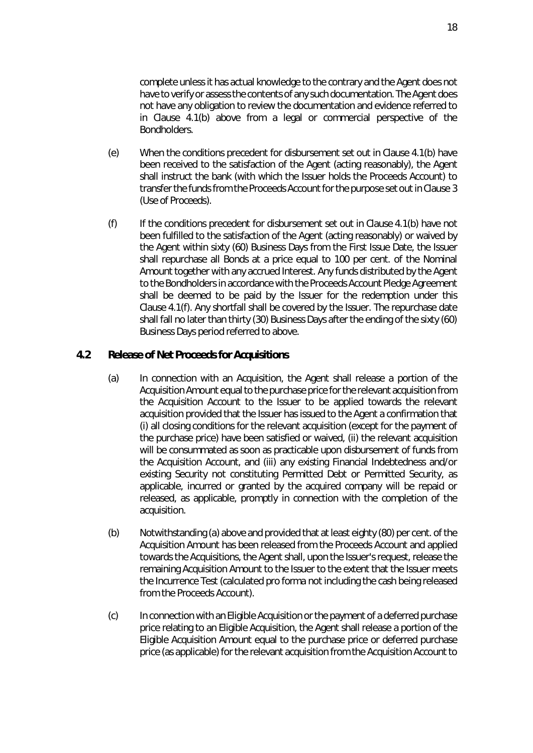complete unless it has actual knowledge to the contrary and the Agent does not have to verify or assess the contents of any such documentation. The Agent does not have any obligation to review the documentation and evidence referred to in Clause 4.1(b) above from a legal or commercial perspective of the Bondholders.

(e) When the conditions precedent for disbursement set out in Clause 4.1(b) have been received to the satisfaction of the Agent (acting reasonably), the Agent shall instruct the bank (with which the Issuer holds the Proceeds Account) to transfer the funds from the Proceeds Account for the purpose set out in Clause 3 (Use of Proceeds).

(f) If the conditions precedent for disbursement set out in Clause 4.1(b) have not been fulfilled to the satisfaction of the Agent (acting reasonably) or waived by the Agent within sixty (60) Business Days from the First Issue Date, the Issuer shall repurchase all Bonds at a price equal to 100 per cent. of the Nominal Amount together with any accrued Interest. Any funds distributed by the Agent to the Bondholders in accordance with the Proceeds Account Pledge Agreement shall be deemed to be paid by the Issuer for the redemption under this Clause 4.1(f). Any shortfall shall be covered by the Issuer. The repurchase date shall fall no later than thirty (30) Business Days after the ending of the sixty (60) Business Days period referred to above.

## 4.2 Release of Net Proceeds for Acquisitions

(a) In connection with an Acquisition, the Agent shall release a portion of the Acquisition Amount equal to the purchase price for the relevant acquisition from the Acquisition Account to the Issuer to be applied towards the relevant acquisition provided that the Issuer has issued to the Agent a confirmation that (i) all closing conditions for the relevant acquisition (except for the payment of the purchase price) have been satisfied or waived, (ii) the relevant acquisition will be consummated as soon as practicable upon disbursement of funds from the Acquisition Account, and (iii) any existing Financial Indebtedness and/or existing Security not constituting Permitted Debt or Permitted Security, as applicable, incurred or granted by the acquired company will be repaid or released, as applicable, promptly in connection with the completion of the acquisition.

(b) Notwithstanding (a) above and provided that at least eighty (80) per cent. of the Acquisition Amount has been released from the Proceeds Account and applied towards the Acquisitions, the Agent shall, upon the Issuer's request, release the remaining Acquisition Amount to the Issuer to the extent that the Issuer meets the Incurrence Test (calculated pro forma not including the cash being released from the Proceeds Account).

(c) In connection with an Eligible Acquisition or the payment of a deferred purchase price relating to an Eligible Acquisition, the Agent shall release a portion of the Eligible Acquisition Amount equal to the purchase price or deferred purchase price (as applicable) for the relevant acquisition from the Acquisition Account to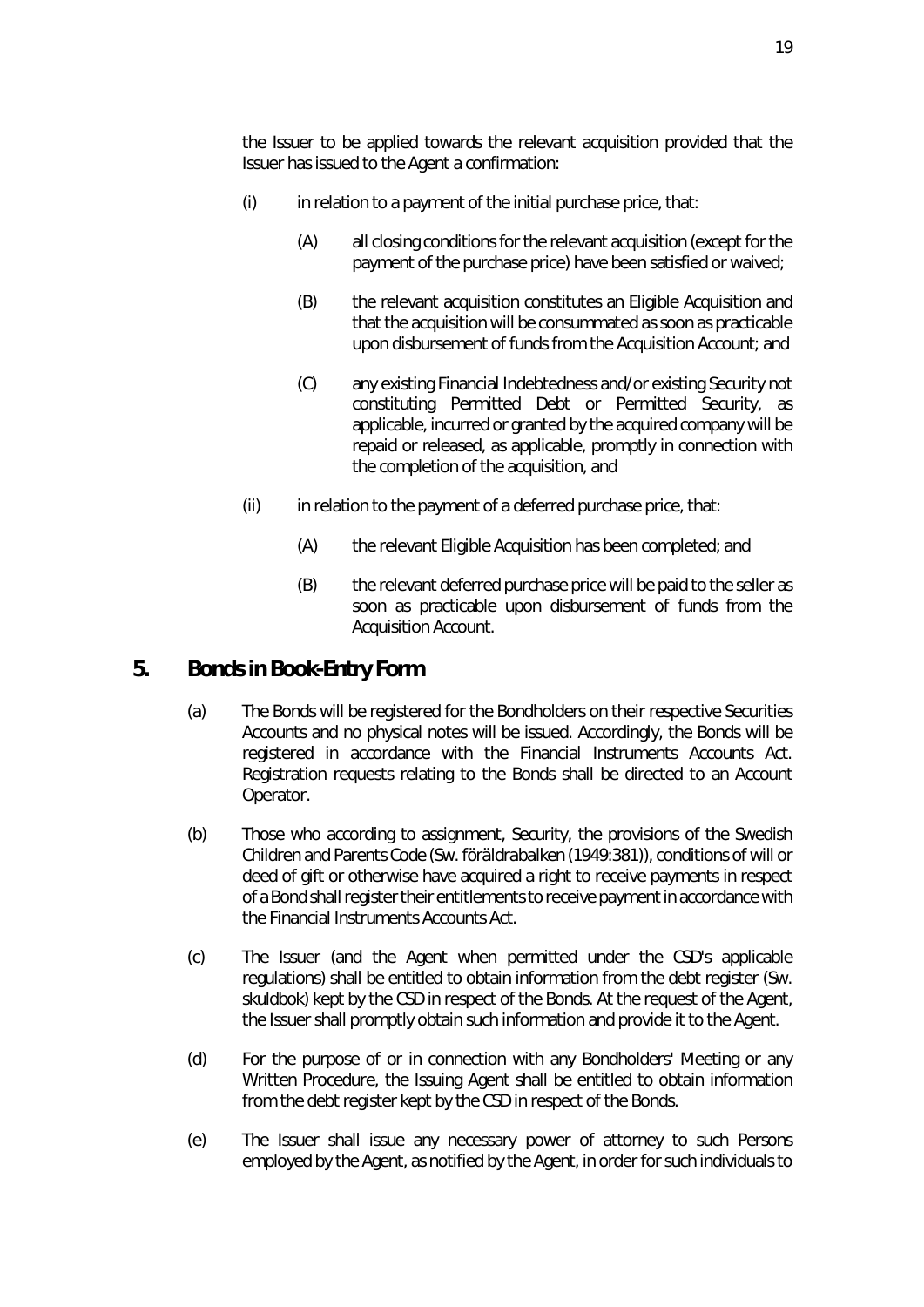the Issuer to be applied towards the relevant acquisition provided that the Issuer has issued to the Agent a confirmation:

(i) in relation to a payment of the initial purchase price, that:

(A) all closing conditions for the relevant acquisition (except for the payment of the purchase price) have been satisfied or waived;

(B) the relevant acquisition constitutes an Eligible Acquisition and that the acquisition will be consummated as soon as practicable upon disbursement of funds from the Acquisition Account; and

(C) any existing Financial Indebtedness and/or existing Security not constituting Permitted Debt or Permitted Security, as applicable, incurred or granted by the acquired company will be repaid or released, as applicable, promptly in connection with the completion of the acquisition, and

(ii) in relation to the payment of a deferred purchase price, that:

(A) the relevant Eligible Acquisition has been completed; and

(B) the relevant deferred purchase price will be paid to the seller as soon as practicable upon disbursement of funds from the Acquisition Account.

## 5. Bonds in Book-Entry Form

(a) The Bonds will be registered for the Bondholders on their respective Securities Accounts and no physical notes will be issued. Accordingly, the Bonds will be registered in accordance with the Financial Instruments Accounts Act. Registration requests relating to the Bonds shall be directed to an Account Operator.

(b) Those who according to assignment, Security, the provisions of the Swedish Children and Parents Code (Sw. *föräldrabalken (1949:381)*), conditions of will or deed of gift or otherwise have acquired a right to receive payments in respect of a Bond shall register their entitlements to receive payment in accordance with the Financial Instruments Accounts Act.

(c) The Issuer (and the Agent when permitted under the CSD's applicable regulations) shall be entitled to obtain information from the debt register (Sw. *skuldbok*) kept by the CSD in respect of the Bonds. At the request of the Agent, the Issuer shall promptly obtain such information and provide it to the Agent.

(d) For the purpose of or in connection with any Bondholders' Meeting or any Written Procedure, the Issuing Agent shall be entitled to obtain information from the debt register kept by the CSD in respect of the Bonds.

(e) The Issuer shall issue any necessary power of attorney to such Persons employed by the Agent, as notified by the Agent, in order for such individuals to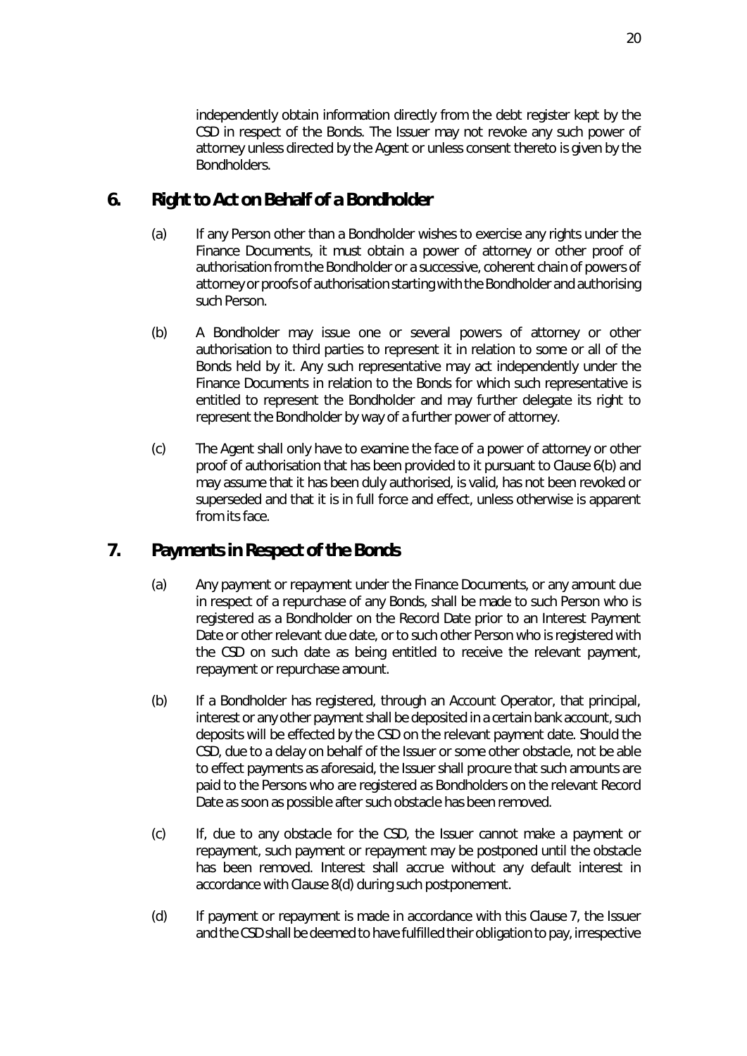independently obtain information directly from the debt register kept by the CSD in respect of the Bonds. The Issuer may not revoke any such power of attorney unless directed by the Agent or unless consent thereto is given by the Bondholders.

## 6. Right to Act on Behalf of a Bondholder

(a) If any Person other than a Bondholder wishes to exercise any rights under the Finance Documents, it must obtain a power of attorney or other proof of authorisation from the Bondholder or a successive, coherent chain of powers of attorney or proofs of authorisation starting with the Bondholder and authorising such Person.

(b) A Bondholder may issue one or several powers of attorney or other authorisation to third parties to represent it in relation to some or all of the Bonds held by it. Any such representative may act independently under the Finance Documents in relation to the Bonds for which such representative is entitled to represent the Bondholder and may further delegate its right to represent the Bondholder by way of a further power of attorney.

(c) The Agent shall only have to examine the face of a power of attorney or other proof of authorisation that has been provided to it pursuant to Clause 6(b) and may assume that it has been duly authorised, is valid, has not been revoked or superseded and that it is in full force and effect, unless otherwise is apparent from its face.

## 7. Payments in Respect of the Bonds

(a) Any payment or repayment under the Finance Documents, or any amount due in respect of a repurchase of any Bonds, shall be made to such Person who is registered as a Bondholder on the Record Date prior to an Interest Payment Date or other relevant due date, or to such other Person who is registered with the CSD on such date as being entitled to receive the relevant payment, repayment or repurchase amount.

(b) If a Bondholder has registered, through an Account Operator, that principal, interest or any other payment shall be deposited in a certain bank account, such deposits will be effected by the CSD on the relevant payment date. Should the CSD, due to a delay on behalf of the Issuer or some other obstacle, not be able to effect payments as aforesaid, the Issuer shall procure that such amounts are paid to the Persons who are registered as Bondholders on the relevant Record Date as soon as possible after such obstacle has been removed.

(c) If, due to any obstacle for the CSD, the Issuer cannot make a payment or repayment, such payment or repayment may be postponed until the obstacle has been removed. Interest shall accrue without any default interest in accordance with Clause 8(d) during such postponement.

(d) If payment or repayment is made in accordance with this Clause 7, the Issuer and the CSD shall be deemed to have fulfilled their obligation to pay, irrespective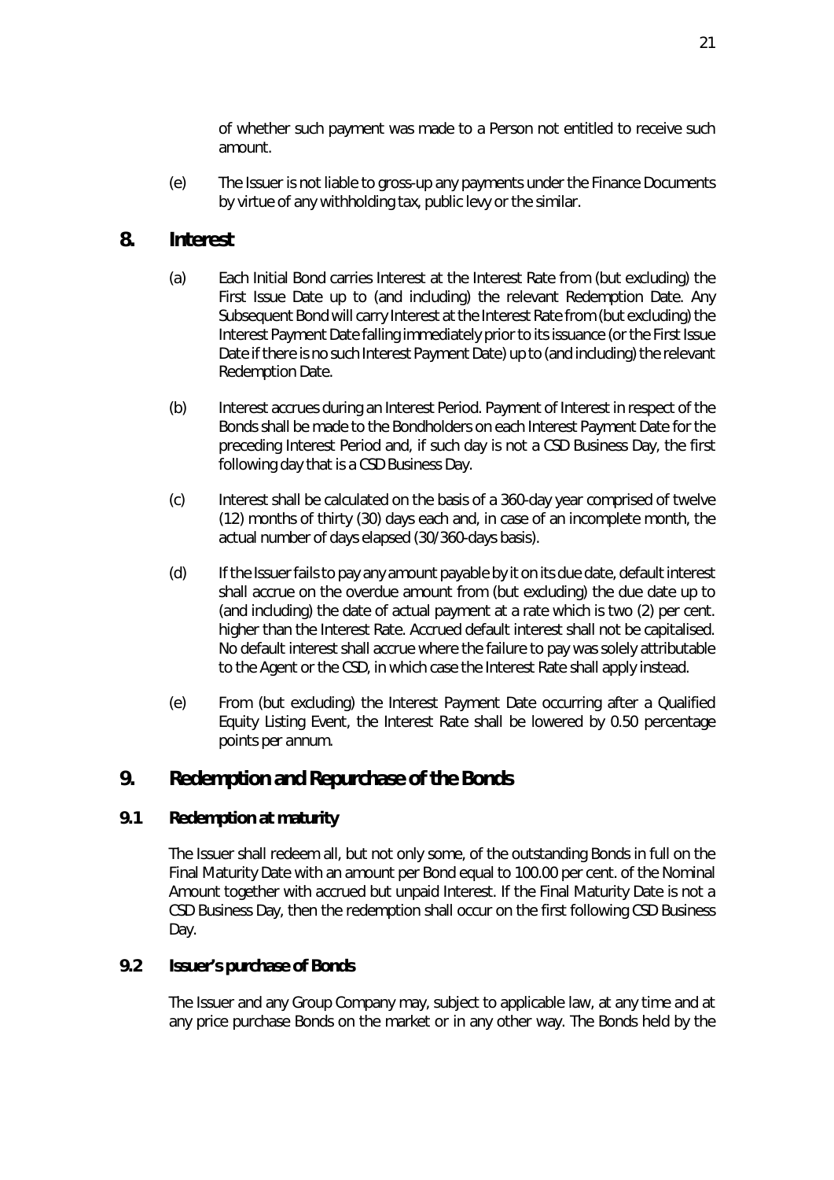of whether such payment was made to a Person not entitled to receive such amount.

(e) The Issuer is not liable to gross-up any payments under the Finance Documents by virtue of any withholding tax, public levy or the similar.

## 8. Interest

(a) Each Initial Bond carries Interest at the Interest Rate from (but excluding) the First Issue Date up to (and including) the relevant Redemption Date. Any Subsequent Bond will carry Interest at the Interest Rate from (but excluding) the Interest Payment Date falling immediately prior to its issuance (or the First Issue Date if there is no such Interest Payment Date) up to (and including) the relevant Redemption Date.

(b) Interest accrues during an Interest Period. Payment of Interest in respect of the Bonds shall be made to the Bondholders on each Interest Payment Date for the preceding Interest Period and, if such day is not a CSD Business Day, the first following day that is a CSD Business Day.

(c) Interest shall be calculated on the basis of a 360-day year comprised of twelve (12) months of thirty (30) days each and, in case of an incomplete month, the actual number of days elapsed (30/360-days basis).

(d) If the Issuer fails to pay any amount payable by it on its due date, default interest shall accrue on the overdue amount from (but excluding) the due date up to (and including) the date of actual payment at a rate which is two (2) per cent. higher than the Interest Rate. Accrued default interest shall not be capitalised. No default interest shall accrue where the failure to pay was solely attributable to the Agent or the CSD, in which case the Interest Rate shall apply instead.

(e) From (but excluding) the Interest Payment Date occurring after a Qualified Equity Listing Event, the Interest Rate shall be lowered by 0.50 percentage points per annum.

## 9. Redemption and Repurchase of the Bonds

### 9.1 Redemption at maturity

The Issuer shall redeem all, but not only some, of the outstanding Bonds in full on the Final Maturity Date with an amount per Bond equal to 100.00 per cent. of the Nominal Amount together with accrued but unpaid Interest. If the Final Maturity Date is not a CSD Business Day, then the redemption shall occur on the first following CSD Business Day.

### 9.2 Issuer's purchase of Bonds

The Issuer and any Group Company may, subject to applicable law, at any time and at any price purchase Bonds on the market or in any other way. The Bonds held by the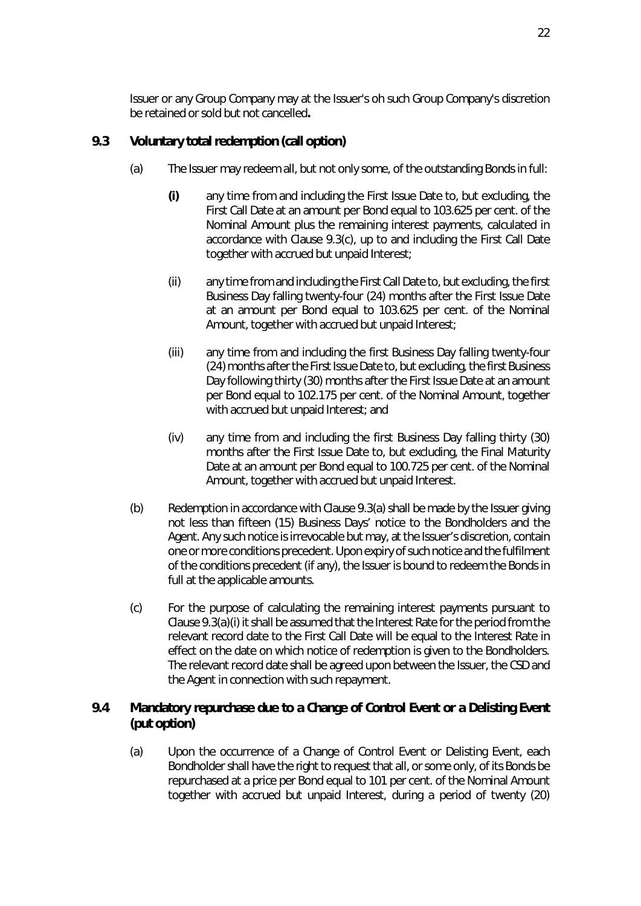Issuer or any Group Company may at the Issuer's oh such Group Company's discretion be retained or sold but not cancelled**.**

## 9.3 Voluntary total redemption (call option)

(a) The Issuer may redeem all, but not only some, of the outstanding Bonds in full:

**(i)** any time from and including the First Issue Date to, but excluding, the First Call Date at an amount per Bond equal to 103.625 per cent. of the Nominal Amount plus the remaining interest payments, calculated in accordance with Clause 9.3(c), up to and including the First Call Date together with accrued but unpaid Interest;

(ii) any time from and including the First Call Date to, but excluding, the first Business Day falling twenty-four (24) months after the First Issue Date at an amount per Bond equal to 103.625 per cent. of the Nominal Amount, together with accrued but unpaid Interest;

(iii) any time from and including the first Business Day falling twenty-four (24) months after the First Issue Date to, but excluding, the first Business Day following thirty (30) months after the First Issue Date at an amount per Bond equal to 102.175 per cent. of the Nominal Amount, together with accrued but unpaid Interest; and

(iv) any time from and including the first Business Day falling thirty (30) months after the First Issue Date to, but excluding, the Final Maturity Date at an amount per Bond equal to 100.725 per cent. of the Nominal Amount, together with accrued but unpaid Interest.

(b) Redemption in accordance with Clause 9.3(a) shall be made by the Issuer giving not less than fifteen (15) Business Days' notice to the Bondholders and the Agent. Any such notice is irrevocable but may, at the Issuer's discretion, contain one or more conditions precedent. Upon expiry of such notice and the fulfilment of the conditions precedent (if any), the Issuer is bound to redeem the Bonds in full at the applicable amounts.

(c) For the purpose of calculating the remaining interest payments pursuant to Clause 9.3(a)(i) it shall be assumed that the Interest Rate for the period from the relevant record date to the First Call Date will be equal to the Interest Rate in effect on the date on which notice of redemption is given to the Bondholders. The relevant record date shall be agreed upon between the Issuer, the CSD and the Agent in connection with such repayment.

## 9.4 Mandatory repurchase due to a Change of Control Event or a Delisting Event (put option)

(a) Upon the occurrence of a Change of Control Event or Delisting Event, each Bondholder shall have the right to request that all, or some only, of its Bonds be repurchased at a price per Bond equal to 101 per cent. of the Nominal Amount together with accrued but unpaid Interest, during a period of twenty (20)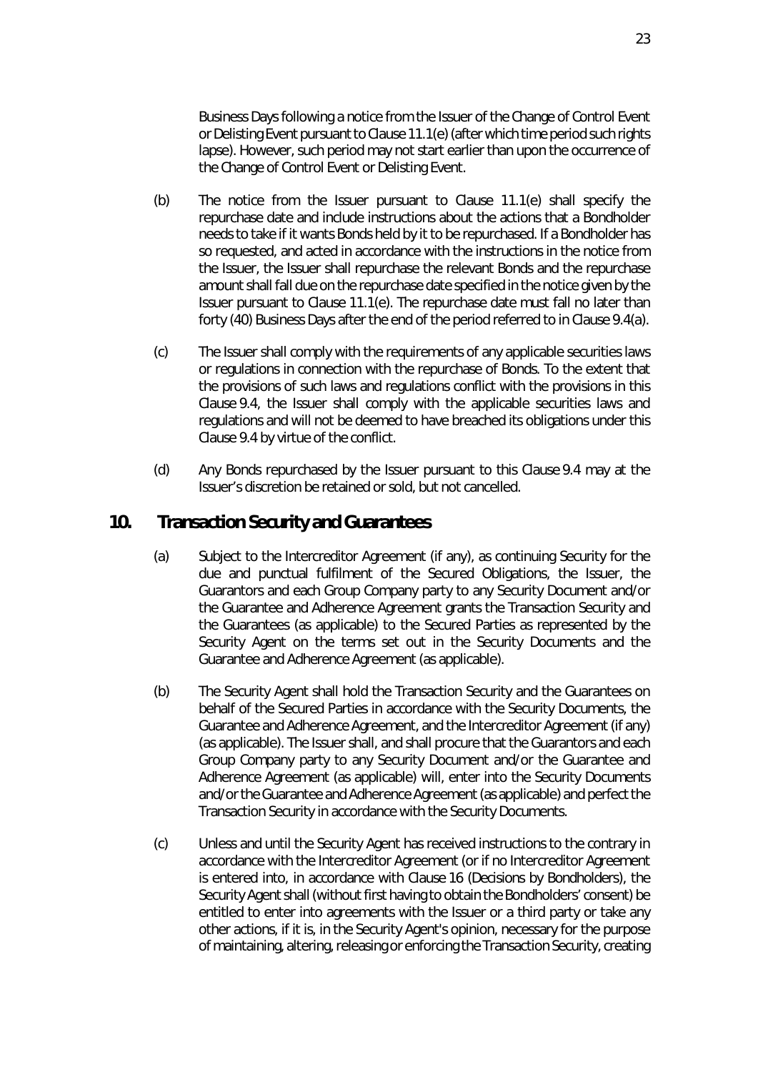Business Days following a notice from the Issuer of the Change of Control Event or Delisting Event pursuant to Clause 11.1(e) (after which time period such rights lapse). However, such period may not start earlier than upon the occurrence of the Change of Control Event or Delisting Event.

(b) The notice from the Issuer pursuant to Clause 11.1(e) shall specify the repurchase date and include instructions about the actions that a Bondholder needs to take if it wants Bonds held by it to be repurchased. If a Bondholder has so requested, and acted in accordance with the instructions in the notice from the Issuer, the Issuer shall repurchase the relevant Bonds and the repurchase amount shall fall due on the repurchase date specified in the notice given by the Issuer pursuant to Clause 11.1(e). The repurchase date must fall no later than forty (40) Business Days after the end of the period referred to in Clause 9.4(a).

(c) The Issuer shall comply with the requirements of any applicable securities laws or regulations in connection with the repurchase of Bonds. To the extent that the provisions of such laws and regulations conflict with the provisions in this Clause 9.4, the Issuer shall comply with the applicable securities laws and regulations and will not be deemed to have breached its obligations under this Clause 9.4 by virtue of the conflict.

(d) Any Bonds repurchased by the Issuer pursuant to this Clause 9.4 may at the Issuer's discretion be retained or sold, but not cancelled.

## 10. Transaction Security and Guarantees

(a) Subject to the Intercreditor Agreement (if any), as continuing Security for the due and punctual fulfilment of the Secured Obligations, the Issuer, the Guarantors and each Group Company party to any Security Document and/or the Guarantee and Adherence Agreement grants the Transaction Security and the Guarantees (as applicable) to the Secured Parties as represented by the Security Agent on the terms set out in the Security Documents and the Guarantee and Adherence Agreement (as applicable).

(b) The Security Agent shall hold the Transaction Security and the Guarantees on behalf of the Secured Parties in accordance with the Security Documents, the Guarantee and Adherence Agreement, and the Intercreditor Agreement (if any) (as applicable). The Issuer shall, and shall procure that the Guarantors and each Group Company party to any Security Document and/or the Guarantee and Adherence Agreement (as applicable) will, enter into the Security Documents and/or the Guarantee and Adherence Agreement (as applicable) and perfect the Transaction Security in accordance with the Security Documents.

(c) Unless and until the Security Agent has received instructions to the contrary in accordance with the Intercreditor Agreement (or if no Intercreditor Agreement is entered into, in accordance with Clause 16 (Decisions by Bondholders), the Security Agent shall (without first having to obtain the Bondholders' consent) be entitled to enter into agreements with the Issuer or a third party or take any other actions, if it is, in the Security Agent's opinion, necessary for the purpose of maintaining, altering, releasing or enforcing the Transaction Security, creating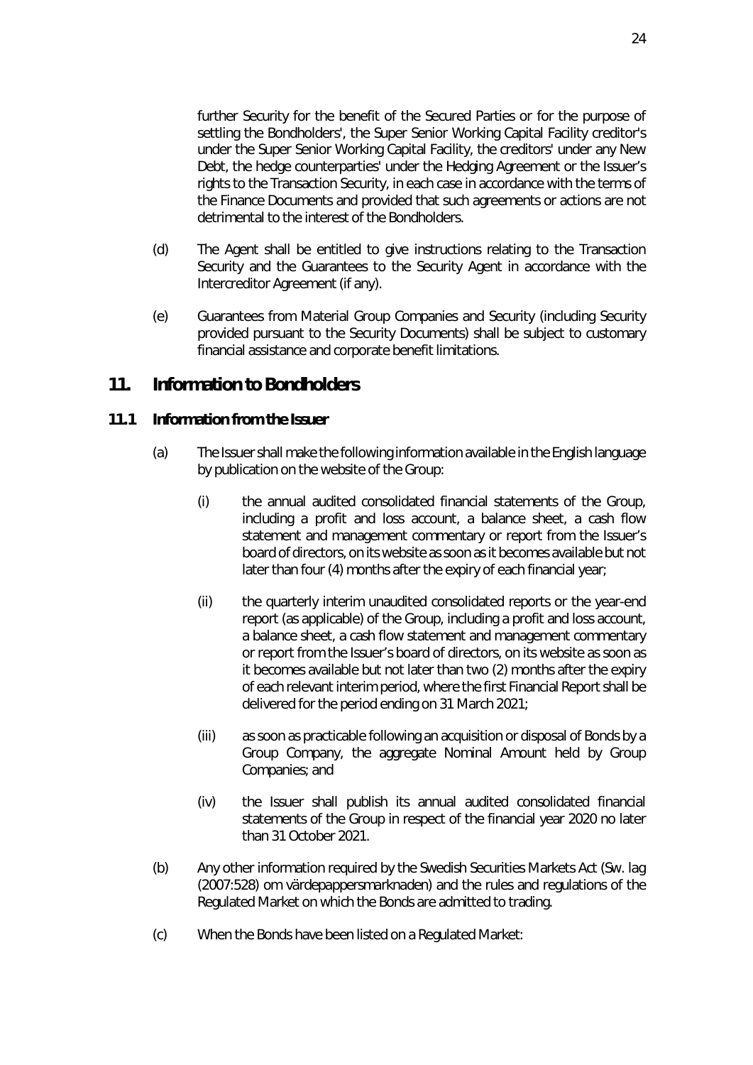further Security for the benefit of the Secured Parties or for the purpose of settling the Bondholders', the Super Senior Working Capital Facility creditor's under the Super Senior Working Capital Facility, the creditors' under any New Debt, the hedge counterparties' under the Hedging Agreement or the Issuer's rights to the Transaction Security, in each case in accordance with the terms of the Finance Documents and provided that such agreements or actions are not detrimental to the interest of the Bondholders.

(d) The Agent shall be entitled to give instructions relating to the Transaction Security and the Guarantees to the Security Agent in accordance with the Intercreditor Agreement (if any).

(e) Guarantees from Material Group Companies and Security (including Security provided pursuant to the Security Documents) shall be subject to customary financial assistance and corporate benefit limitations.

## 11. Information to Bondholders

### 11.1 Information from the Issuer

(a) The Issuer shall make the following information available in the English language by publication on the website of the Group:

(i) the annual audited consolidated financial statements of the Group, including a profit and loss account, a balance sheet, a cash flow statement and management commentary or report from the Issuer's board of directors, on its website as soon as it becomes available but not later than four (4) months after the expiry of each financial year;

(ii) the quarterly interim unaudited consolidated reports or the year-end report (as applicable) of the Group, including a profit and loss account, a balance sheet, a cash flow statement and management commentary or report from the Issuer's board of directors, on its website as soon as it becomes available but not later than two (2) months after the expiry of each relevant interim period, where the first Financial Report shall be delivered for the period ending on 31 March 2021;

(iii) as soon as practicable following an acquisition or disposal of Bonds by a Group Company, the aggregate Nominal Amount held by Group Companies; and

(iv) the Issuer shall publish its annual audited consolidated financial statements of the Group in respect of the financial year 2020 no later than 31 October 2021.

(b) Any other information required by the Swedish Securities Markets Act (Sw. lag (2007:528) om värdepappersmarknaden) and the rules and regulations of the Regulated Market on which the Bonds are admitted to trading.

(c) When the Bonds have been listed on a Regulated Market: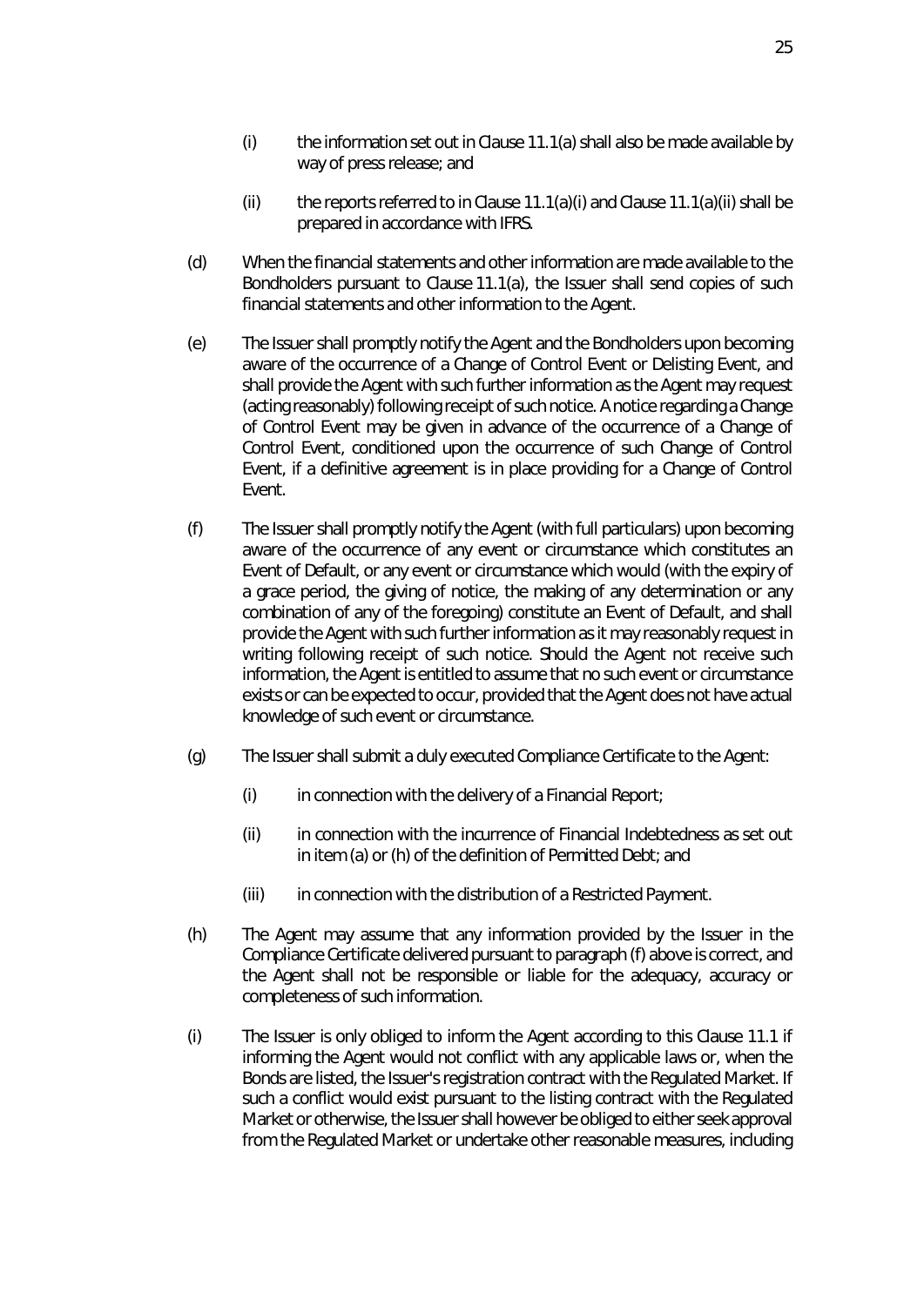(i) the information set out in Clause 11.1(a) shall also be made available by way of press release; and

(ii) the reports referred to in Clause 11.1(a)(i) and Clause 11.1(a)(ii) shall be prepared in accordance with IFRS.

(d) When the financial statements and other information are made available to the Bondholders pursuant to Clause 11.1(a), the Issuer shall send copies of such financial statements and other information to the Agent.

(e) The Issuer shall promptly notify the Agent and the Bondholders upon becoming aware of the occurrence of a Change of Control Event or Delisting Event, and shall provide the Agent with such further information as the Agent may request (acting reasonably) following receipt of such notice. A notice regarding a Change of Control Event may be given in advance of the occurrence of a Change of Control Event, conditioned upon the occurrence of such Change of Control Event, if a definitive agreement is in place providing for a Change of Control Event.

(f) The Issuer shall promptly notify the Agent (with full particulars) upon becoming aware of the occurrence of any event or circumstance which constitutes an Event of Default, or any event or circumstance which would (with the expiry of a grace period, the giving of notice, the making of any determination or any combination of any of the foregoing) constitute an Event of Default, and shall provide the Agent with such further information as it may reasonably request in writing following receipt of such notice. Should the Agent not receive such information, the Agent is entitled to assume that no such event or circumstance exists or can be expected to occur, provided that the Agent does not have actual knowledge of such event or circumstance.

(g) The Issuer shall submit a duly executed Compliance Certificate to the Agent:

(i) in connection with the delivery of a Financial Report;

(ii) in connection with the incurrence of Financial Indebtedness as set out in item (a) or (h) of the definition of Permitted Debt; and

(iii) in connection with the distribution of a Restricted Payment.

(h) The Agent may assume that any information provided by the Issuer in the Compliance Certificate delivered pursuant to paragraph (f) above is correct, and the Agent shall not be responsible or liable for the adequacy, accuracy or completeness of such information.

(i) The Issuer is only obliged to inform the Agent according to this Clause 11.1 if informing the Agent would not conflict with any applicable laws or, when the Bonds are listed, the Issuer's registration contract with the Regulated Market. If such a conflict would exist pursuant to the listing contract with the Regulated Market or otherwise, the Issuer shall however be obliged to either seek approval from the Regulated Market or undertake other reasonable measures, including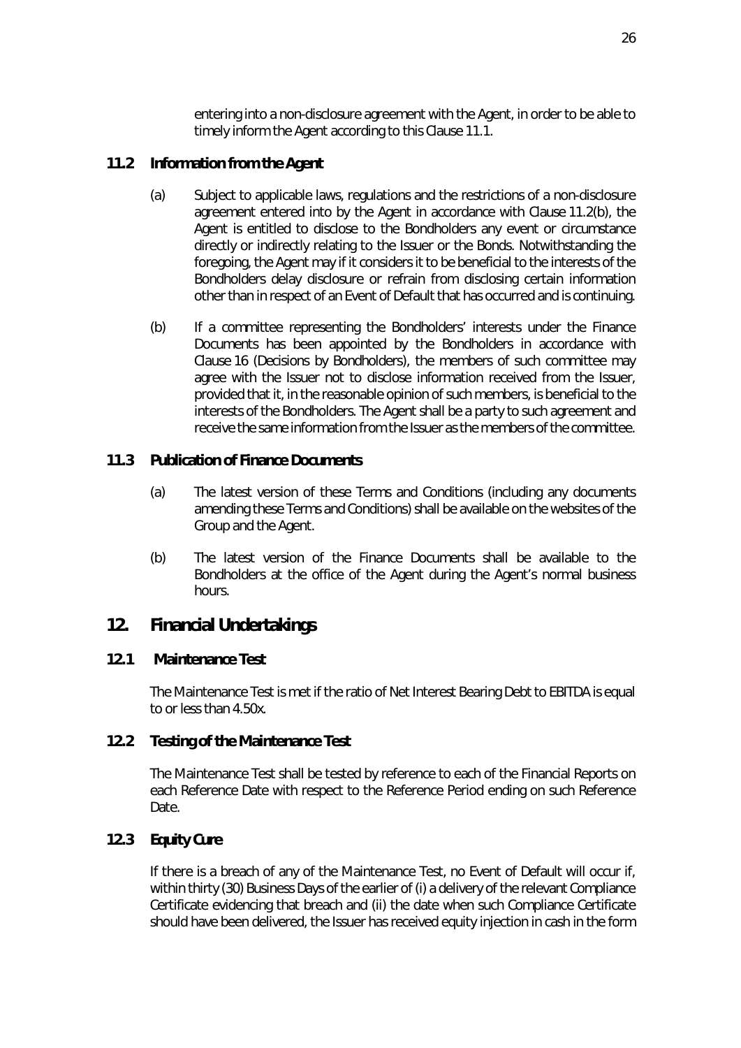entering into a non-disclosure agreement with the Agent, in order to be able to timely inform the Agent according to this Clause 11.1.

### 11.2 Information from the Agent

(a) Subject to applicable laws, regulations and the restrictions of a non-disclosure agreement entered into by the Agent in accordance with Clause 11.2(b), the Agent is entitled to disclose to the Bondholders any event or circumstance directly or indirectly relating to the Issuer or the Bonds. Notwithstanding the foregoing, the Agent may if it considers it to be beneficial to the interests of the Bondholders delay disclosure or refrain from disclosing certain information other than in respect of an Event of Default that has occurred and is continuing.

(b) If a committee representing the Bondholders' interests under the Finance Documents has been appointed by the Bondholders in accordance with Clause 16 (Decisions by Bondholders), the members of such committee may agree with the Issuer not to disclose information received from the Issuer, provided that it, in the reasonable opinion of such members, is beneficial to the interests of the Bondholders. The Agent shall be a party to such agreement and receive the same information from the Issuer as the members of the committee.

### 11.3 Publication of Finance Documents

(a) The latest version of these Terms and Conditions (including any documents amending these Terms and Conditions) shall be available on the websites of the Group and the Agent.

(b) The latest version of the Finance Documents shall be available to the Bondholders at the office of the Agent during the Agent's normal business hours.

## 12. Financial Undertakings

### 12.1 Maintenance Test

The Maintenance Test is met if the ratio of Net Interest Bearing Debt to EBITDA is equal to or less than 4.50x.

### 12.2 Testing of the Maintenance Test

The Maintenance Test shall be tested by reference to each of the Financial Reports on each Reference Date with respect to the Reference Period ending on such Reference Date.

### 12.3 Equity Cure

If there is a breach of any of the Maintenance Test, no Event of Default will occur if, within thirty (30) Business Days of the earlier of (i) a delivery of the relevant Compliance Certificate evidencing that breach and (ii) the date when such Compliance Certificate should have been delivered, the Issuer has received equity injection in cash in the form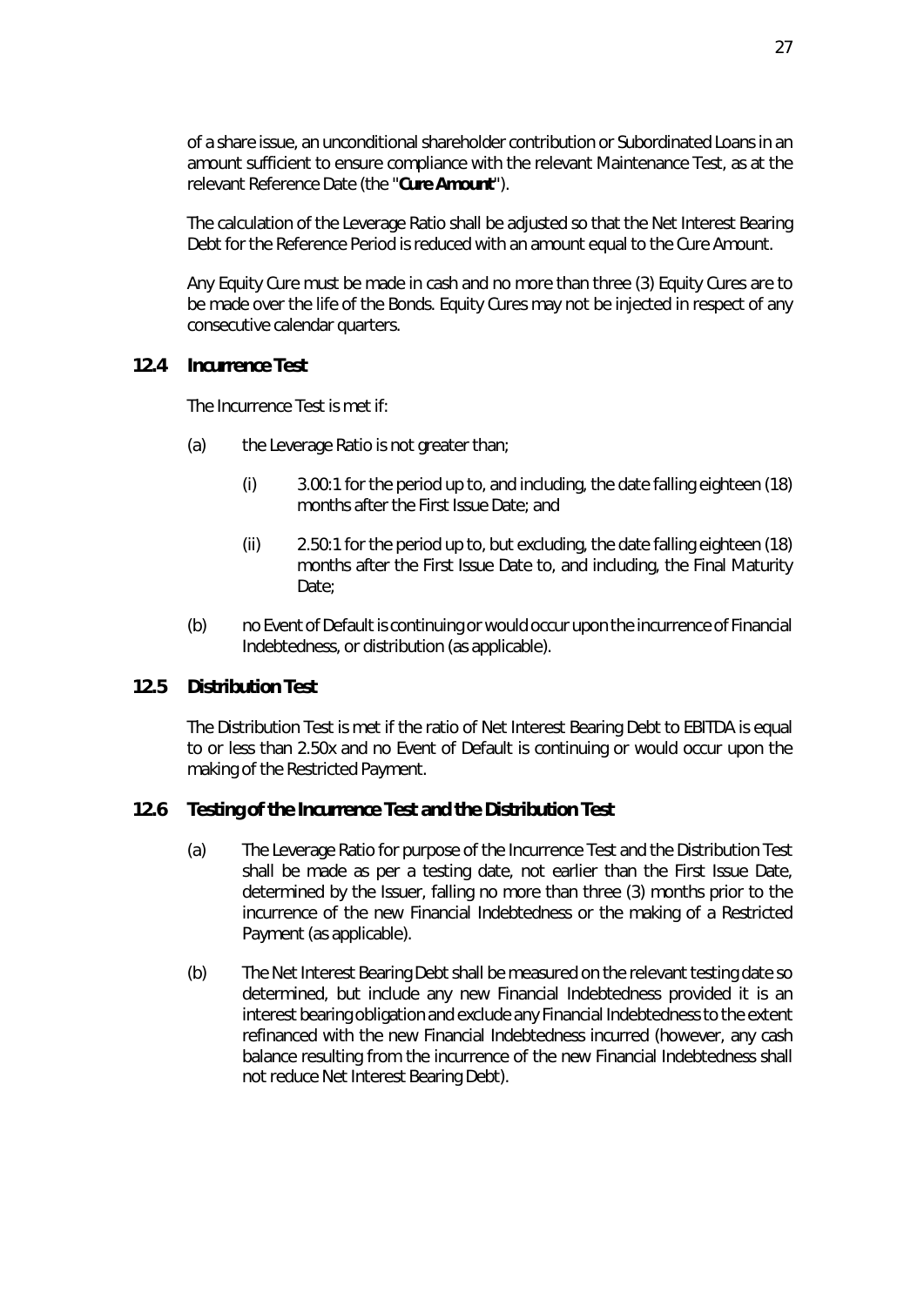of a share issue, an unconditional shareholder contribution or Subordinated Loans in an amount sufficient to ensure compliance with the relevant Maintenance Test, as at the relevant Reference Date (the "**Cure Amount**").

The calculation of the Leverage Ratio shall be adjusted so that the Net Interest Bearing Debt for the Reference Period is reduced with an amount equal to the Cure Amount.

Any Equity Cure must be made in cash and no more than three (3) Equity Cures are to be made over the life of the Bonds. Equity Cures may not be injected in respect of any consecutive calendar quarters.

### 12.4 Incurrence Test

The Incurrence Test is met if:

(a) the Leverage Ratio is not greater than;

  (i) 3.00:1 for the period up to, and including, the date falling eighteen (18) months after the First Issue Date; and

  (ii) 2.50:1 for the period up to, but excluding, the date falling eighteen (18) months after the First Issue Date to, and including, the Final Maturity Date;

(b) no Event of Default is continuing or would occur upon the incurrence of Financial Indebtedness, or distribution (as applicable).

### 12.5 Distribution Test

The Distribution Test is met if the ratio of Net Interest Bearing Debt to EBITDA is equal to or less than 2.50x and no Event of Default is continuing or would occur upon the making of the Restricted Payment.

### 12.6 Testing of the Incurrence Test and the Distribution Test

(a) The Leverage Ratio for purpose of the Incurrence Test and the Distribution Test shall be made as per a testing date, not earlier than the First Issue Date, determined by the Issuer, falling no more than three (3) months prior to the incurrence of the new Financial Indebtedness or the making of a Restricted Payment (as applicable).

(b) The Net Interest Bearing Debt shall be measured on the relevant testing date so determined, but include any new Financial Indebtedness provided it is an interest bearing obligation and exclude any Financial Indebtedness to the extent refinanced with the new Financial Indebtedness incurred (however, any cash balance resulting from the incurrence of the new Financial Indebtedness shall not reduce Net Interest Bearing Debt).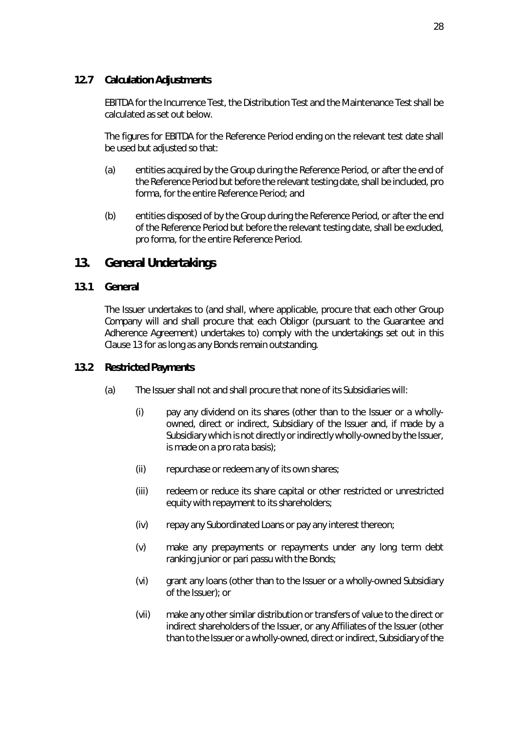### 12.7 Calculation Adjustments

EBITDA for the Incurrence Test, the Distribution Test and the Maintenance Test shall be calculated as set out below.

The figures for EBITDA for the Reference Period ending on the relevant test date shall be used but adjusted so that:

(a) entities acquired by the Group during the Reference Period, or after the end of the Reference Period but before the relevant testing date, shall be included, pro forma, for the entire Reference Period; and

(b) entities disposed of by the Group during the Reference Period, or after the end of the Reference Period but before the relevant testing date, shall be excluded, pro forma, for the entire Reference Period.

## 13. General Undertakings

### 13.1 General

The Issuer undertakes to (and shall, where applicable, procure that each other Group Company will and shall procure that each Obligor (pursuant to the Guarantee and Adherence Agreement) undertakes to) comply with the undertakings set out in this Clause 13 for as long as any Bonds remain outstanding.

### 13.2 Restricted Payments

(a) The Issuer shall not and shall procure that none of its Subsidiaries will:

(i) pay any dividend on its shares (other than to the Issuer or a wholly-owned, direct or indirect, Subsidiary of the Issuer and, if made by a Subsidiary which is not directly or indirectly wholly-owned by the Issuer, is made on a pro rata basis);

(ii) repurchase or redeem any of its own shares;

(iii) redeem or reduce its share capital or other restricted or unrestricted equity with repayment to its shareholders;

(iv) repay any Subordinated Loans or pay any interest thereon;

(v) make any prepayments or repayments under any long term debt ranking junior or pari passu with the Bonds;

(vi) grant any loans (other than to the Issuer or a wholly-owned Subsidiary of the Issuer); or

(vii) make any other similar distribution or transfers of value to the direct or indirect shareholders of the Issuer, or any Affiliates of the Issuer (other than to the Issuer or a wholly-owned, direct or indirect, Subsidiary of the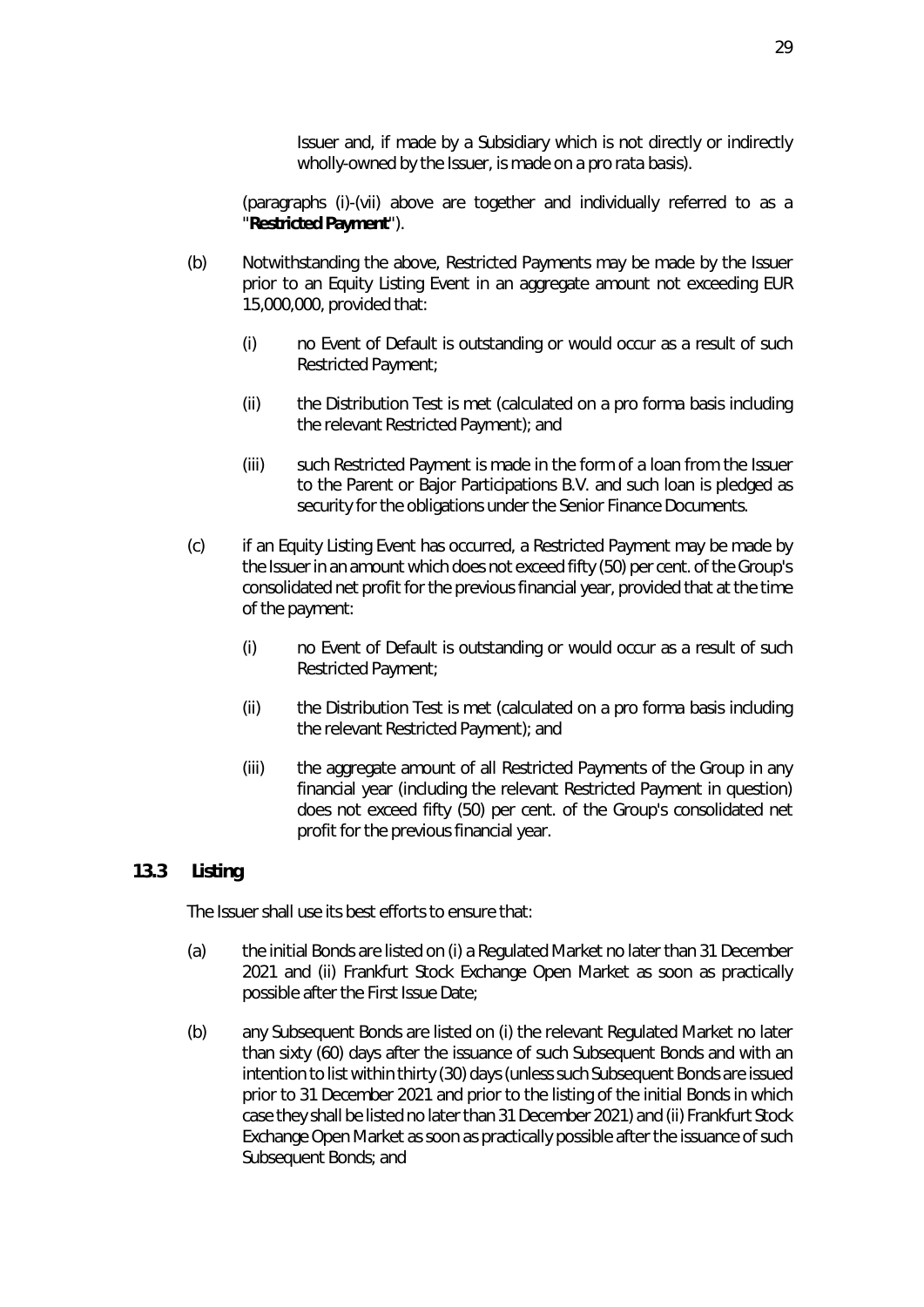Issuer and, if made by a Subsidiary which is not directly or indirectly wholly-owned by the Issuer, is made on a pro rata basis).

(paragraphs (i)-(vii) above are together and individually referred to as a "**Restricted Payment**").

(b) Notwithstanding the above, Restricted Payments may be made by the Issuer prior to an Equity Listing Event in an aggregate amount not exceeding EUR 15,000,000, provided that:

(i) no Event of Default is outstanding or would occur as a result of such Restricted Payment;

(ii) the Distribution Test is met (calculated on a pro forma basis including the relevant Restricted Payment); and

(iii) such Restricted Payment is made in the form of a loan from the Issuer to the Parent or Bajor Participations B.V. and such loan is pledged as security for the obligations under the Senior Finance Documents.

(c) if an Equity Listing Event has occurred, a Restricted Payment may be made by the Issuer in an amount which does not exceed fifty (50) per cent. of the Group's consolidated net profit for the previous financial year, provided that at the time of the payment:

(i) no Event of Default is outstanding or would occur as a result of such Restricted Payment;

(ii) the Distribution Test is met (calculated on a pro forma basis including the relevant Restricted Payment); and

(iii) the aggregate amount of all Restricted Payments of the Group in any financial year (including the relevant Restricted Payment in question) does not exceed fifty (50) per cent. of the Group's consolidated net profit for the previous financial year.

### 13.3 Listing

The Issuer shall use its best efforts to ensure that:

(a) the initial Bonds are listed on (i) a Regulated Market no later than 31 December 2021 and (ii) Frankfurt Stock Exchange Open Market as soon as practically possible after the First Issue Date;

(b) any Subsequent Bonds are listed on (i) the relevant Regulated Market no later than sixty (60) days after the issuance of such Subsequent Bonds and with an intention to list within thirty (30) days (unless such Subsequent Bonds are issued prior to 31 December 2021 and prior to the listing of the initial Bonds in which case they shall be listed no later than 31 December 2021) and (ii) Frankfurt Stock Exchange Open Market as soon as practically possible after the issuance of such Subsequent Bonds; and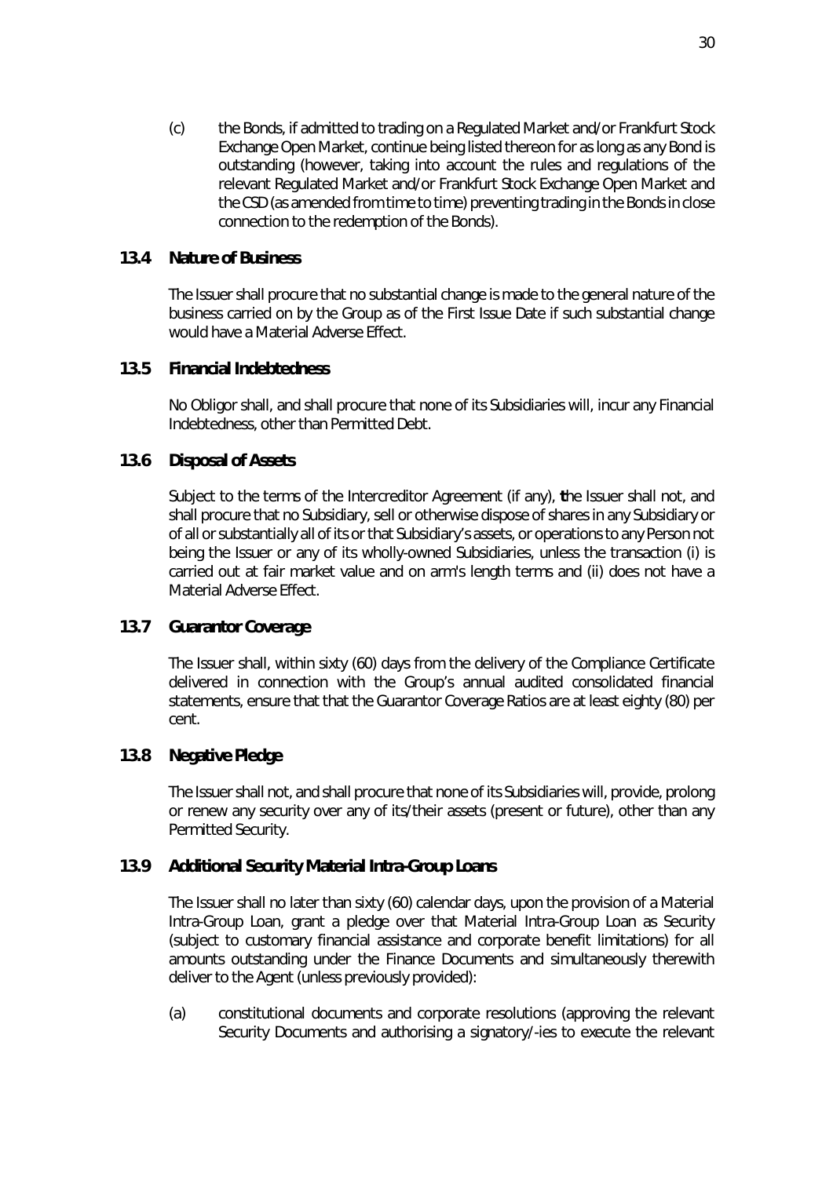(c) the Bonds, if admitted to trading on a Regulated Market and/or Frankfurt Stock Exchange Open Market, continue being listed thereon for as long as any Bond is outstanding (however, taking into account the rules and regulations of the relevant Regulated Market and/or Frankfurt Stock Exchange Open Market and the CSD (as amended from time to time) preventing trading in the Bonds in close connection to the redemption of the Bonds).

### 13.4 Nature of Business

The Issuer shall procure that no substantial change is made to the general nature of the business carried on by the Group as of the First Issue Date if such substantial change would have a Material Adverse Effect.

### 13.5 Financial Indebtedness

No Obligor shall, and shall procure that none of its Subsidiaries will, incur any Financial Indebtedness, other than Permitted Debt.

### 13.6 Disposal of Assets

Subject to the terms of the Intercreditor Agreement (if any), the Issuer shall not, and shall procure that no Subsidiary, sell or otherwise dispose of shares in any Subsidiary or of all or substantially all of its or that Subsidiary's assets, or operations to any Person not being the Issuer or any of its wholly-owned Subsidiaries, unless the transaction (i) is carried out at fair market value and on arm's length terms and (ii) does not have a Material Adverse Effect.

### 13.7 Guarantor Coverage

The Issuer shall, within sixty (60) days from the delivery of the Compliance Certificate delivered in connection with the Group's annual audited consolidated financial statements, ensure that that the Guarantor Coverage Ratios are at least eighty (80) per cent.

### 13.8 Negative Pledge

The Issuer shall not, and shall procure that none of its Subsidiaries will, provide, prolong or renew any security over any of its/their assets (present or future), other than any Permitted Security.

### 13.9 Additional Security Material Intra-Group Loans

The Issuer shall no later than sixty (60) calendar days, upon the provision of a Material Intra-Group Loan, grant a pledge over that Material Intra-Group Loan as Security (subject to customary financial assistance and corporate benefit limitations) for all amounts outstanding under the Finance Documents and simultaneously therewith deliver to the Agent (unless previously provided):

(a) constitutional documents and corporate resolutions (approving the relevant Security Documents and authorising a signatory/-ies to execute the relevant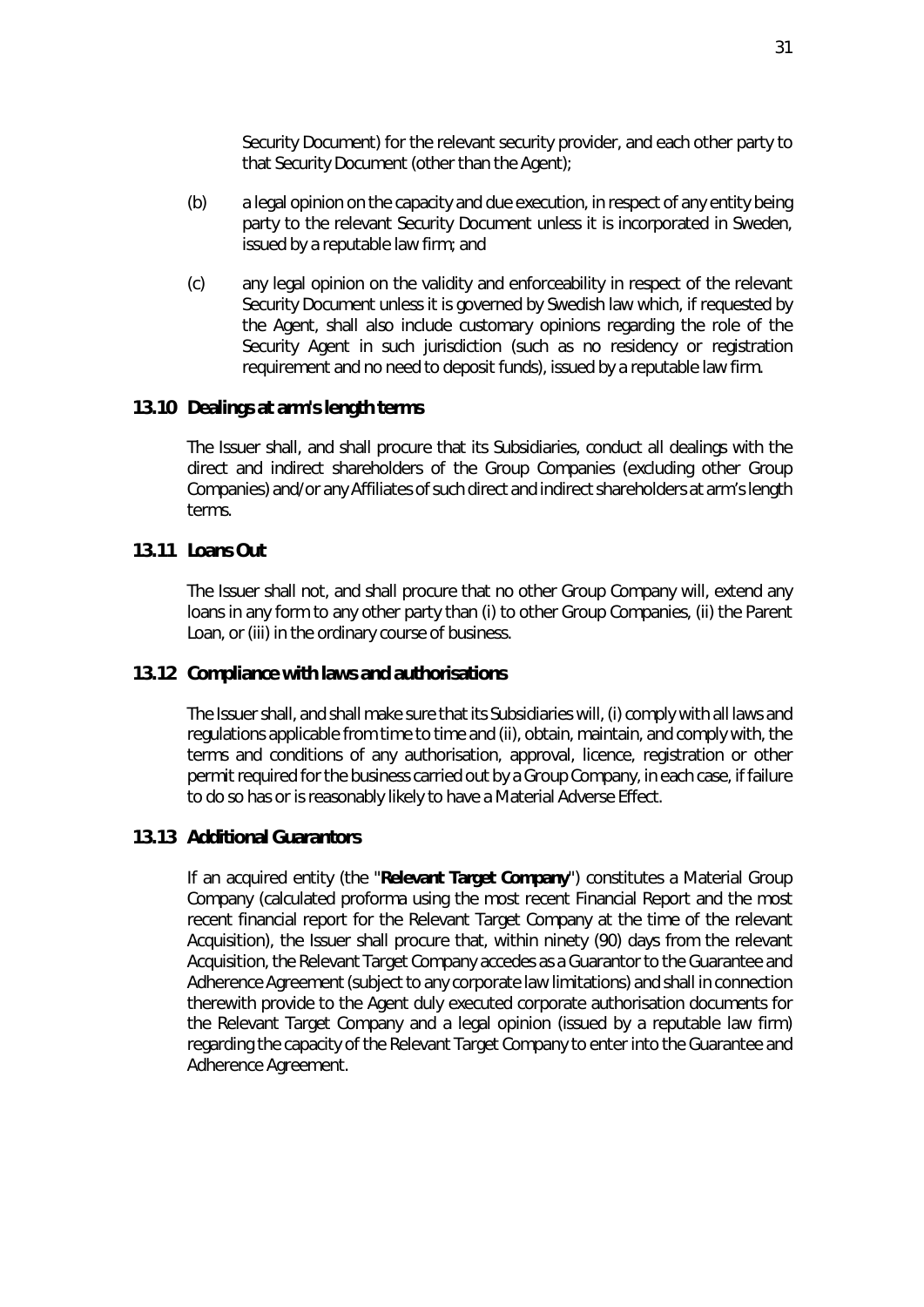Security Document) for the relevant security provider, and each other party to that Security Document (other than the Agent);

(b) a legal opinion on the capacity and due execution, in respect of any entity being party to the relevant Security Document unless it is incorporated in Sweden, issued by a reputable law firm; and

(c) any legal opinion on the validity and enforceability in respect of the relevant Security Document unless it is governed by Swedish law which, if requested by the Agent, shall also include customary opinions regarding the role of the Security Agent in such jurisdiction (such as no residency or registration requirement and no need to deposit funds), issued by a reputable law firm.

### 13.10 Dealings at arm's length terms

The Issuer shall, and shall procure that its Subsidiaries, conduct all dealings with the direct and indirect shareholders of the Group Companies (excluding other Group Companies) and/or any Affiliates of such direct and indirect shareholders at arm's length terms.

### 13.11 Loans Out

The Issuer shall not, and shall procure that no other Group Company will, extend any loans in any form to any other party than (i) to other Group Companies, (ii) the Parent Loan, or (iii) in the ordinary course of business.

### 13.12 Compliance with laws and authorisations

The Issuer shall, and shall make sure that its Subsidiaries will, (i) comply with all laws and regulations applicable from time to time and (ii), obtain, maintain, and comply with, the terms and conditions of any authorisation, approval, licence, registration or other permit required for the business carried out by a Group Company, in each case, if failure to do so has or is reasonably likely to have a Material Adverse Effect.

### 13.13 Additional Guarantors

If an acquired entity (the "**Relevant Target Company**") constitutes a Material Group Company (calculated proforma using the most recent Financial Report and the most recent financial report for the Relevant Target Company at the time of the relevant Acquisition), the Issuer shall procure that, within ninety (90) days from the relevant Acquisition, the Relevant Target Company accedes as a Guarantor to the Guarantee and Adherence Agreement (subject to any corporate law limitations) and shall in connection therewith provide to the Agent duly executed corporate authorisation documents for the Relevant Target Company and a legal opinion (issued by a reputable law firm) regarding the capacity of the Relevant Target Company to enter into the Guarantee and Adherence Agreement.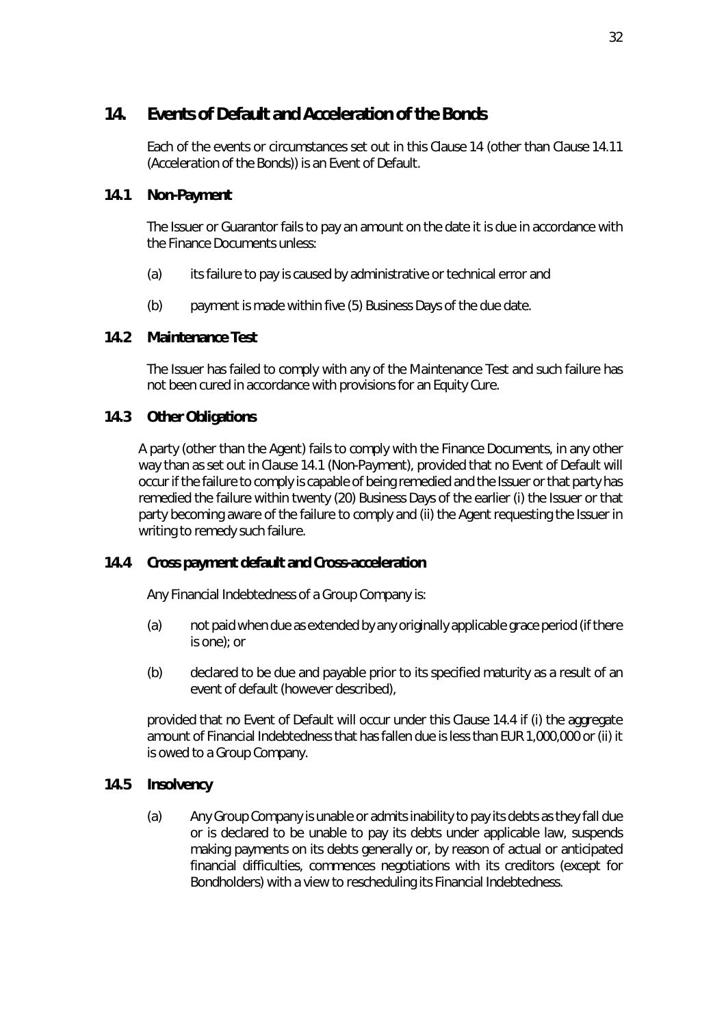## 14. Events of Default and Acceleration of the Bonds

Each of the events or circumstances set out in this Clause 14 (other than Clause 14.11 (Acceleration of the Bonds)) is an Event of Default.

### 14.1 Non-Payment

The Issuer or Guarantor fails to pay an amount on the date it is due in accordance with the Finance Documents unless:

(a) its failure to pay is caused by administrative or technical error and

(b) payment is made within five (5) Business Days of the due date.

### 14.2 Maintenance Test

The Issuer has failed to comply with any of the Maintenance Test and such failure has not been cured in accordance with provisions for an Equity Cure.

### 14.3 Other Obligations

A party (other than the Agent) fails to comply with the Finance Documents, in any other way than as set out in Clause 14.1 (Non-Payment), provided that no Event of Default will occur if the failure to comply is capable of being remedied and the Issuer or that party has remedied the failure within twenty (20) Business Days of the earlier (i) the Issuer or that party becoming aware of the failure to comply and (ii) the Agent requesting the Issuer in writing to remedy such failure.

### 14.4 Cross payment default and Cross-acceleration

Any Financial Indebtedness of a Group Company is:

(a) not paid when due as extended by any originally applicable grace period (if there is one); or

(b) declared to be due and payable prior to its specified maturity as a result of an event of default (however described),

provided that no Event of Default will occur under this Clause 14.4 if (i) the aggregate amount of Financial Indebtedness that has fallen due is less than EUR 1,000,000 or (ii) it is owed to a Group Company.

### 14.5 Insolvency

(a) Any Group Company is unable or admits inability to pay its debts as they fall due or is declared to be unable to pay its debts under applicable law, suspends making payments on its debts generally or, by reason of actual or anticipated financial difficulties, commences negotiations with its creditors (except for Bondholders) with a view to rescheduling its Financial Indebtedness.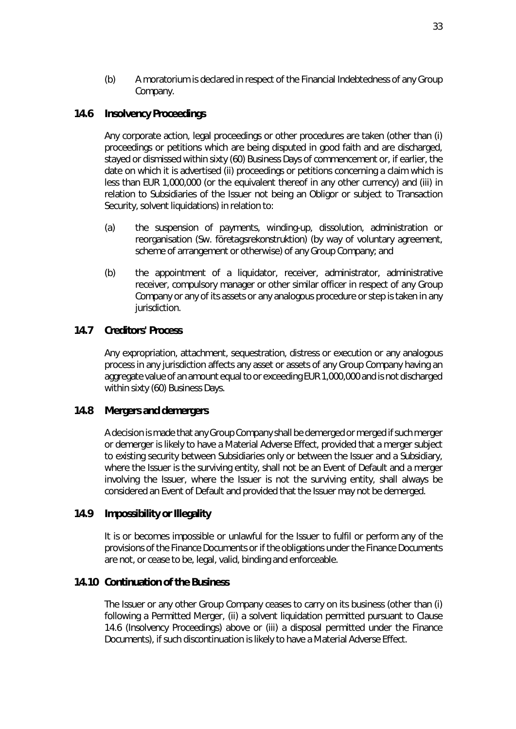(b) A moratorium is declared in respect of the Financial Indebtedness of any Group Company.

### 14.6 Insolvency Proceedings

Any corporate action, legal proceedings or other procedures are taken (other than (i) proceedings or petitions which are being disputed in good faith and are discharged, stayed or dismissed within sixty (60) Business Days of commencement or, if earlier, the date on which it is advertised (ii) proceedings or petitions concerning a claim which is less than EUR 1,000,000 (or the equivalent thereof in any other currency) and (iii) in relation to Subsidiaries of the Issuer not being an Obligor or subject to Transaction Security, solvent liquidations) in relation to:

(a) the suspension of payments, winding-up, dissolution, administration or reorganisation (Sw. företagsrekonstruktion) (by way of voluntary agreement, scheme of arrangement or otherwise) of any Group Company; and

(b) the appointment of a liquidator, receiver, administrator, administrative receiver, compulsory manager or other similar officer in respect of any Group Company or any of its assets or any analogous procedure or step is taken in any jurisdiction.

### 14.7 Creditors' Process

Any expropriation, attachment, sequestration, distress or execution or any analogous process in any jurisdiction affects any asset or assets of any Group Company having an aggregate value of an amount equal to or exceeding EUR 1,000,000 and is not discharged within sixty (60) Business Days.

### 14.8 Mergers and demergers

A decision is made that any Group Company shall be demerged or merged if such merger or demerger is likely to have a Material Adverse Effect, provided that a merger subject to existing security between Subsidiaries only or between the Issuer and a Subsidiary, where the Issuer is the surviving entity, shall not be an Event of Default and a merger involving the Issuer, where the Issuer is not the surviving entity, shall always be considered an Event of Default and provided that the Issuer may not be demerged.

### 14.9 Impossibility or Illegality

It is or becomes impossible or unlawful for the Issuer to fulfil or perform any of the provisions of the Finance Documents or if the obligations under the Finance Documents are not, or cease to be, legal, valid, binding and enforceable.

### 14.10 Continuation of the Business

The Issuer or any other Group Company ceases to carry on its business (other than (i) following a Permitted Merger, (ii) a solvent liquidation permitted pursuant to Clause 14.6 (Insolvency Proceedings) above or (iii) a disposal permitted under the Finance Documents), if such discontinuation is likely to have a Material Adverse Effect.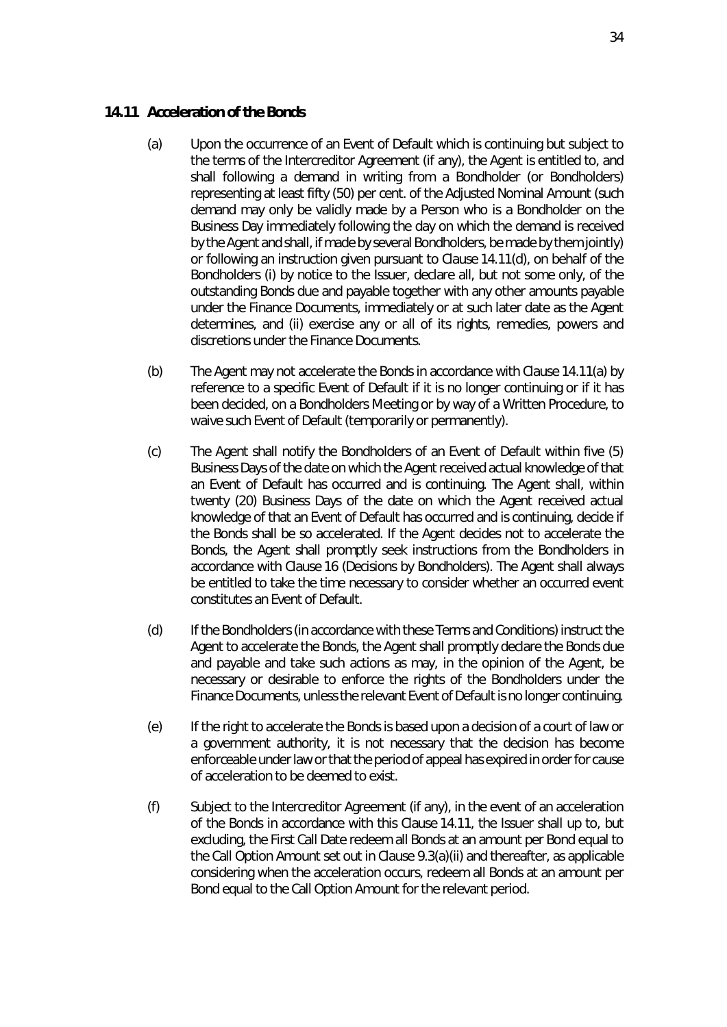### 14.11 Acceleration of the Bonds

(a) Upon the occurrence of an Event of Default which is continuing but subject to the terms of the Intercreditor Agreement (if any), the Agent is entitled to, and shall following a demand in writing from a Bondholder (or Bondholders) representing at least fifty (50) per cent. of the Adjusted Nominal Amount (such demand may only be validly made by a Person who is a Bondholder on the Business Day immediately following the day on which the demand is received by the Agent and shall, if made by several Bondholders, be made by them jointly) or following an instruction given pursuant to Clause 14.11(d), on behalf of the Bondholders (i) by notice to the Issuer, declare all, but not some only, of the outstanding Bonds due and payable together with any other amounts payable under the Finance Documents, immediately or at such later date as the Agent determines, and (ii) exercise any or all of its rights, remedies, powers and discretions under the Finance Documents.

(b) The Agent may not accelerate the Bonds in accordance with Clause 14.11(a) by reference to a specific Event of Default if it is no longer continuing or if it has been decided, on a Bondholders Meeting or by way of a Written Procedure, to waive such Event of Default (temporarily or permanently).

(c) The Agent shall notify the Bondholders of an Event of Default within five (5) Business Days of the date on which the Agent received actual knowledge of that an Event of Default has occurred and is continuing. The Agent shall, within twenty (20) Business Days of the date on which the Agent received actual knowledge of that an Event of Default has occurred and is continuing, decide if the Bonds shall be so accelerated. If the Agent decides not to accelerate the Bonds, the Agent shall promptly seek instructions from the Bondholders in accordance with Clause 16 (Decisions by Bondholders). The Agent shall always be entitled to take the time necessary to consider whether an occurred event constitutes an Event of Default.

(d) If the Bondholders (in accordance with these Terms and Conditions) instruct the Agent to accelerate the Bonds, the Agent shall promptly declare the Bonds due and payable and take such actions as may, in the opinion of the Agent, be necessary or desirable to enforce the rights of the Bondholders under the Finance Documents, unless the relevant Event of Default is no longer continuing.

(e) If the right to accelerate the Bonds is based upon a decision of a court of law or a government authority, it is not necessary that the decision has become enforceable under law or that the period of appeal has expired in order for cause of acceleration to be deemed to exist.

(f) Subject to the Intercreditor Agreement (if any), in the event of an acceleration of the Bonds in accordance with this Clause 14.11, the Issuer shall up to, but excluding, the First Call Date redeem all Bonds at an amount per Bond equal to the Call Option Amount set out in Clause 9.3(a)(ii) and thereafter, as applicable considering when the acceleration occurs, redeem all Bonds at an amount per Bond equal to the Call Option Amount for the relevant period.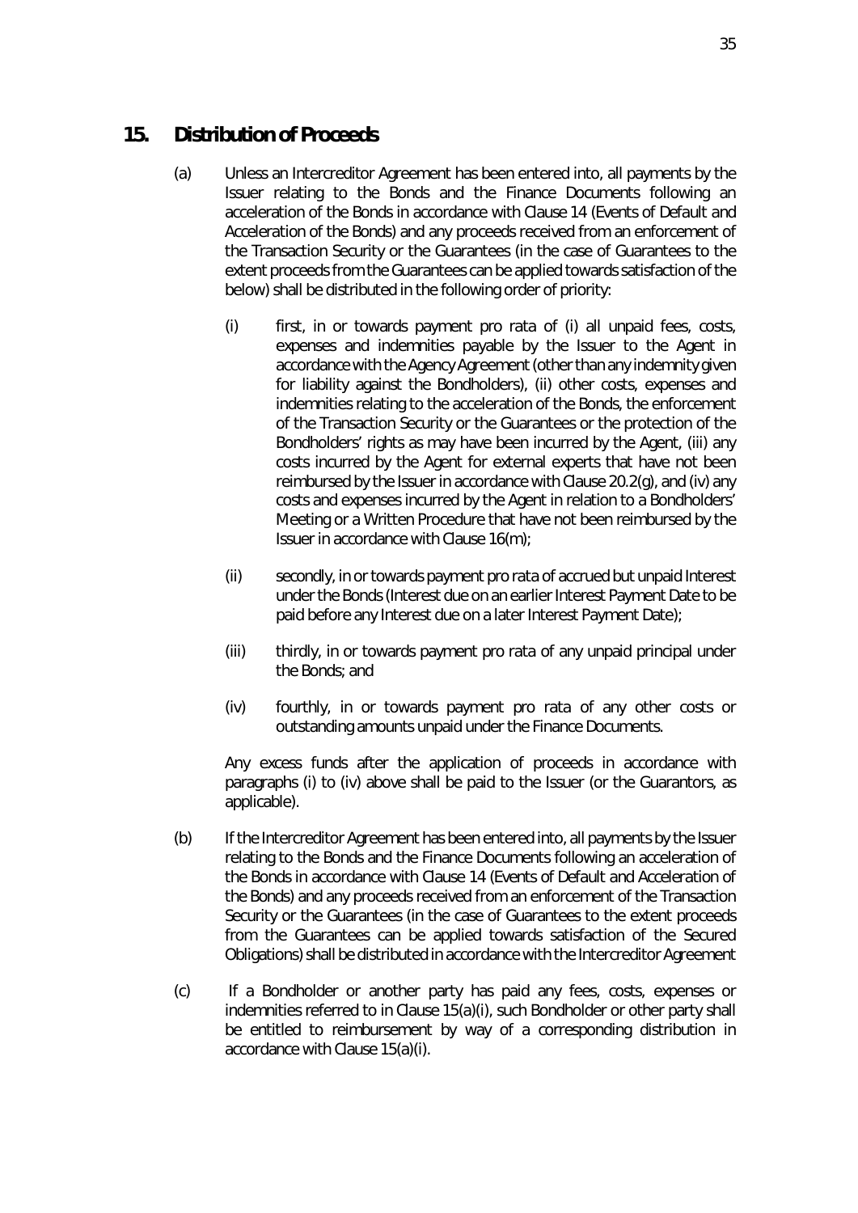## 15. Distribution of Proceeds

(a) Unless an Intercreditor Agreement has been entered into, all payments by the Issuer relating to the Bonds and the Finance Documents following an acceleration of the Bonds in accordance with Clause 14 (Events of Default and Acceleration of the Bonds) and any proceeds received from an enforcement of the Transaction Security or the Guarantees (in the case of Guarantees to the extent proceeds from the Guarantees can be applied towards satisfaction of the below) shall be distributed in the following order of priority:

(i) first, in or towards payment pro rata of (i) all unpaid fees, costs, expenses and indemnities payable by the Issuer to the Agent in accordance with the Agency Agreement (other than any indemnity given for liability against the Bondholders), (ii) other costs, expenses and indemnities relating to the acceleration of the Bonds, the enforcement of the Transaction Security or the Guarantees or the protection of the Bondholders' rights as may have been incurred by the Agent, (iii) any costs incurred by the Agent for external experts that have not been reimbursed by the Issuer in accordance with Clause 20.2(g), and (iv) any costs and expenses incurred by the Agent in relation to a Bondholders' Meeting or a Written Procedure that have not been reimbursed by the Issuer in accordance with Clause 16(m);

(ii) secondly, in or towards payment pro rata of accrued but unpaid Interest under the Bonds (Interest due on an earlier Interest Payment Date to be paid before any Interest due on a later Interest Payment Date);

(iii) thirdly, in or towards payment pro rata of any unpaid principal under the Bonds; and

(iv) fourthly, in or towards payment pro rata of any other costs or outstanding amounts unpaid under the Finance Documents.

Any excess funds after the application of proceeds in accordance with paragraphs (i) to (iv) above shall be paid to the Issuer (or the Guarantors, as applicable).

(b) If the Intercreditor Agreement has been entered into, all payments by the Issuer relating to the Bonds and the Finance Documents following an acceleration of the Bonds in accordance with Clause 14 (Events of Default and Acceleration of the Bonds) and any proceeds received from an enforcement of the Transaction Security or the Guarantees (in the case of Guarantees to the extent proceeds from the Guarantees can be applied towards satisfaction of the Secured Obligations) shall be distributed in accordance with the Intercreditor Agreement

(c) If a Bondholder or another party has paid any fees, costs, expenses or indemnities referred to in Clause 15(a)(i), such Bondholder or other party shall be entitled to reimbursement by way of a corresponding distribution in accordance with Clause 15(a)(i).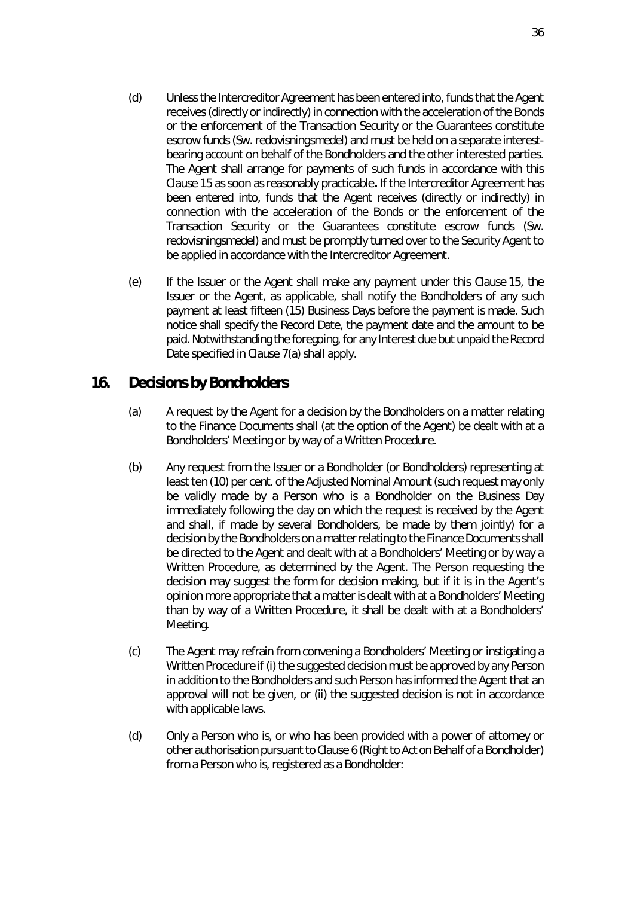(d) Unless the Intercreditor Agreement has been entered into, funds that the Agent receives (directly or indirectly) in connection with the acceleration of the Bonds or the enforcement of the Transaction Security or the Guarantees constitute escrow funds (Sw. *redovisningsmedel*) and must be held on a separate interest-bearing account on behalf of the Bondholders and the other interested parties. The Agent shall arrange for payments of such funds in accordance with this Clause 15 as soon as reasonably practicable**.** If the Intercreditor Agreement has been entered into, funds that the Agent receives (directly or indirectly) in connection with the acceleration of the Bonds or the enforcement of the Transaction Security or the Guarantees constitute escrow funds (Sw. *redovisningsmedel*) and must be promptly turned over to the Security Agent to be applied in accordance with the Intercreditor Agreement.

(e) If the Issuer or the Agent shall make any payment under this Clause 15, the Issuer or the Agent, as applicable, shall notify the Bondholders of any such payment at least fifteen (15) Business Days before the payment is made. Such notice shall specify the Record Date, the payment date and the amount to be paid. Notwithstanding the foregoing, for any Interest due but unpaid the Record Date specified in Clause 7(a) shall apply.

## 16. Decisions by Bondholders

(a) A request by the Agent for a decision by the Bondholders on a matter relating to the Finance Documents shall (at the option of the Agent) be dealt with at a Bondholders' Meeting or by way of a Written Procedure.

(b) Any request from the Issuer or a Bondholder (or Bondholders) representing at least ten (10) per cent. of the Adjusted Nominal Amount (such request may only be validly made by a Person who is a Bondholder on the Business Day immediately following the day on which the request is received by the Agent and shall, if made by several Bondholders, be made by them jointly) for a decision by the Bondholders on a matter relating to the Finance Documents shall be directed to the Agent and dealt with at a Bondholders' Meeting or by way a Written Procedure, as determined by the Agent. The Person requesting the decision may suggest the form for decision making, but if it is in the Agent's opinion more appropriate that a matter is dealt with at a Bondholders' Meeting than by way of a Written Procedure, it shall be dealt with at a Bondholders' Meeting.

(c) The Agent may refrain from convening a Bondholders' Meeting or instigating a Written Procedure if (i) the suggested decision must be approved by any Person in addition to the Bondholders and such Person has informed the Agent that an approval will not be given, or (ii) the suggested decision is not in accordance with applicable laws.

(d) Only a Person who is, or who has been provided with a power of attorney or other authorisation pursuant to Clause 6 (*Right to Act on Behalf of a Bondholder*) from a Person who is, registered as a Bondholder: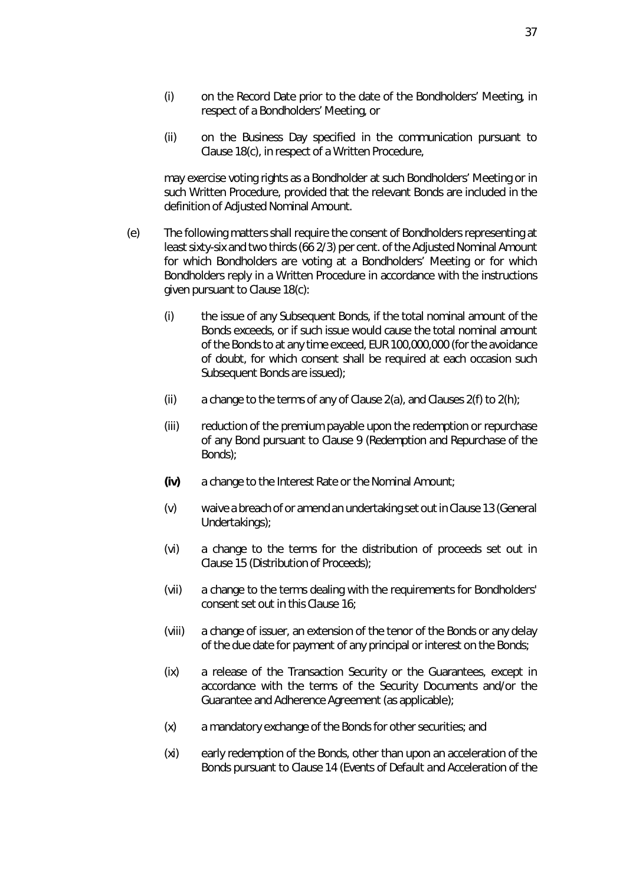(i) on the Record Date prior to the date of the Bondholders' Meeting, in respect of a Bondholders' Meeting, or

(ii) on the Business Day specified in the communication pursuant to Clause 18(c), in respect of a Written Procedure,

may exercise voting rights as a Bondholder at such Bondholders' Meeting or in such Written Procedure, provided that the relevant Bonds are included in the definition of Adjusted Nominal Amount.

(e) The following matters shall require the consent of Bondholders representing at least sixty-six and two thirds (66 2/3) per cent. of the Adjusted Nominal Amount for which Bondholders are voting at a Bondholders' Meeting or for which Bondholders reply in a Written Procedure in accordance with the instructions given pursuant to Clause 18(c):

(i) the issue of any Subsequent Bonds, if the total nominal amount of the Bonds exceeds, or if such issue would cause the total nominal amount of the Bonds to at any time exceed, EUR 100,000,000 (for the avoidance of doubt, for which consent shall be required at each occasion such Subsequent Bonds are issued);

(ii) a change to the terms of any of Clause 2(a), and Clauses 2(f) to 2(h);

(iii) reduction of the premium payable upon the redemption or repurchase of any Bond pursuant to Clause 9 (*Redemption and Repurchase of the Bonds*);

**(iv)** a change to the Interest Rate or the Nominal Amount;

(v) waive a breach of or amend an undertaking set out in Clause 13 (*General Undertakings*);

(vi) a change to the terms for the distribution of proceeds set out in Clause 15 (*Distribution of Proceeds*);

(vii) a change to the terms dealing with the requirements for Bondholders' consent set out in this Clause 16;

(viii) a change of issuer, an extension of the tenor of the Bonds or any delay of the due date for payment of any principal or interest on the Bonds;

(ix) a release of the Transaction Security or the Guarantees, except in accordance with the terms of the Security Documents and/or the Guarantee and Adherence Agreement (as applicable);

(x) a mandatory exchange of the Bonds for other securities; and

(xi) early redemption of the Bonds, other than upon an acceleration of the Bonds pursuant to Clause 14 (*Events of Default and Acceleration of the*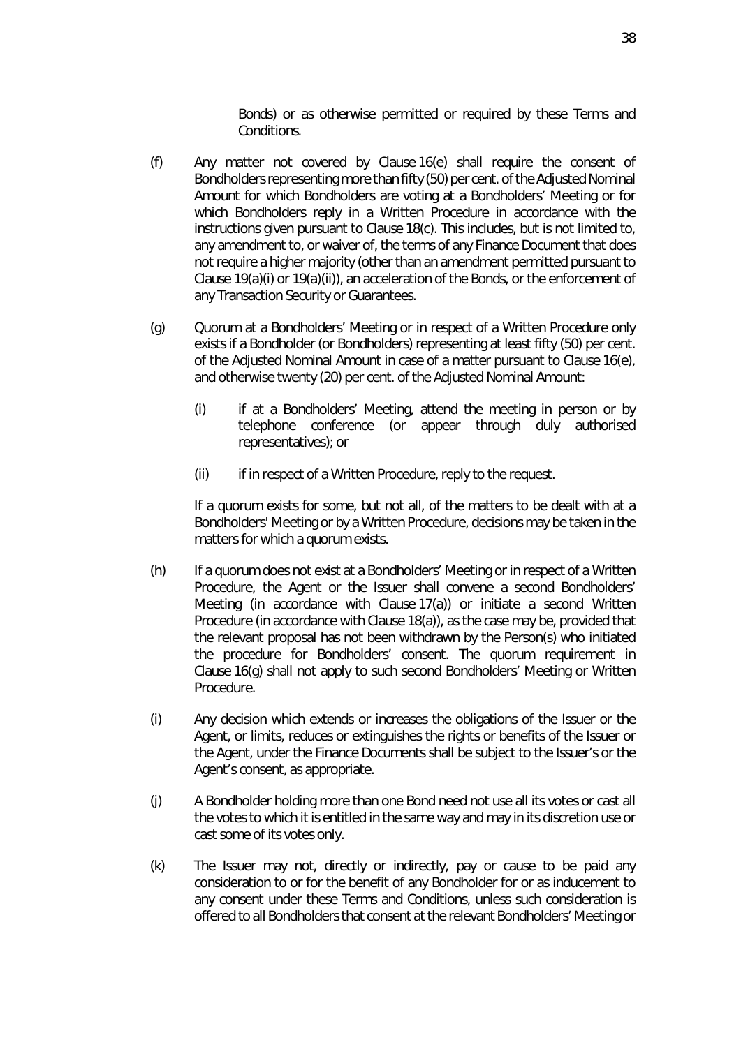Bonds) or as otherwise permitted or required by these Terms and Conditions.

(f) Any matter not covered by Clause 16(e) shall require the consent of Bondholders representing more than fifty (50) per cent. of the Adjusted Nominal Amount for which Bondholders are voting at a Bondholders' Meeting or for which Bondholders reply in a Written Procedure in accordance with the instructions given pursuant to Clause 18(c). This includes, but is not limited to, any amendment to, or waiver of, the terms of any Finance Document that does not require a higher majority (other than an amendment permitted pursuant to Clause 19(a)(i) or 19(a)(ii)), an acceleration of the Bonds, or the enforcement of any Transaction Security or Guarantees.

(g) Quorum at a Bondholders' Meeting or in respect of a Written Procedure only exists if a Bondholder (or Bondholders) representing at least fifty (50) per cent. of the Adjusted Nominal Amount in case of a matter pursuant to Clause 16(e), and otherwise twenty (20) per cent. of the Adjusted Nominal Amount:

   (i) if at a Bondholders' Meeting, attend the meeting in person or by telephone conference (or appear through duly authorised representatives); or

   (ii) if in respect of a Written Procedure, reply to the request.

   If a quorum exists for some, but not all, of the matters to be dealt with at a Bondholders' Meeting or by a Written Procedure, decisions may be taken in the matters for which a quorum exists.

(h) If a quorum does not exist at a Bondholders' Meeting or in respect of a Written Procedure, the Agent or the Issuer shall convene a second Bondholders' Meeting (in accordance with Clause 17(a)) or initiate a second Written Procedure (in accordance with Clause 18(a)), as the case may be, provided that the relevant proposal has not been withdrawn by the Person(s) who initiated the procedure for Bondholders' consent. The quorum requirement in Clause 16(g) shall not apply to such second Bondholders' Meeting or Written Procedure.

(i) Any decision which extends or increases the obligations of the Issuer or the Agent, or limits, reduces or extinguishes the rights or benefits of the Issuer or the Agent, under the Finance Documents shall be subject to the Issuer's or the Agent's consent, as appropriate.

(j) A Bondholder holding more than one Bond need not use all its votes or cast all the votes to which it is entitled in the same way and may in its discretion use or cast some of its votes only.

(k) The Issuer may not, directly or indirectly, pay or cause to be paid any consideration to or for the benefit of any Bondholder for or as inducement to any consent under these Terms and Conditions, unless such consideration is offered to all Bondholders that consent at the relevant Bondholders' Meeting or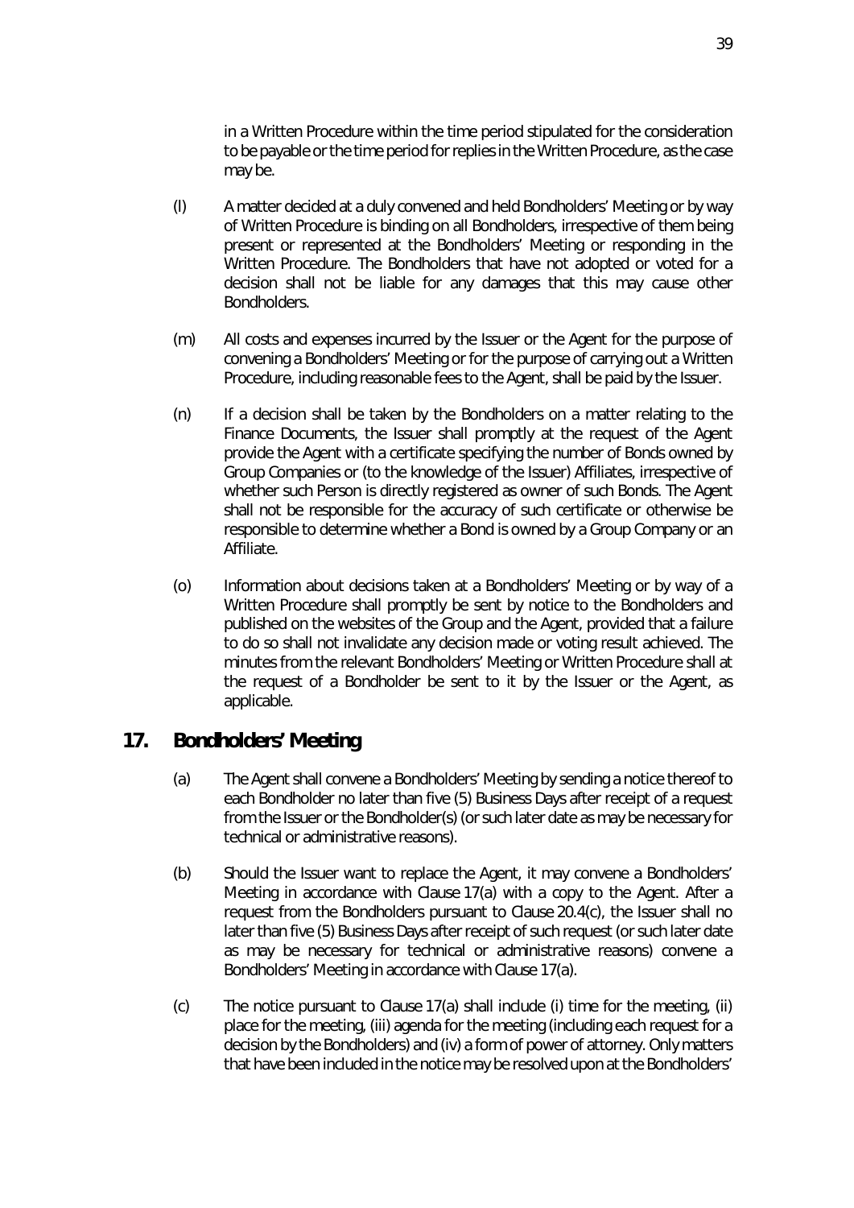in a Written Procedure within the time period stipulated for the consideration to be payable or the time period for replies in the Written Procedure, as the case may be.

(l) A matter decided at a duly convened and held Bondholders' Meeting or by way of Written Procedure is binding on all Bondholders, irrespective of them being present or represented at the Bondholders' Meeting or responding in the Written Procedure. The Bondholders that have not adopted or voted for a decision shall not be liable for any damages that this may cause other Bondholders.

(m) All costs and expenses incurred by the Issuer or the Agent for the purpose of convening a Bondholders' Meeting or for the purpose of carrying out a Written Procedure, including reasonable fees to the Agent, shall be paid by the Issuer.

(n) If a decision shall be taken by the Bondholders on a matter relating to the Finance Documents, the Issuer shall promptly at the request of the Agent provide the Agent with a certificate specifying the number of Bonds owned by Group Companies or (to the knowledge of the Issuer) Affiliates, irrespective of whether such Person is directly registered as owner of such Bonds. The Agent shall not be responsible for the accuracy of such certificate or otherwise be responsible to determine whether a Bond is owned by a Group Company or an Affiliate.

(o) Information about decisions taken at a Bondholders' Meeting or by way of a Written Procedure shall promptly be sent by notice to the Bondholders and published on the websites of the Group and the Agent, provided that a failure to do so shall not invalidate any decision made or voting result achieved. The minutes from the relevant Bondholders' Meeting or Written Procedure shall at the request of a Bondholder be sent to it by the Issuer or the Agent, as applicable.

## 17. Bondholders' Meeting

(a) The Agent shall convene a Bondholders' Meeting by sending a notice thereof to each Bondholder no later than five (5) Business Days after receipt of a request from the Issuer or the Bondholder(s) (or such later date as may be necessary for technical or administrative reasons).

(b) Should the Issuer want to replace the Agent, it may convene a Bondholders' Meeting in accordance with Clause 17(a) with a copy to the Agent. After a request from the Bondholders pursuant to Clause 20.4(c), the Issuer shall no later than five (5) Business Days after receipt of such request (or such later date as may be necessary for technical or administrative reasons) convene a Bondholders' Meeting in accordance with Clause 17(a).

(c) The notice pursuant to Clause 17(a) shall include (i) time for the meeting, (ii) place for the meeting, (iii) agenda for the meeting (including each request for a decision by the Bondholders) and (iv) a form of power of attorney. Only matters that have been included in the notice may be resolved upon at the Bondholders'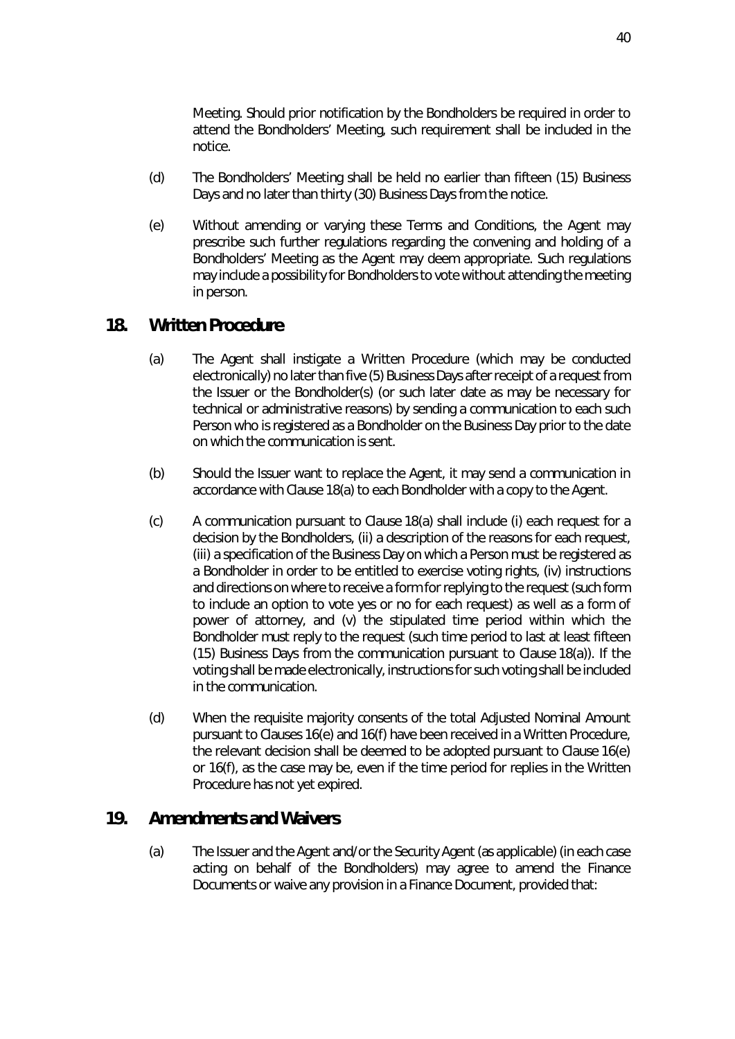Meeting. Should prior notification by the Bondholders be required in order to attend the Bondholders' Meeting, such requirement shall be included in the notice.

(d) The Bondholders' Meeting shall be held no earlier than fifteen (15) Business Days and no later than thirty (30) Business Days from the notice.

(e) Without amending or varying these Terms and Conditions, the Agent may prescribe such further regulations regarding the convening and holding of a Bondholders' Meeting as the Agent may deem appropriate. Such regulations may include a possibility for Bondholders to vote without attending the meeting in person.

## 18. Written Procedure

(a) The Agent shall instigate a Written Procedure (which may be conducted electronically) no later than five (5) Business Days after receipt of a request from the Issuer or the Bondholder(s) (or such later date as may be necessary for technical or administrative reasons) by sending a communication to each such Person who is registered as a Bondholder on the Business Day prior to the date on which the communication is sent.

(b) Should the Issuer want to replace the Agent, it may send a communication in accordance with Clause 18(a) to each Bondholder with a copy to the Agent.

(c) A communication pursuant to Clause 18(a) shall include (i) each request for a decision by the Bondholders, (ii) a description of the reasons for each request, (iii) a specification of the Business Day on which a Person must be registered as a Bondholder in order to be entitled to exercise voting rights, (iv) instructions and directions on where to receive a form for replying to the request (such form to include an option to vote yes or no for each request) as well as a form of power of attorney, and (v) the stipulated time period within which the Bondholder must reply to the request (such time period to last at least fifteen (15) Business Days from the communication pursuant to Clause 18(a)). If the voting shall be made electronically, instructions for such voting shall be included in the communication.

(d) When the requisite majority consents of the total Adjusted Nominal Amount pursuant to Clauses 16(e) and 16(f) have been received in a Written Procedure, the relevant decision shall be deemed to be adopted pursuant to Clause 16(e) or 16(f), as the case may be, even if the time period for replies in the Written Procedure has not yet expired.

## 19. Amendments and Waivers

(a) The Issuer and the Agent and/or the Security Agent (as applicable) (in each case acting on behalf of the Bondholders) may agree to amend the Finance Documents or waive any provision in a Finance Document, provided that: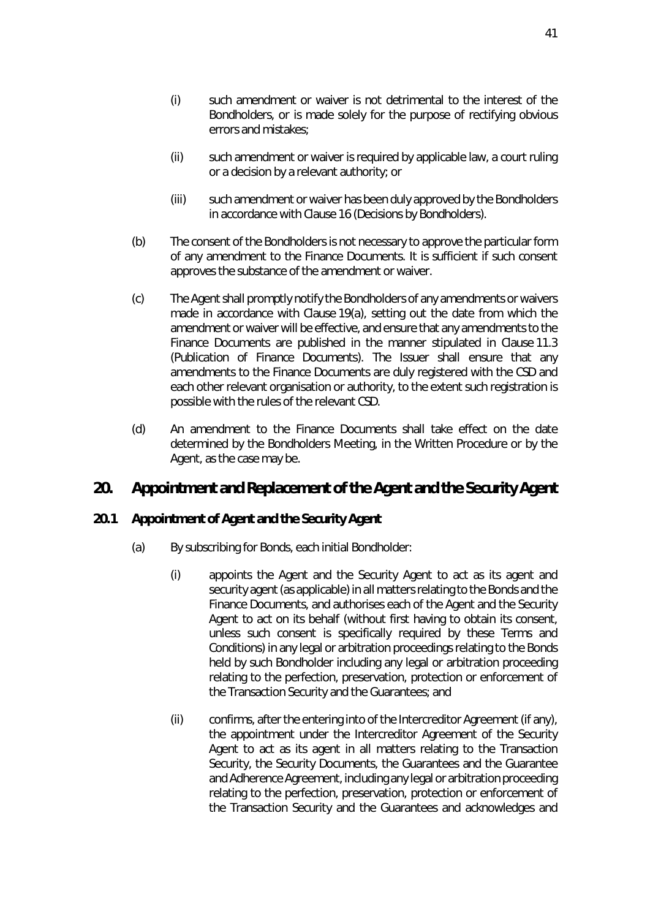(i) such amendment or waiver is not detrimental to the interest of the Bondholders, or is made solely for the purpose of rectifying obvious errors and mistakes;

(ii) such amendment or waiver is required by applicable law, a court ruling or a decision by a relevant authority; or

(iii) such amendment or waiver has been duly approved by the Bondholders in accordance with Clause 16 (Decisions by Bondholders).

(b) The consent of the Bondholders is not necessary to approve the particular form of any amendment to the Finance Documents. It is sufficient if such consent approves the substance of the amendment or waiver.

(c) The Agent shall promptly notify the Bondholders of any amendments or waivers made in accordance with Clause 19(a), setting out the date from which the amendment or waiver will be effective, and ensure that any amendments to the Finance Documents are published in the manner stipulated in Clause 11.3 (Publication of Finance Documents). The Issuer shall ensure that any amendments to the Finance Documents are duly registered with the CSD and each other relevant organisation or authority, to the extent such registration is possible with the rules of the relevant CSD.

(d) An amendment to the Finance Documents shall take effect on the date determined by the Bondholders Meeting, in the Written Procedure or by the Agent, as the case may be.

# 20. Appointment and Replacement of the Agent and the Security Agent

## 20.1 Appointment of Agent and the Security Agent

(a) By subscribing for Bonds, each initial Bondholder:

(i) appoints the Agent and the Security Agent to act as its agent and security agent (as applicable) in all matters relating to the Bonds and the Finance Documents, and authorises each of the Agent and the Security Agent to act on its behalf (without first having to obtain its consent, unless such consent is specifically required by these Terms and Conditions) in any legal or arbitration proceedings relating to the Bonds held by such Bondholder including any legal or arbitration proceeding relating to the perfection, preservation, protection or enforcement of the Transaction Security and the Guarantees; and

(ii) confirms, after the entering into of the Intercreditor Agreement (if any), the appointment under the Intercreditor Agreement of the Security Agent to act as its agent in all matters relating to the Transaction Security, the Security Documents, the Guarantees and the Guarantee and Adherence Agreement, including any legal or arbitration proceeding relating to the perfection, preservation, protection or enforcement of the Transaction Security and the Guarantees and acknowledges and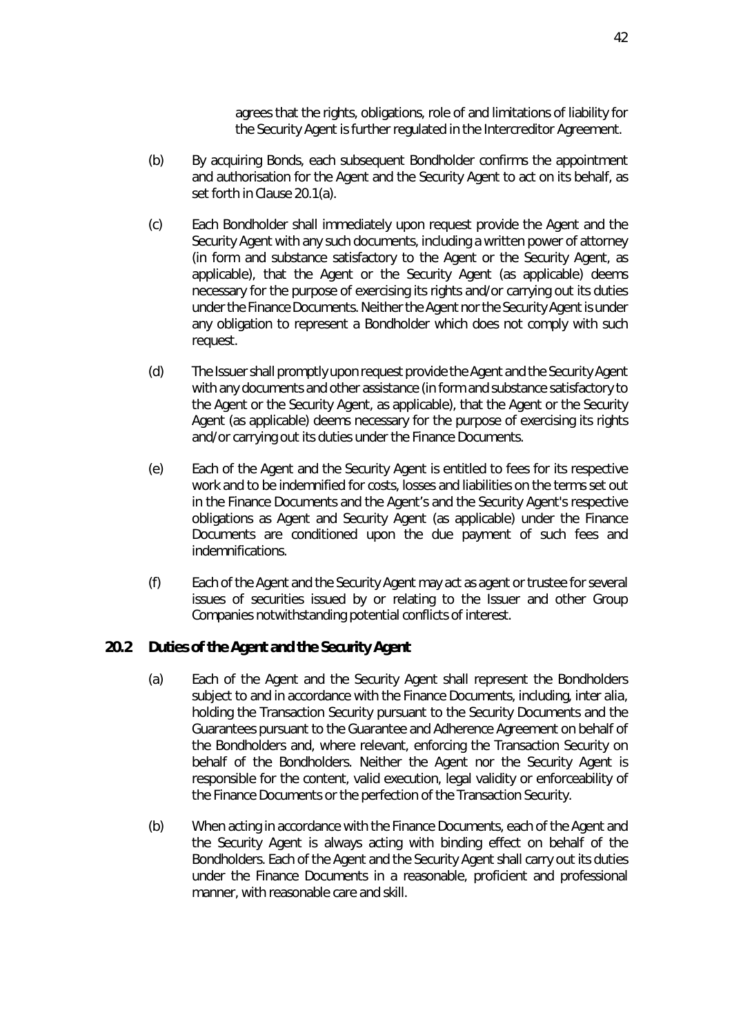agrees that the rights, obligations, role of and limitations of liability for the Security Agent is further regulated in the Intercreditor Agreement.

(b) By acquiring Bonds, each subsequent Bondholder confirms the appointment and authorisation for the Agent and the Security Agent to act on its behalf, as set forth in Clause 20.1(a).

(c) Each Bondholder shall immediately upon request provide the Agent and the Security Agent with any such documents, including a written power of attorney (in form and substance satisfactory to the Agent or the Security Agent, as applicable), that the Agent or the Security Agent (as applicable) deems necessary for the purpose of exercising its rights and/or carrying out its duties under the Finance Documents. Neither the Agent nor the Security Agent is under any obligation to represent a Bondholder which does not comply with such request.

(d) The Issuer shall promptly upon request provide the Agent and the Security Agent with any documents and other assistance (in form and substance satisfactory to the Agent or the Security Agent, as applicable), that the Agent or the Security Agent (as applicable) deems necessary for the purpose of exercising its rights and/or carrying out its duties under the Finance Documents.

(e) Each of the Agent and the Security Agent is entitled to fees for its respective work and to be indemnified for costs, losses and liabilities on the terms set out in the Finance Documents and the Agent's and the Security Agent's respective obligations as Agent and Security Agent (as applicable) under the Finance Documents are conditioned upon the due payment of such fees and indemnifications.

(f) Each of the Agent and the Security Agent may act as agent or trustee for several issues of securities issued by or relating to the Issuer and other Group Companies notwithstanding potential conflicts of interest.

### 20.2 Duties of the Agent and the Security Agent

(a) Each of the Agent and the Security Agent shall represent the Bondholders subject to and in accordance with the Finance Documents, including, inter alia, holding the Transaction Security pursuant to the Security Documents and the Guarantees pursuant to the Guarantee and Adherence Agreement on behalf of the Bondholders and, where relevant, enforcing the Transaction Security on behalf of the Bondholders. Neither the Agent nor the Security Agent is responsible for the content, valid execution, legal validity or enforceability of the Finance Documents or the perfection of the Transaction Security.

(b) When acting in accordance with the Finance Documents, each of the Agent and the Security Agent is always acting with binding effect on behalf of the Bondholders. Each of the Agent and the Security Agent shall carry out its duties under the Finance Documents in a reasonable, proficient and professional manner, with reasonable care and skill.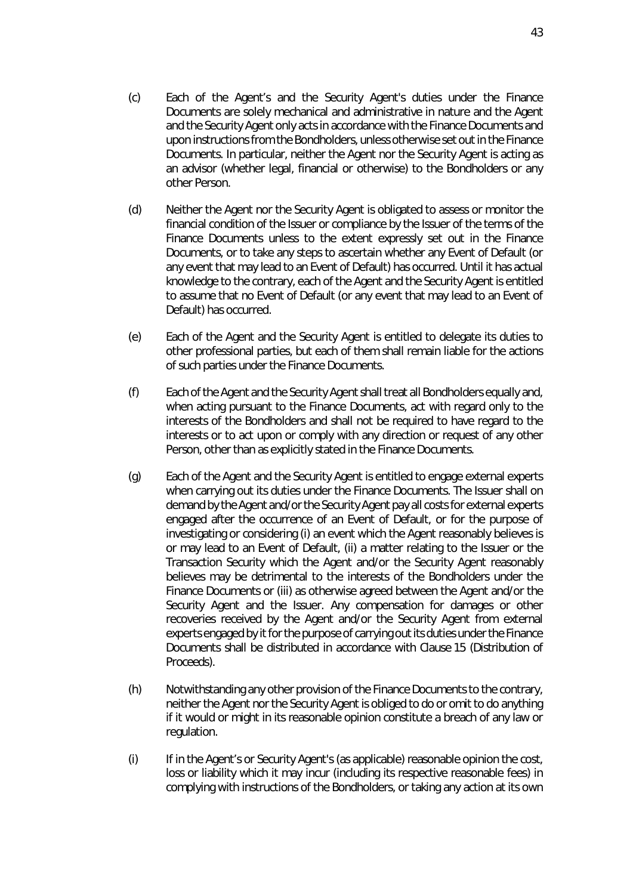(c) Each of the Agent's and the Security Agent's duties under the Finance Documents are solely mechanical and administrative in nature and the Agent and the Security Agent only acts in accordance with the Finance Documents and upon instructions from the Bondholders, unless otherwise set out in the Finance Documents. In particular, neither the Agent nor the Security Agent is acting as an advisor (whether legal, financial or otherwise) to the Bondholders or any other Person.

(d) Neither the Agent nor the Security Agent is obligated to assess or monitor the financial condition of the Issuer or compliance by the Issuer of the terms of the Finance Documents unless to the extent expressly set out in the Finance Documents, or to take any steps to ascertain whether any Event of Default (or any event that may lead to an Event of Default) has occurred. Until it has actual knowledge to the contrary, each of the Agent and the Security Agent is entitled to assume that no Event of Default (or any event that may lead to an Event of Default) has occurred.

(e) Each of the Agent and the Security Agent is entitled to delegate its duties to other professional parties, but each of them shall remain liable for the actions of such parties under the Finance Documents.

(f) Each of the Agent and the Security Agent shall treat all Bondholders equally and, when acting pursuant to the Finance Documents, act with regard only to the interests of the Bondholders and shall not be required to have regard to the interests or to act upon or comply with any direction or request of any other Person, other than as explicitly stated in the Finance Documents.

(g) Each of the Agent and the Security Agent is entitled to engage external experts when carrying out its duties under the Finance Documents. The Issuer shall on demand by the Agent and/or the Security Agent pay all costs for external experts engaged after the occurrence of an Event of Default, or for the purpose of investigating or considering (i) an event which the Agent reasonably believes is or may lead to an Event of Default, (ii) a matter relating to the Issuer or the Transaction Security which the Agent and/or the Security Agent reasonably believes may be detrimental to the interests of the Bondholders under the Finance Documents or (iii) as otherwise agreed between the Agent and/or the Security Agent and the Issuer. Any compensation for damages or other recoveries received by the Agent and/or the Security Agent from external experts engaged by it for the purpose of carrying out its duties under the Finance Documents shall be distributed in accordance with Clause 15 (Distribution of Proceeds).

(h) Notwithstanding any other provision of the Finance Documents to the contrary, neither the Agent nor the Security Agent is obliged to do or omit to do anything if it would or might in its reasonable opinion constitute a breach of any law or regulation.

(i) If in the Agent's or Security Agent's (as applicable) reasonable opinion the cost, loss or liability which it may incur (including its respective reasonable fees) in complying with instructions of the Bondholders, or taking any action at its own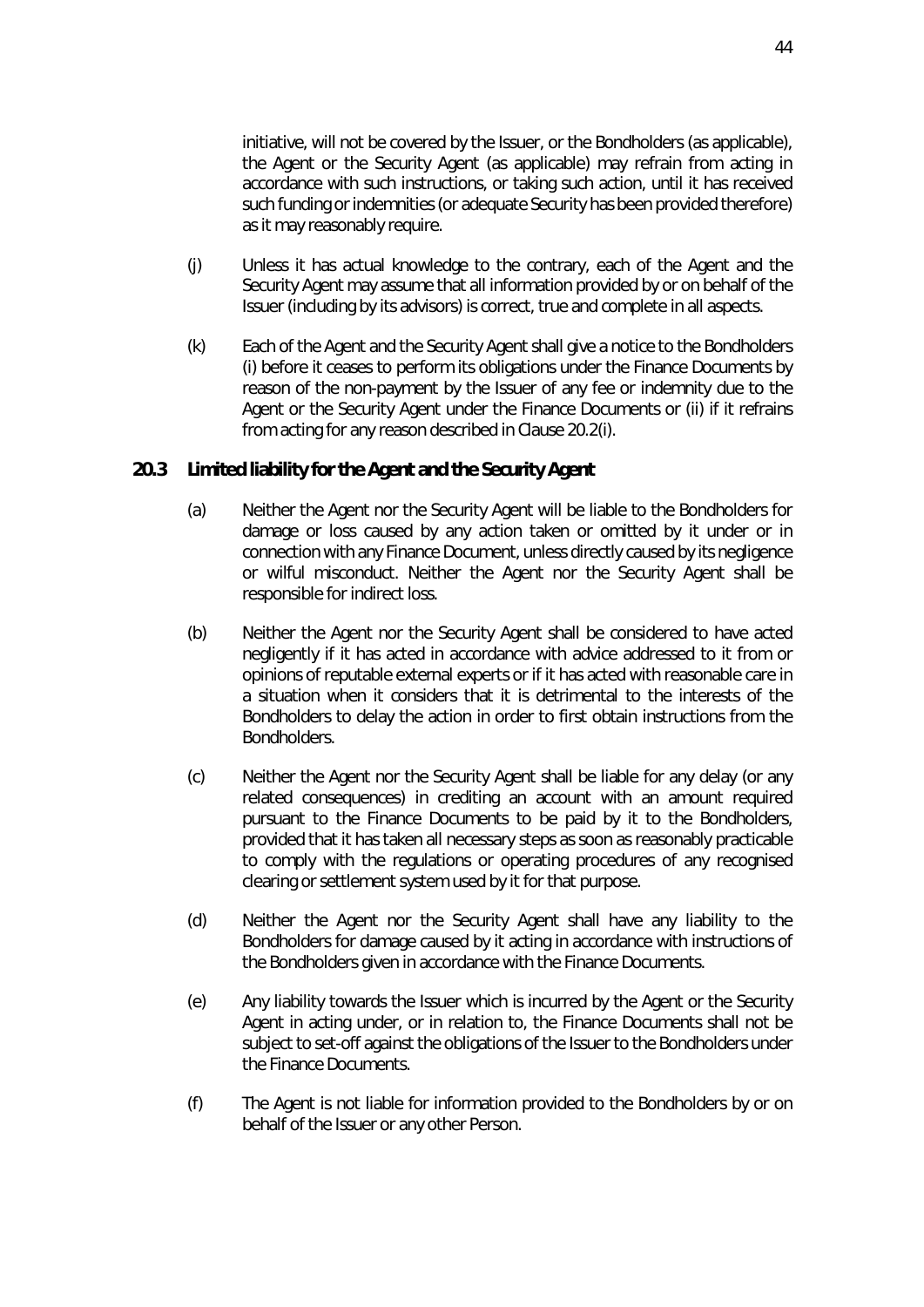initiative, will not be covered by the Issuer, or the Bondholders (as applicable), the Agent or the Security Agent (as applicable) may refrain from acting in accordance with such instructions, or taking such action, until it has received such funding or indemnities (or adequate Security has been provided therefore) as it may reasonably require.

(j) Unless it has actual knowledge to the contrary, each of the Agent and the Security Agent may assume that all information provided by or on behalf of the Issuer (including by its advisors) is correct, true and complete in all aspects.

(k) Each of the Agent and the Security Agent shall give a notice to the Bondholders (i) before it ceases to perform its obligations under the Finance Documents by reason of the non-payment by the Issuer of any fee or indemnity due to the Agent or the Security Agent under the Finance Documents or (ii) if it refrains from acting for any reason described in Clause 20.2(i).

### 20.3 Limited liability for the Agent and the Security Agent

(a) Neither the Agent nor the Security Agent will be liable to the Bondholders for damage or loss caused by any action taken or omitted by it under or in connection with any Finance Document, unless directly caused by its negligence or wilful misconduct. Neither the Agent nor the Security Agent shall be responsible for indirect loss.

(b) Neither the Agent nor the Security Agent shall be considered to have acted negligently if it has acted in accordance with advice addressed to it from or opinions of reputable external experts or if it has acted with reasonable care in a situation when it considers that it is detrimental to the interests of the Bondholders to delay the action in order to first obtain instructions from the Bondholders.

(c) Neither the Agent nor the Security Agent shall be liable for any delay (or any related consequences) in crediting an account with an amount required pursuant to the Finance Documents to be paid by it to the Bondholders, provided that it has taken all necessary steps as soon as reasonably practicable to comply with the regulations or operating procedures of any recognised clearing or settlement system used by it for that purpose.

(d) Neither the Agent nor the Security Agent shall have any liability to the Bondholders for damage caused by it acting in accordance with instructions of the Bondholders given in accordance with the Finance Documents.

(e) Any liability towards the Issuer which is incurred by the Agent or the Security Agent in acting under, or in relation to, the Finance Documents shall not be subject to set-off against the obligations of the Issuer to the Bondholders under the Finance Documents.

(f) The Agent is not liable for information provided to the Bondholders by or on behalf of the Issuer or any other Person.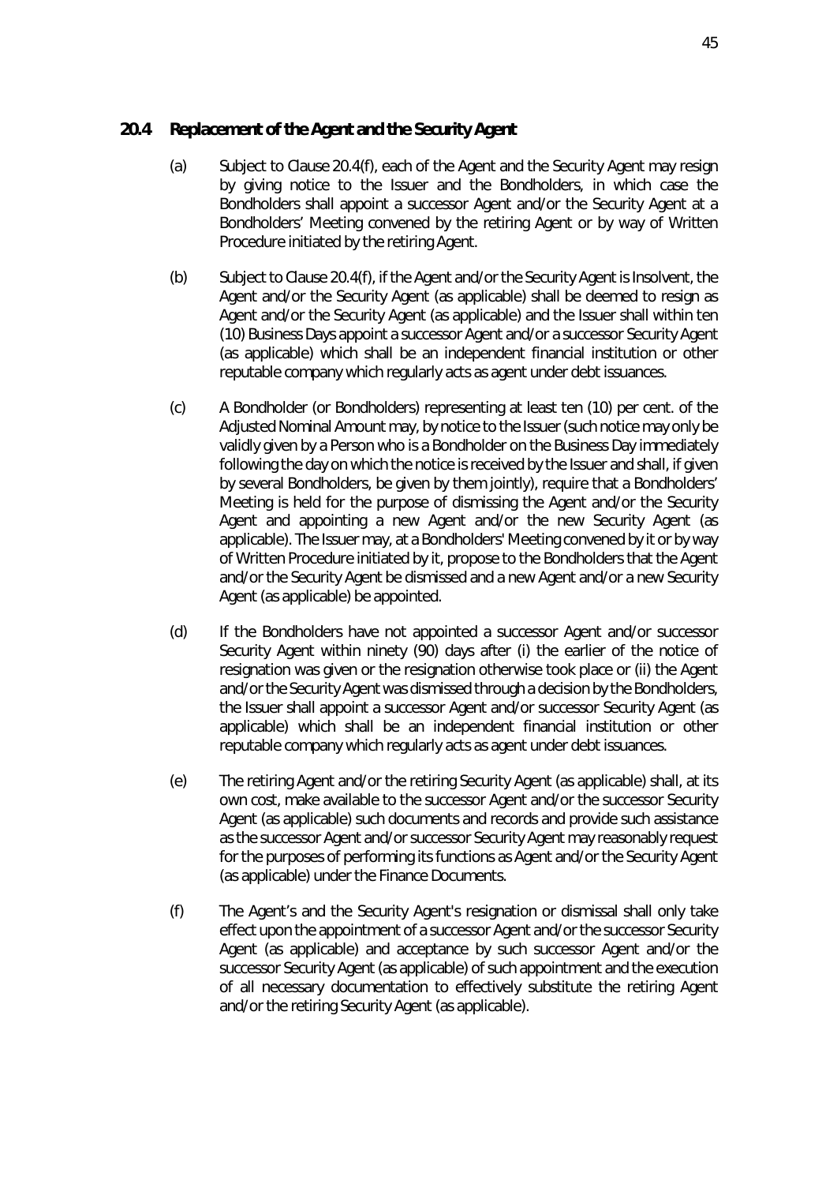## 20.4 Replacement of the Agent and the Security Agent

(a) Subject to Clause 20.4(f), each of the Agent and the Security Agent may resign by giving notice to the Issuer and the Bondholders, in which case the Bondholders shall appoint a successor Agent and/or the Security Agent at a Bondholders' Meeting convened by the retiring Agent or by way of Written Procedure initiated by the retiring Agent.

(b) Subject to Clause 20.4(f), if the Agent and/or the Security Agent is Insolvent, the Agent and/or the Security Agent (as applicable) shall be deemed to resign as Agent and/or the Security Agent (as applicable) and the Issuer shall within ten (10) Business Days appoint a successor Agent and/or a successor Security Agent (as applicable) which shall be an independent financial institution or other reputable company which regularly acts as agent under debt issuances.

(c) A Bondholder (or Bondholders) representing at least ten (10) per cent. of the Adjusted Nominal Amount may, by notice to the Issuer (such notice may only be validly given by a Person who is a Bondholder on the Business Day immediately following the day on which the notice is received by the Issuer and shall, if given by several Bondholders, be given by them jointly), require that a Bondholders' Meeting is held for the purpose of dismissing the Agent and/or the Security Agent and appointing a new Agent and/or the new Security Agent (as applicable). The Issuer may, at a Bondholders' Meeting convened by it or by way of Written Procedure initiated by it, propose to the Bondholders that the Agent and/or the Security Agent be dismissed and a new Agent and/or a new Security Agent (as applicable) be appointed.

(d) If the Bondholders have not appointed a successor Agent and/or successor Security Agent within ninety (90) days after (i) the earlier of the notice of resignation was given or the resignation otherwise took place or (ii) the Agent and/or the Security Agent was dismissed through a decision by the Bondholders, the Issuer shall appoint a successor Agent and/or successor Security Agent (as applicable) which shall be an independent financial institution or other reputable company which regularly acts as agent under debt issuances.

(e) The retiring Agent and/or the retiring Security Agent (as applicable) shall, at its own cost, make available to the successor Agent and/or the successor Security Agent (as applicable) such documents and records and provide such assistance as the successor Agent and/or successor Security Agent may reasonably request for the purposes of performing its functions as Agent and/or the Security Agent (as applicable) under the Finance Documents.

(f) The Agent's and the Security Agent's resignation or dismissal shall only take effect upon the appointment of a successor Agent and/or the successor Security Agent (as applicable) and acceptance by such successor Agent and/or the successor Security Agent (as applicable) of such appointment and the execution of all necessary documentation to effectively substitute the retiring Agent and/or the retiring Security Agent (as applicable).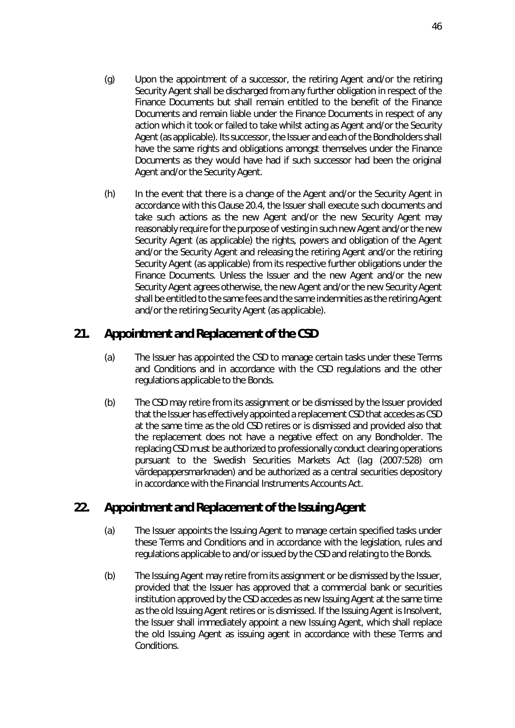(g) Upon the appointment of a successor, the retiring Agent and/or the retiring Security Agent shall be discharged from any further obligation in respect of the Finance Documents but shall remain entitled to the benefit of the Finance Documents and remain liable under the Finance Documents in respect of any action which it took or failed to take whilst acting as Agent and/or the Security Agent (as applicable). Its successor, the Issuer and each of the Bondholders shall have the same rights and obligations amongst themselves under the Finance Documents as they would have had if such successor had been the original Agent and/or the Security Agent.

(h) In the event that there is a change of the Agent and/or the Security Agent in accordance with this Clause 20.4, the Issuer shall execute such documents and take such actions as the new Agent and/or the new Security Agent may reasonably require for the purpose of vesting in such new Agent and/or the new Security Agent (as applicable) the rights, powers and obligation of the Agent and/or the Security Agent and releasing the retiring Agent and/or the retiring Security Agent (as applicable) from its respective further obligations under the Finance Documents. Unless the Issuer and the new Agent and/or the new Security Agent agrees otherwise, the new Agent and/or the new Security Agent shall be entitled to the same fees and the same indemnities as the retiring Agent and/or the retiring Security Agent (as applicable).

## 21. Appointment and Replacement of the CSD

(a) The Issuer has appointed the CSD to manage certain tasks under these Terms and Conditions and in accordance with the CSD regulations and the other regulations applicable to the Bonds.

(b) The CSD may retire from its assignment or be dismissed by the Issuer provided that the Issuer has effectively appointed a replacement CSD that accedes as CSD at the same time as the old CSD retires or is dismissed and provided also that the replacement does not have a negative effect on any Bondholder. The replacing CSD must be authorized to professionally conduct clearing operations pursuant to the Swedish Securities Markets Act (lag (2007:528) om värdepappersmarknaden) and be authorized as a central securities depository in accordance with the Financial Instruments Accounts Act.

## 22. Appointment and Replacement of the Issuing Agent

(a) The Issuer appoints the Issuing Agent to manage certain specified tasks under these Terms and Conditions and in accordance with the legislation, rules and regulations applicable to and/or issued by the CSD and relating to the Bonds.

(b) The Issuing Agent may retire from its assignment or be dismissed by the Issuer, provided that the Issuer has approved that a commercial bank or securities institution approved by the CSD accedes as new Issuing Agent at the same time as the old Issuing Agent retires or is dismissed. If the Issuing Agent is Insolvent, the Issuer shall immediately appoint a new Issuing Agent, which shall replace the old Issuing Agent as issuing agent in accordance with these Terms and Conditions.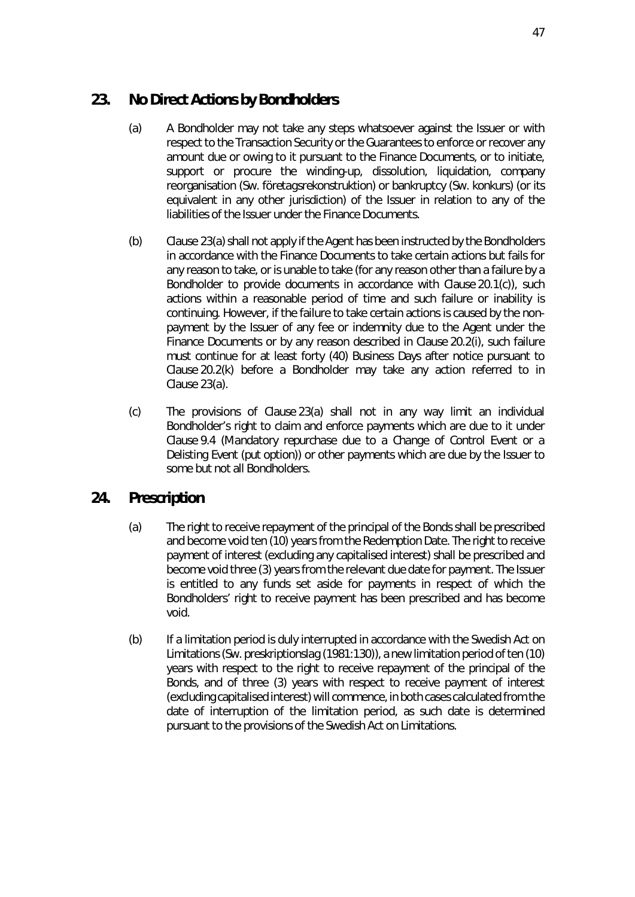## 23. No Direct Actions by Bondholders

(a) A Bondholder may not take any steps whatsoever against the Issuer or with respect to the Transaction Security or the Guarantees to enforce or recover any amount due or owing to it pursuant to the Finance Documents, or to initiate, support or procure the winding-up, dissolution, liquidation, company reorganisation (Sw. *företagsrekonstruktion*) or bankruptcy (Sw. *konkurs*) (or its equivalent in any other jurisdiction) of the Issuer in relation to any of the liabilities of the Issuer under the Finance Documents.

(b) Clause 23(a) shall not apply if the Agent has been instructed by the Bondholders in accordance with the Finance Documents to take certain actions but fails for any reason to take, or is unable to take (for any reason other than a failure by a Bondholder to provide documents in accordance with Clause 20.1(c)), such actions within a reasonable period of time and such failure or inability is continuing. However, if the failure to take certain actions is caused by the non-payment by the Issuer of any fee or indemnity due to the Agent under the Finance Documents or by any reason described in Clause 20.2(i), such failure must continue for at least forty (40) Business Days after notice pursuant to Clause 20.2(k) before a Bondholder may take any action referred to in Clause 23(a).

(c) The provisions of Clause 23(a) shall not in any way limit an individual Bondholder's right to claim and enforce payments which are due to it under Clause 9.4 (*Mandatory repurchase due to a Change of Control Event or a Delisting Event (put option)*) or other payments which are due by the Issuer to some but not all Bondholders.

## 24. Prescription

(a) The right to receive repayment of the principal of the Bonds shall be prescribed and become void ten (10) years from the Redemption Date. The right to receive payment of interest (excluding any capitalised interest) shall be prescribed and become void three (3) years from the relevant due date for payment. The Issuer is entitled to any funds set aside for payments in respect of which the Bondholders' right to receive payment has been prescribed and has become void.

(b) If a limitation period is duly interrupted in accordance with the Swedish Act on Limitations (Sw. *preskriptionslag (1981:130)*), a new limitation period of ten (10) years with respect to the right to receive repayment of the principal of the Bonds, and of three (3) years with respect to receive payment of interest (excluding capitalised interest) will commence, in both cases calculated from the date of interruption of the limitation period, as such date is determined pursuant to the provisions of the Swedish Act on Limitations.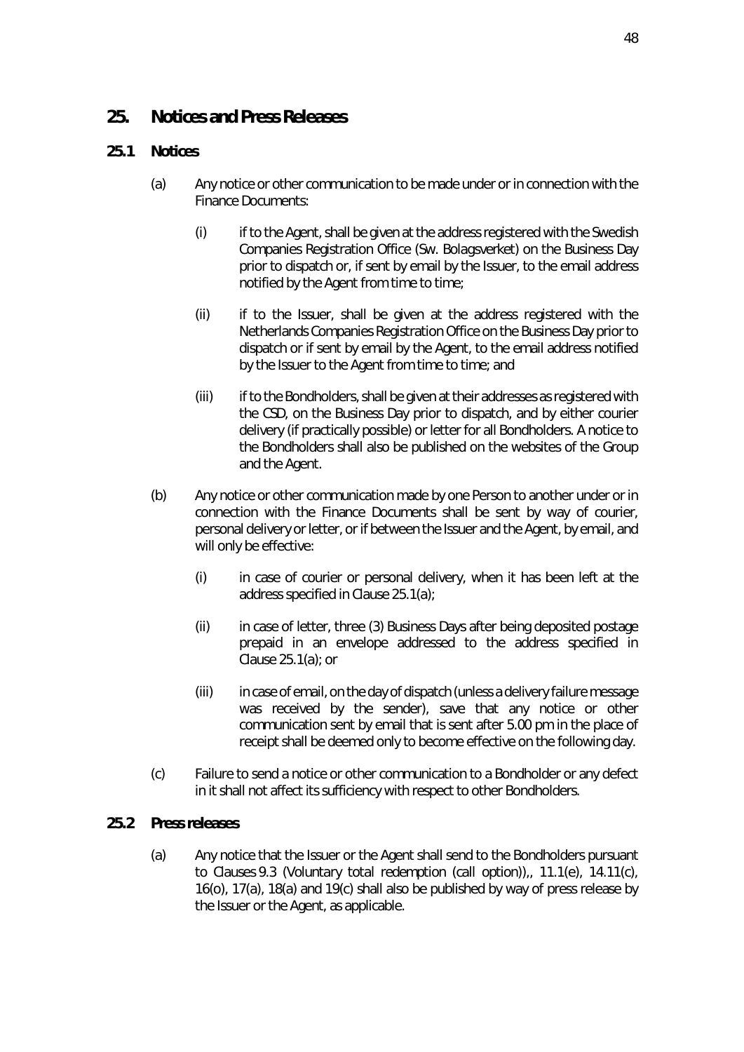## 25. Notices and Press Releases

### 25.1 Notices

(a) Any notice or other communication to be made under or in connection with the Finance Documents:

(i) if to the Agent, shall be given at the address registered with the Swedish Companies Registration Office (Sw. Bolagsverket) on the Business Day prior to dispatch or, if sent by email by the Issuer, to the email address notified by the Agent from time to time;

(ii) if to the Issuer, shall be given at the address registered with the Netherlands Companies Registration Office on the Business Day prior to dispatch or if sent by email by the Agent, to the email address notified by the Issuer to the Agent from time to time; and

(iii) if to the Bondholders, shall be given at their addresses as registered with the CSD, on the Business Day prior to dispatch, and by either courier delivery (if practically possible) or letter for all Bondholders. A notice to the Bondholders shall also be published on the websites of the Group and the Agent.

(b) Any notice or other communication made by one Person to another under or in connection with the Finance Documents shall be sent by way of courier, personal delivery or letter, or if between the Issuer and the Agent, by email, and will only be effective:

(i) in case of courier or personal delivery, when it has been left at the address specified in Clause 25.1(a);

(ii) in case of letter, three (3) Business Days after being deposited postage prepaid in an envelope addressed to the address specified in Clause 25.1(a); or

(iii) in case of email, on the day of dispatch (unless a delivery failure message was received by the sender), save that any notice or other communication sent by email that is sent after 5.00 pm in the place of receipt shall be deemed only to become effective on the following day.

(c) Failure to send a notice or other communication to a Bondholder or any defect in it shall not affect its sufficiency with respect to other Bondholders.

### 25.2 Press releases

(a) Any notice that the Issuer or the Agent shall send to the Bondholders pursuant to Clauses 9.3 (Voluntary total redemption (call option)),, 11.1(e), 14.11(c), 16(o), 17(a), 18(a) and 19(c) shall also be published by way of press release by the Issuer or the Agent, as applicable.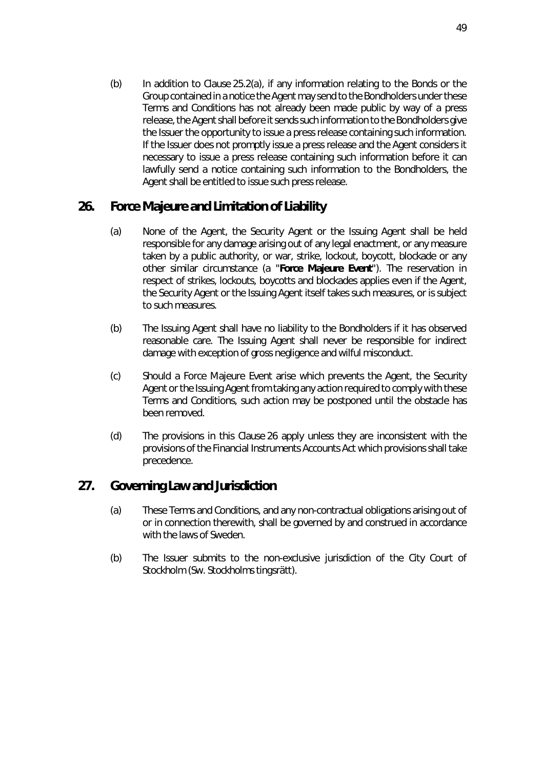(b) In addition to Clause 25.2(a), if any information relating to the Bonds or the Group contained in a notice the Agent may send to the Bondholders under these Terms and Conditions has not already been made public by way of a press release, the Agent shall before it sends such information to the Bondholders give the Issuer the opportunity to issue a press release containing such information. If the Issuer does not promptly issue a press release and the Agent considers it necessary to issue a press release containing such information before it can lawfully send a notice containing such information to the Bondholders, the Agent shall be entitled to issue such press release.

## 26. Force Majeure and Limitation of Liability

(a) None of the Agent, the Security Agent or the Issuing Agent shall be held responsible for any damage arising out of any legal enactment, or any measure taken by a public authority, or war, strike, lockout, boycott, blockade or any other similar circumstance (a "**Force Majeure Event**"). The reservation in respect of strikes, lockouts, boycotts and blockades applies even if the Agent, the Security Agent or the Issuing Agent itself takes such measures, or is subject to such measures.

(b) The Issuing Agent shall have no liability to the Bondholders if it has observed reasonable care. The Issuing Agent shall never be responsible for indirect damage with exception of gross negligence and wilful misconduct.

(c) Should a Force Majeure Event arise which prevents the Agent, the Security Agent or the Issuing Agent from taking any action required to comply with these Terms and Conditions, such action may be postponed until the obstacle has been removed.

(d) The provisions in this Clause 26 apply unless they are inconsistent with the provisions of the Financial Instruments Accounts Act which provisions shall take precedence.

## 27. Governing Law and Jurisdiction

(a) These Terms and Conditions, and any non-contractual obligations arising out of or in connection therewith, shall be governed by and construed in accordance with the laws of Sweden.

(b) The Issuer submits to the non-exclusive jurisdiction of the City Court of Stockholm (Sw. Stockholms tingsrätt).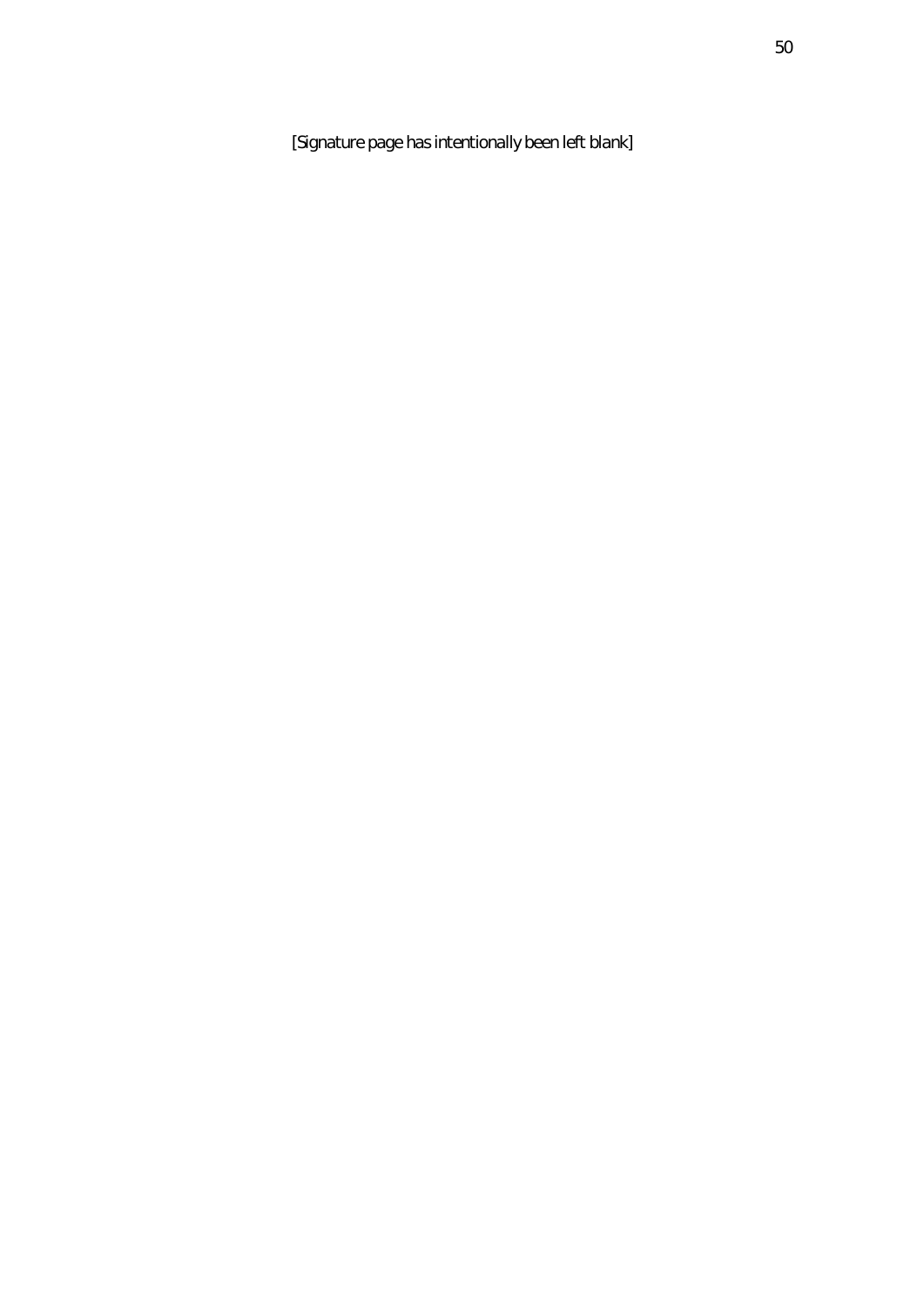[Signature page has intentionally been left blank]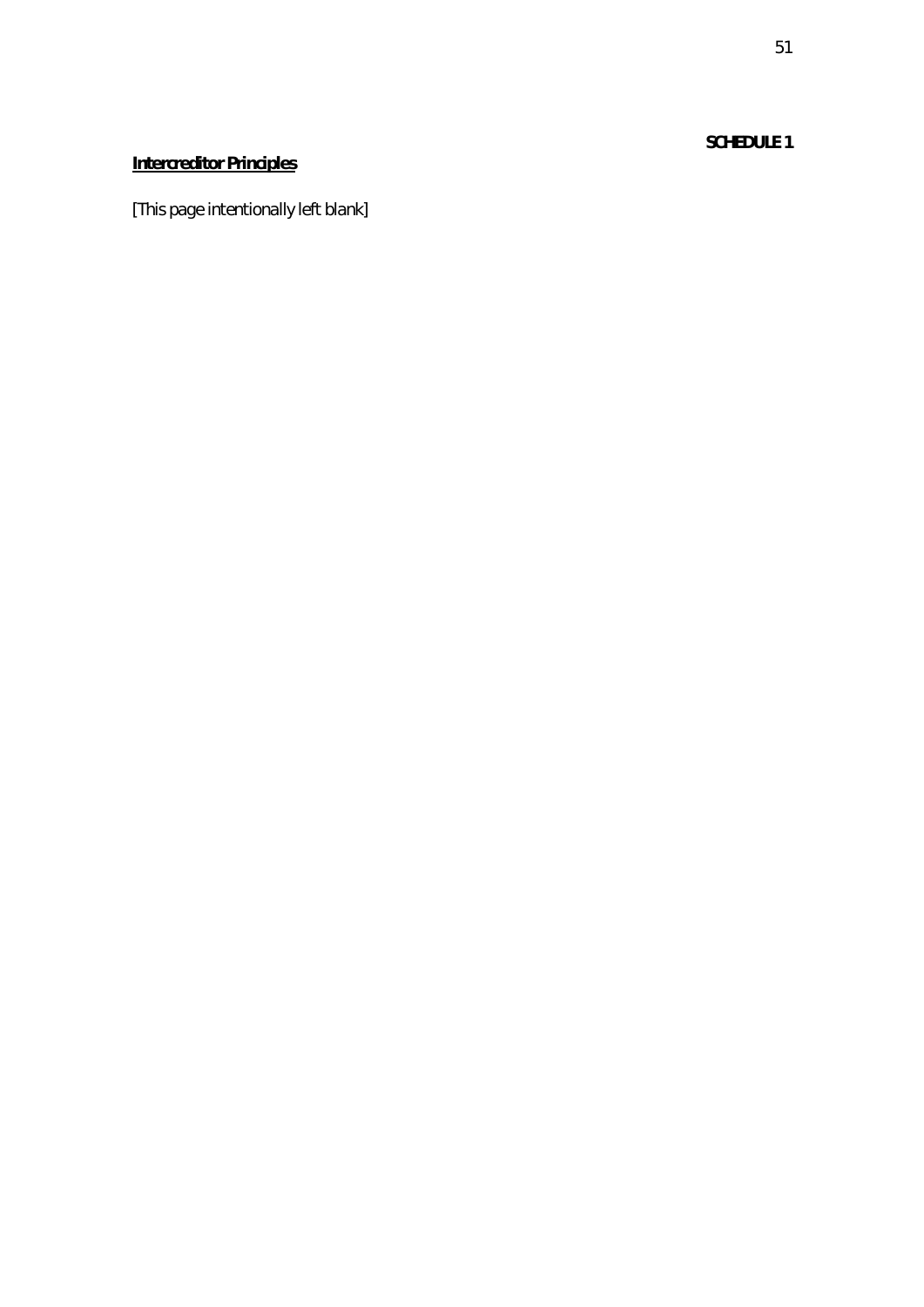**SCHEDULE 1**

**Intercreditor Principles**

[This page intentionally left blank]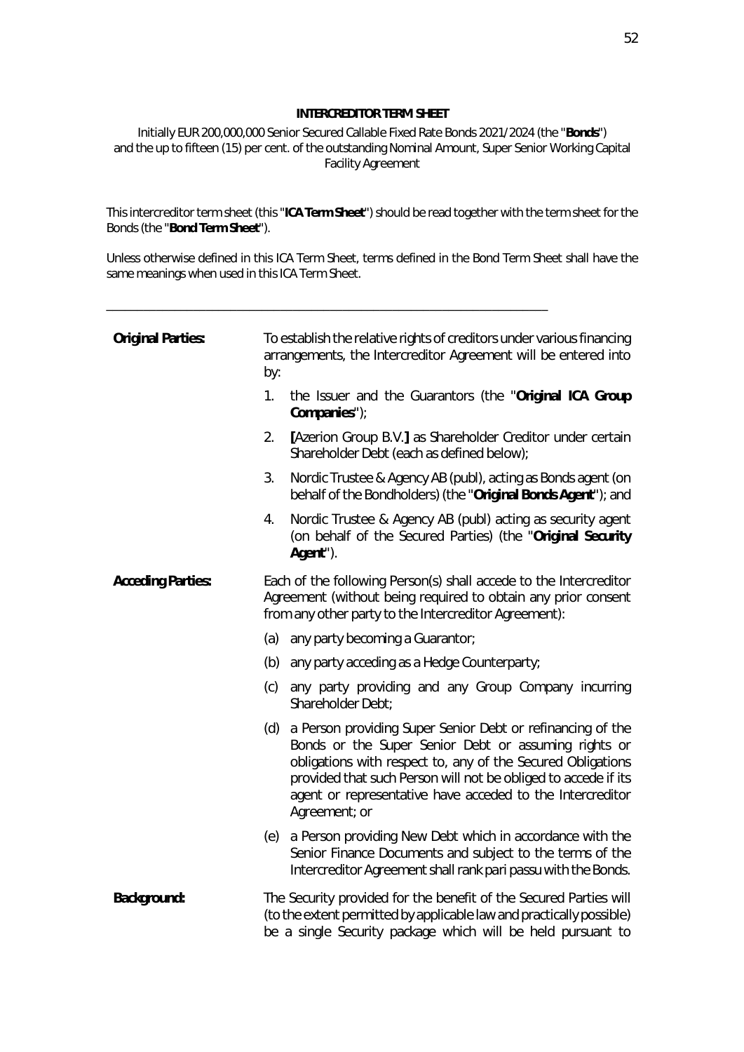**INTERCREDITOR TERM SHEET**

Initially EUR 200,000,000 Senior Secured Callable Fixed Rate Bonds 2021/2024 (the "**Bonds**") and the up to fifteen (15) per cent. of the outstanding Nominal Amount, Super Senior Working Capital Facility Agreement

This intercreditor term sheet (this "**ICA Term Sheet**") should be read together with the term sheet for the Bonds (the "**Bond Term Sheet**").

Unless otherwise defined in this ICA Term Sheet, terms defined in the Bond Term Sheet shall have the same meanings when used in this ICA Term Sheet.

---

| | |
|---|---|
| **Original Parties:** | To establish the relative rights of creditors under various financing arrangements, the Intercreditor Agreement will be entered into by:<br>1. the Issuer and the Guarantors (the "**Original ICA Group Companies**");<br>2. **[**Azerion Group B.V.**]** as Shareholder Creditor under certain Shareholder Debt (each as defined below);<br>3. Nordic Trustee & Agency AB (publ), acting as Bonds agent (on behalf of the Bondholders) (the "**Original Bonds Agent**"); and<br>4. Nordic Trustee & Agency AB (publ) acting as security agent (on behalf of the Secured Parties) (the "**Original Security Agent**"). |
| **Acceding Parties:** | Each of the following Person(s) shall accede to the Intercreditor Agreement (without being required to obtain any prior consent from any other party to the Intercreditor Agreement):<br>(a) any party becoming a Guarantor;<br>(b) any party acceding as a Hedge Counterparty;<br>(c) any party providing and any Group Company incurring Shareholder Debt;<br>(d) a Person providing Super Senior Debt or refinancing of the Bonds or the Super Senior Debt or assuming rights or obligations with respect to, any of the Secured Obligations provided that such Person will not be obliged to accede if its agent or representative have acceded to the Intercreditor Agreement; or<br>(e) a Person providing New Debt which in accordance with the Senior Finance Documents and subject to the terms of the Intercreditor Agreement shall rank pari passu with the Bonds. |
| **Background:** | The Security provided for the benefit of the Secured Parties will (to the extent permitted by applicable law and practically possible) be a single Security package which will be held pursuant to |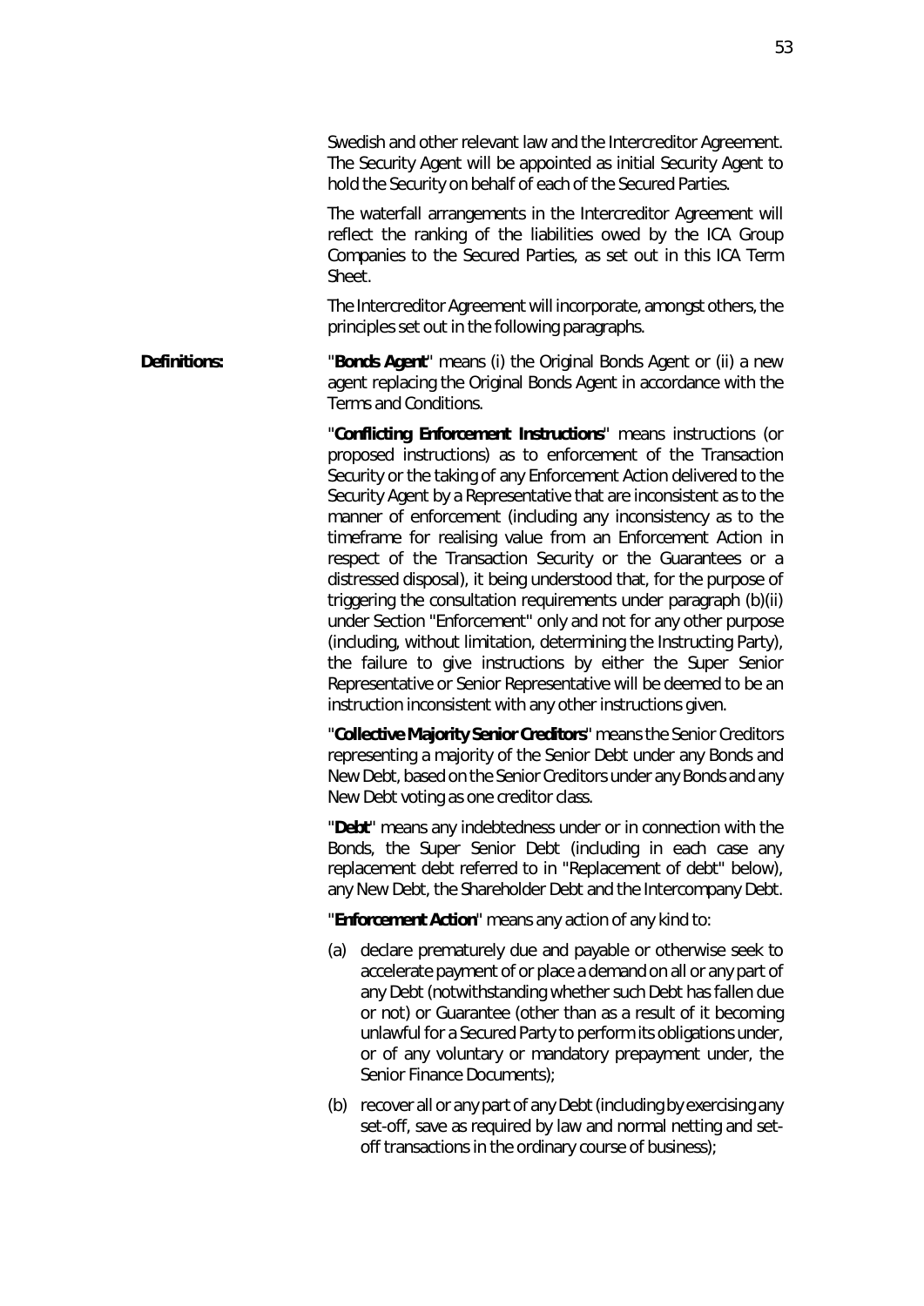Swedish and other relevant law and the Intercreditor Agreement. The Security Agent will be appointed as initial Security Agent to hold the Security on behalf of each of the Secured Parties.

The waterfall arrangements in the Intercreditor Agreement will reflect the ranking of the liabilities owed by the ICA Group Companies to the Secured Parties, as set out in this ICA Term Sheet.

The Intercreditor Agreement will incorporate, amongst others, the principles set out in the following paragraphs.

**Definitions:**

"**Bonds Agent**" means (i) the Original Bonds Agent or (ii) a new agent replacing the Original Bonds Agent in accordance with the Terms and Conditions.

"**Conflicting Enforcement Instructions**" means instructions (or proposed instructions) as to enforcement of the Transaction Security or the taking of any Enforcement Action delivered to the Security Agent by a Representative that are inconsistent as to the manner of enforcement (including any inconsistency as to the timeframe for realising value from an Enforcement Action in respect of the Transaction Security or the Guarantees or a distressed disposal), it being understood that, for the purpose of triggering the consultation requirements under paragraph (b)(ii) under Section "Enforcement" only and not for any other purpose (including, without limitation, determining the Instructing Party), the failure to give instructions by either the Super Senior Representative or Senior Representative will be deemed to be an instruction inconsistent with any other instructions given.

"**Collective Majority Senior Creditors**" means the Senior Creditors representing a majority of the Senior Debt under any Bonds and New Debt, based on the Senior Creditors under any Bonds and any New Debt voting as one creditor class.

"**Debt**" means any indebtedness under or in connection with the Bonds, the Super Senior Debt (including in each case any replacement debt referred to in "Replacement of debt" below), any New Debt, the Shareholder Debt and the Intercompany Debt.

"**Enforcement Action**" means any action of any kind to:

(a) declare prematurely due and payable or otherwise seek to accelerate payment of or place a demand on all or any part of any Debt (notwithstanding whether such Debt has fallen due or not) or Guarantee (other than as a result of it becoming unlawful for a Secured Party to perform its obligations under, or of any voluntary or mandatory prepayment under, the Senior Finance Documents);

(b) recover all or any part of any Debt (including by exercising any set-off, save as required by law and normal netting and set-off transactions in the ordinary course of business);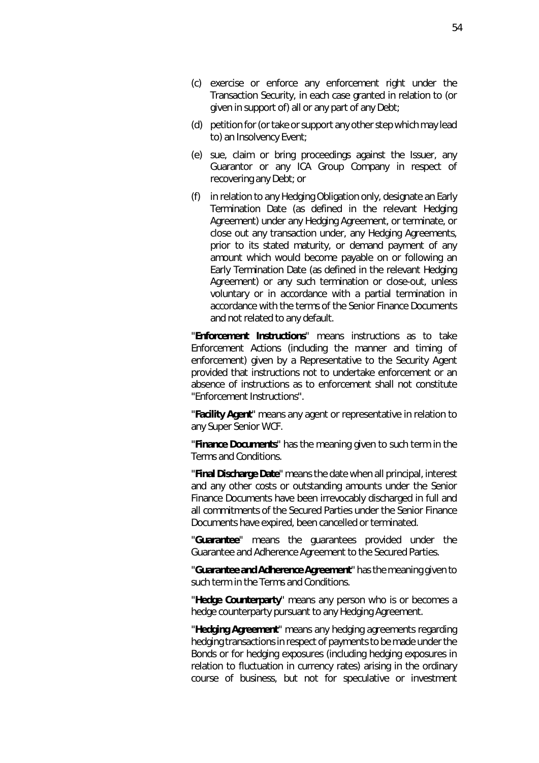(c) exercise or enforce any enforcement right under the Transaction Security, in each case granted in relation to (or given in support of) all or any part of any Debt;

(d) petition for (or take or support any other step which may lead to) an Insolvency Event;

(e) sue, claim or bring proceedings against the Issuer, any Guarantor or any ICA Group Company in respect of recovering any Debt; or

(f) in relation to any Hedging Obligation only, designate an Early Termination Date (as defined in the relevant Hedging Agreement) under any Hedging Agreement, or terminate, or close out any transaction under, any Hedging Agreements, prior to its stated maturity, or demand payment of any amount which would become payable on or following an Early Termination Date (as defined in the relevant Hedging Agreement) or any such termination or close-out, unless voluntary or in accordance with a partial termination in accordance with the terms of the Senior Finance Documents and not related to any default.

"**Enforcement Instructions**" means instructions as to take Enforcement Actions (including the manner and timing of enforcement) given by a Representative to the Security Agent provided that instructions not to undertake enforcement or an absence of instructions as to enforcement shall not constitute "Enforcement Instructions".

"**Facility Agent**" means any agent or representative in relation to any Super Senior WCF.

"**Finance Documents**" has the meaning given to such term in the Terms and Conditions.

"**Final Discharge Date**" means the date when all principal, interest and any other costs or outstanding amounts under the Senior Finance Documents have been irrevocably discharged in full and all commitments of the Secured Parties under the Senior Finance Documents have expired, been cancelled or terminated.

"**Guarantee**" means the guarantees provided under the Guarantee and Adherence Agreement to the Secured Parties.

"**Guarantee and Adherence Agreement**" has the meaning given to such term in the Terms and Conditions.

"**Hedge Counterparty**" means any person who is or becomes a hedge counterparty pursuant to any Hedging Agreement.

"**Hedging Agreement**" means any hedging agreements regarding hedging transactions in respect of payments to be made under the Bonds or for hedging exposures (including hedging exposures in relation to fluctuation in currency rates) arising in the ordinary course of business, but not for speculative or investment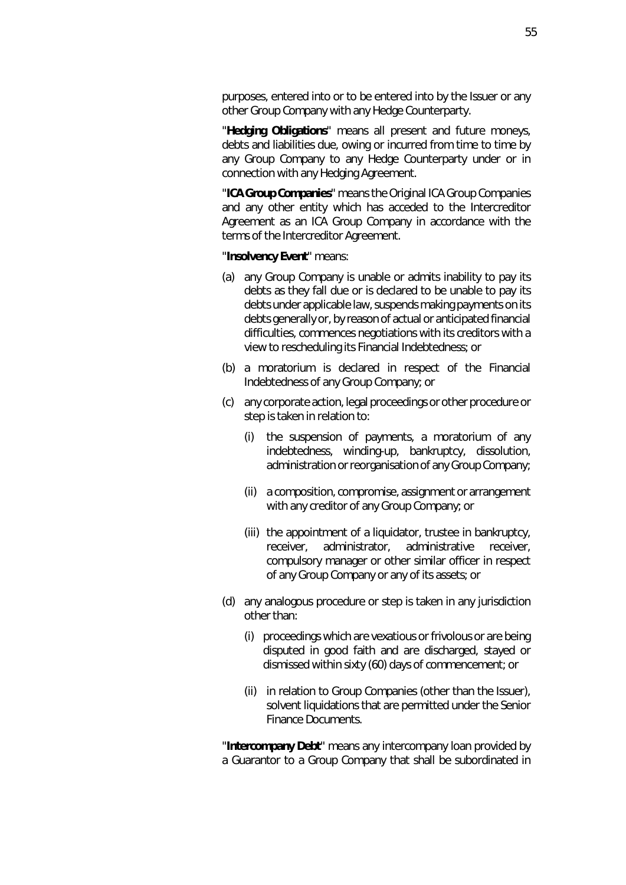purposes, entered into or to be entered into by the Issuer or any other Group Company with any Hedge Counterparty.

"**Hedging Obligations**" means all present and future moneys, debts and liabilities due, owing or incurred from time to time by any Group Company to any Hedge Counterparty under or in connection with any Hedging Agreement.

"**ICA Group Companies**" means the Original ICA Group Companies and any other entity which has acceded to the Intercreditor Agreement as an ICA Group Company in accordance with the terms of the Intercreditor Agreement.

"**Insolvency Event**" means:

(a) any Group Company is unable or admits inability to pay its debts as they fall due or is declared to be unable to pay its debts under applicable law, suspends making payments on its debts generally or, by reason of actual or anticipated financial difficulties, commences negotiations with its creditors with a view to rescheduling its Financial Indebtedness; or

(b) a moratorium is declared in respect of the Financial Indebtedness of any Group Company; or

(c) any corporate action, legal proceedings or other procedure or step is taken in relation to:

  (i) the suspension of payments, a moratorium of any indebtedness, winding-up, bankruptcy, dissolution, administration or reorganisation of any Group Company;

  (ii) a composition, compromise, assignment or arrangement with any creditor of any Group Company; or

  (iii) the appointment of a liquidator, trustee in bankruptcy, receiver, administrator, administrative receiver, compulsory manager or other similar officer in respect of any Group Company or any of its assets; or

(d) any analogous procedure or step is taken in any jurisdiction other than:

  (i) proceedings which are vexatious or frivolous or are being disputed in good faith and are discharged, stayed or dismissed within sixty (60) days of commencement; or

  (ii) in relation to Group Companies (other than the Issuer), solvent liquidations that are permitted under the Senior Finance Documents.

"**Intercompany Debt**" means any intercompany loan provided by a Guarantor to a Group Company that shall be subordinated in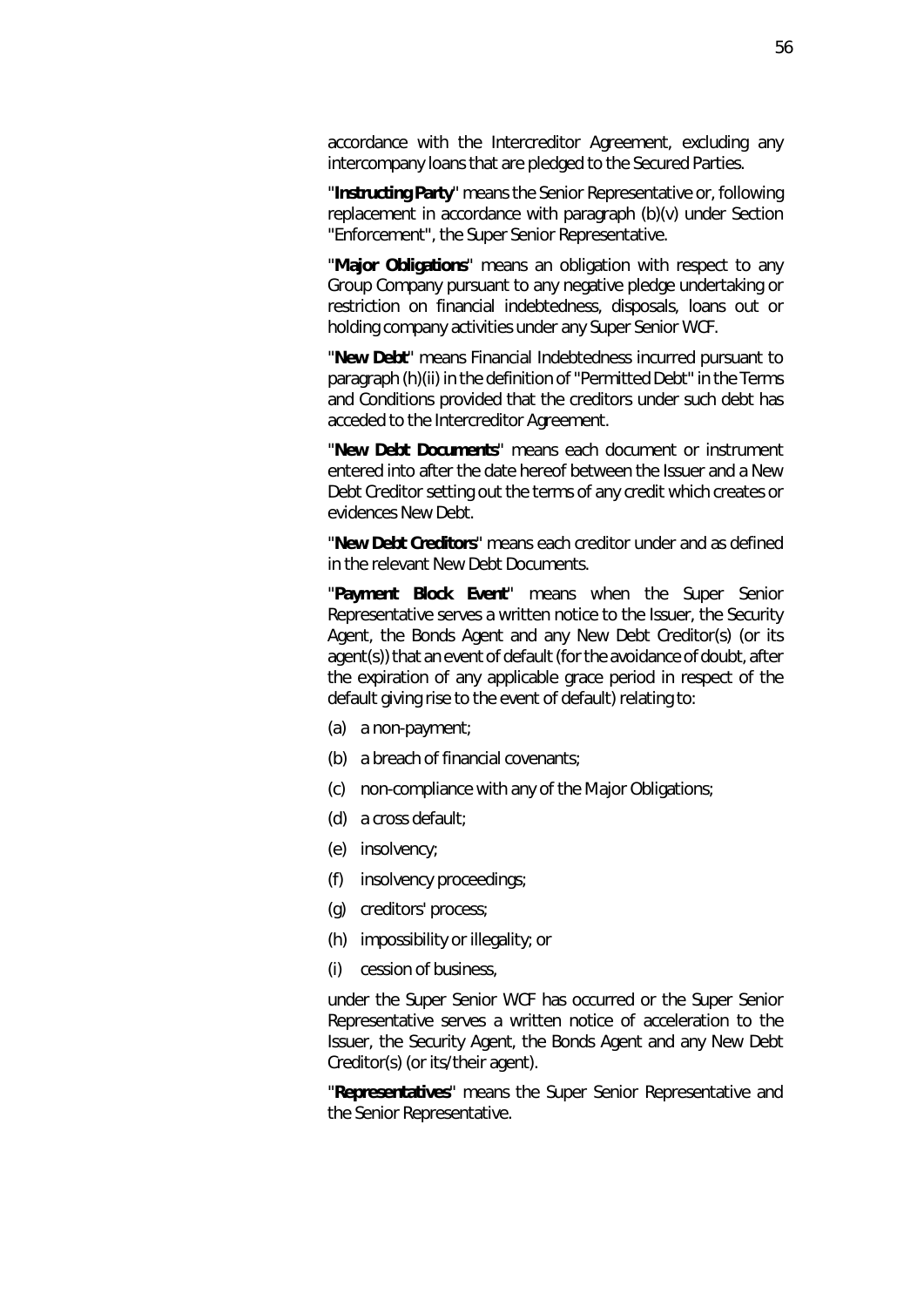accordance with the Intercreditor Agreement, excluding any intercompany loans that are pledged to the Secured Parties.

"**Instructing Party**" means the Senior Representative or, following replacement in accordance with paragraph (b)(v) under Section "Enforcement", the Super Senior Representative.

"**Major Obligations**" means an obligation with respect to any Group Company pursuant to any negative pledge undertaking or restriction on financial indebtedness, disposals, loans out or holding company activities under any Super Senior WCF.

"**New Debt**" means Financial Indebtedness incurred pursuant to paragraph (h)(ii) in the definition of "Permitted Debt" in the Terms and Conditions provided that the creditors under such debt has acceded to the Intercreditor Agreement.

"**New Debt Documents**" means each document or instrument entered into after the date hereof between the Issuer and a New Debt Creditor setting out the terms of any credit which creates or evidences New Debt.

"**New Debt Creditors**" means each creditor under and as defined in the relevant New Debt Documents.

"**Payment Block Event**" means when the Super Senior Representative serves a written notice to the Issuer, the Security Agent, the Bonds Agent and any New Debt Creditor(s) (or its agent(s)) that an event of default (for the avoidance of doubt, after the expiration of any applicable grace period in respect of the default giving rise to the event of default) relating to:

(a) a non-payment;

(b) a breach of financial covenants;

(c) non-compliance with any of the Major Obligations;

(d) a cross default;

(e) insolvency;

(f) insolvency proceedings;

(g) creditors' process;

(h) impossibility or illegality; or

(i) cession of business,

under the Super Senior WCF has occurred or the Super Senior Representative serves a written notice of acceleration to the Issuer, the Security Agent, the Bonds Agent and any New Debt Creditor(s) (or its/their agent).

"**Representatives**" means the Super Senior Representative and the Senior Representative.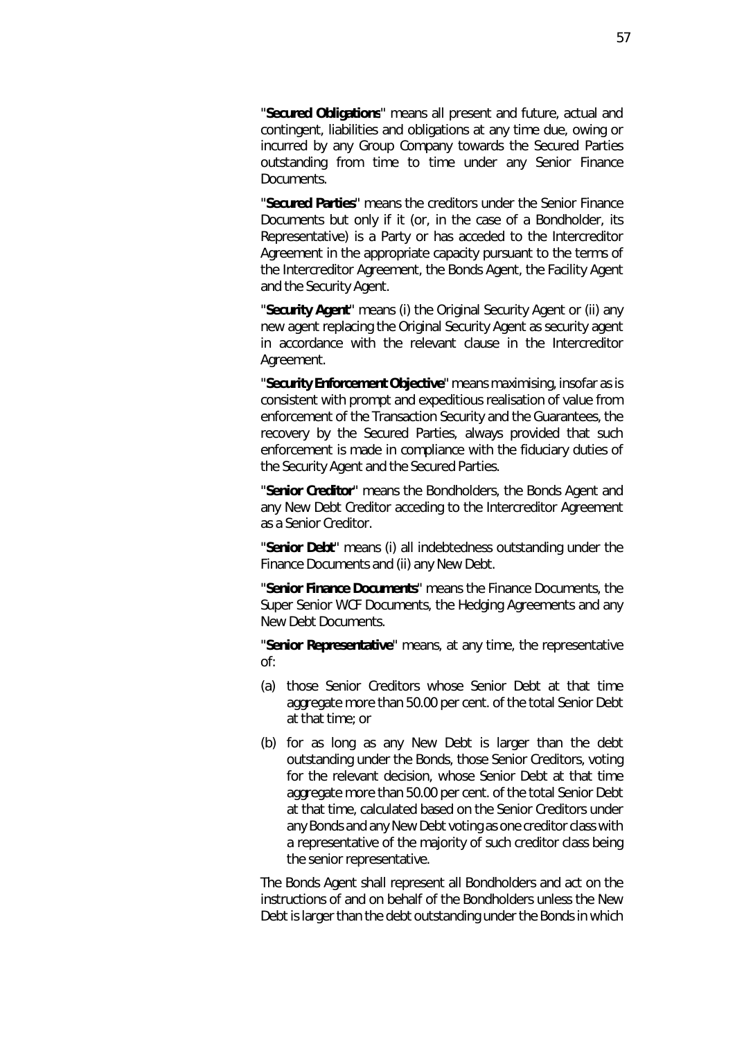"**Secured Obligations**" means all present and future, actual and contingent, liabilities and obligations at any time due, owing or incurred by any Group Company towards the Secured Parties outstanding from time to time under any Senior Finance Documents.

"**Secured Parties**" means the creditors under the Senior Finance Documents but only if it (or, in the case of a Bondholder, its Representative) is a Party or has acceded to the Intercreditor Agreement in the appropriate capacity pursuant to the terms of the Intercreditor Agreement, the Bonds Agent, the Facility Agent and the Security Agent.

"**Security Agent**" means (i) the Original Security Agent or (ii) any new agent replacing the Original Security Agent as security agent in accordance with the relevant clause in the Intercreditor Agreement.

"**Security Enforcement Objective**" means maximising, insofar as is consistent with prompt and expeditious realisation of value from enforcement of the Transaction Security and the Guarantees, the recovery by the Secured Parties, always provided that such enforcement is made in compliance with the fiduciary duties of the Security Agent and the Secured Parties.

"**Senior Creditor**" means the Bondholders, the Bonds Agent and any New Debt Creditor acceding to the Intercreditor Agreement as a Senior Creditor.

"**Senior Debt**" means (i) all indebtedness outstanding under the Finance Documents and (ii) any New Debt.

"**Senior Finance Documents**" means the Finance Documents, the Super Senior WCF Documents, the Hedging Agreements and any New Debt Documents.

"**Senior Representative**" means, at any time, the representative of:

(a) those Senior Creditors whose Senior Debt at that time aggregate more than 50.00 per cent. of the total Senior Debt at that time; or

(b) for as long as any New Debt is larger than the debt outstanding under the Bonds, those Senior Creditors, voting for the relevant decision, whose Senior Debt at that time aggregate more than 50.00 per cent. of the total Senior Debt at that time, calculated based on the Senior Creditors under any Bonds and any New Debt voting as one creditor class with a representative of the majority of such creditor class being the senior representative.

The Bonds Agent shall represent all Bondholders and act on the instructions of and on behalf of the Bondholders unless the New Debt is larger than the debt outstanding under the Bonds in which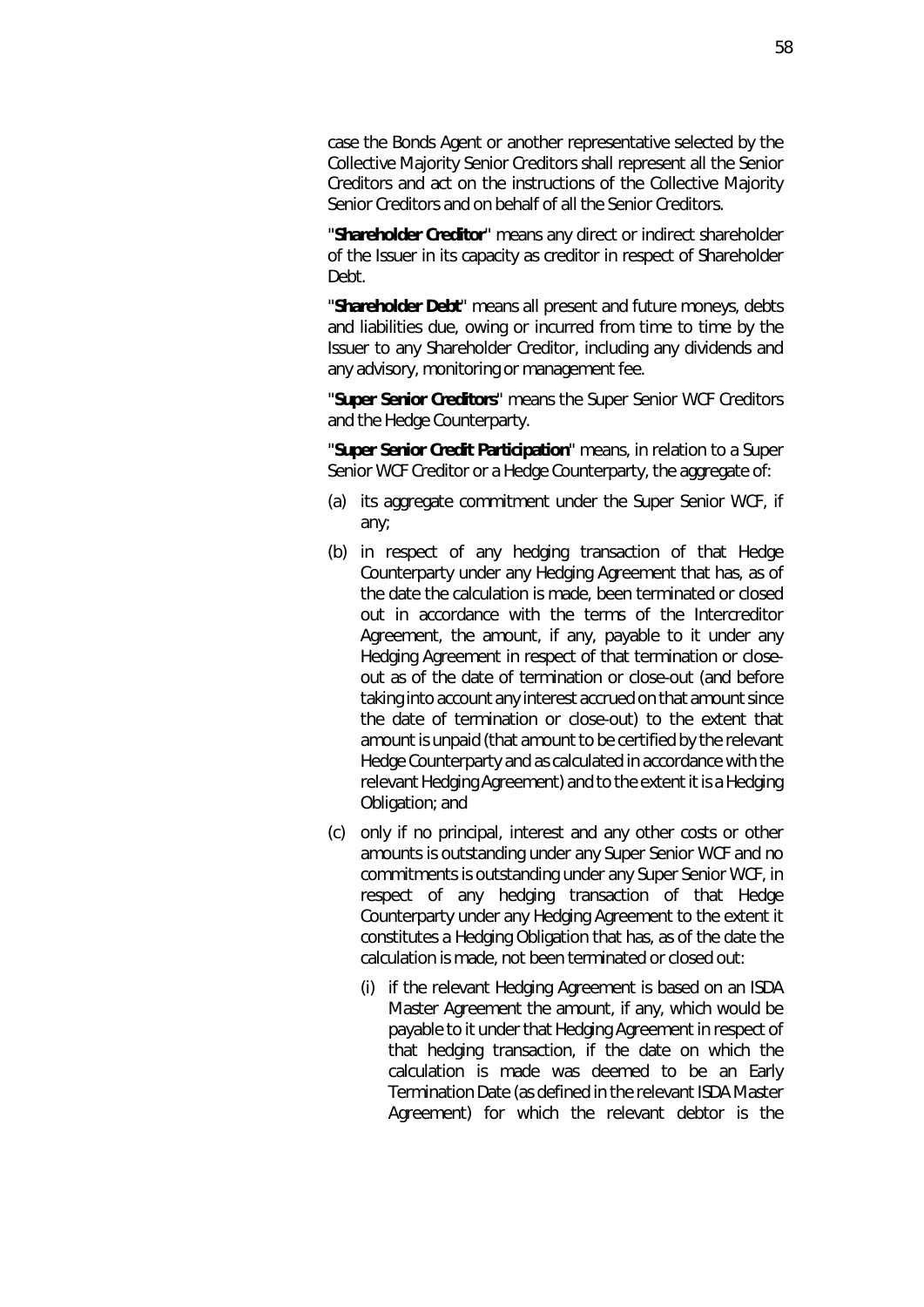case the Bonds Agent or another representative selected by the Collective Majority Senior Creditors shall represent all the Senior Creditors and act on the instructions of the Collective Majority Senior Creditors and on behalf of all the Senior Creditors.

"**Shareholder Creditor**" means any direct or indirect shareholder of the Issuer in its capacity as creditor in respect of Shareholder Debt.

"**Shareholder Debt**" means all present and future moneys, debts and liabilities due, owing or incurred from time to time by the Issuer to any Shareholder Creditor, including any dividends and any advisory, monitoring or management fee.

"**Super Senior Creditors**" means the Super Senior WCF Creditors and the Hedge Counterparty.

"**Super Senior Credit Participation**" means, in relation to a Super Senior WCF Creditor or a Hedge Counterparty, the aggregate of:

(a) its aggregate commitment under the Super Senior WCF, if any;

(b) in respect of any hedging transaction of that Hedge Counterparty under any Hedging Agreement that has, as of the date the calculation is made, been terminated or closed out in accordance with the terms of the Intercreditor Agreement, the amount, if any, payable to it under any Hedging Agreement in respect of that termination or close-out as of the date of termination or close-out (and before taking into account any interest accrued on that amount since the date of termination or close-out) to the extent that amount is unpaid (that amount to be certified by the relevant Hedge Counterparty and as calculated in accordance with the relevant Hedging Agreement) and to the extent it is a Hedging Obligation; and

(c) only if no principal, interest and any other costs or other amounts is outstanding under any Super Senior WCF and no commitments is outstanding under any Super Senior WCF, in respect of any hedging transaction of that Hedge Counterparty under any Hedging Agreement to the extent it constitutes a Hedging Obligation that has, as of the date the calculation is made, not been terminated or closed out:

   (i) if the relevant Hedging Agreement is based on an ISDA Master Agreement the amount, if any, which would be payable to it under that Hedging Agreement in respect of that hedging transaction, if the date on which the calculation is made was deemed to be an Early Termination Date (as defined in the relevant ISDA Master Agreement) for which the relevant debtor is the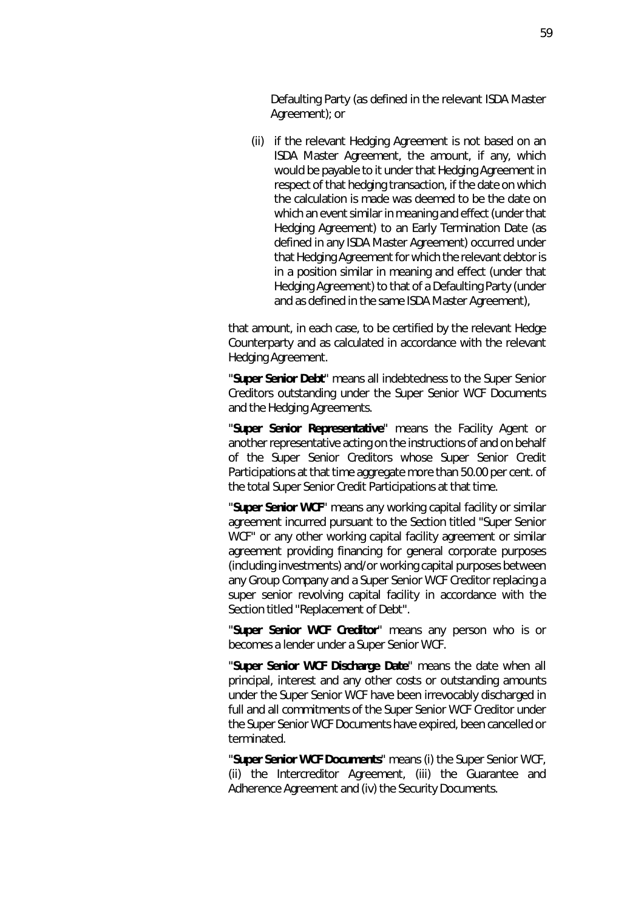Defaulting Party (as defined in the relevant ISDA Master Agreement); or

(ii) if the relevant Hedging Agreement is not based on an ISDA Master Agreement, the amount, if any, which would be payable to it under that Hedging Agreement in respect of that hedging transaction, if the date on which the calculation is made was deemed to be the date on which an event similar in meaning and effect (under that Hedging Agreement) to an Early Termination Date (as defined in any ISDA Master Agreement) occurred under that Hedging Agreement for which the relevant debtor is in a position similar in meaning and effect (under that Hedging Agreement) to that of a Defaulting Party (under and as defined in the same ISDA Master Agreement),

that amount, in each case, to be certified by the relevant Hedge Counterparty and as calculated in accordance with the relevant Hedging Agreement.

"**Super Senior Debt**" means all indebtedness to the Super Senior Creditors outstanding under the Super Senior WCF Documents and the Hedging Agreements.

"**Super Senior Representative**" means the Facility Agent or another representative acting on the instructions of and on behalf of the Super Senior Creditors whose Super Senior Credit Participations at that time aggregate more than 50.00 per cent. of the total Super Senior Credit Participations at that time.

"**Super Senior WCF**" means any working capital facility or similar agreement incurred pursuant to the Section titled "Super Senior WCF" or any other working capital facility agreement or similar agreement providing financing for general corporate purposes (including investments) and/or working capital purposes between any Group Company and a Super Senior WCF Creditor replacing a super senior revolving capital facility in accordance with the Section titled "Replacement of Debt".

"**Super Senior WCF Creditor**" means any person who is or becomes a lender under a Super Senior WCF.

"**Super Senior WCF Discharge Date**" means the date when all principal, interest and any other costs or outstanding amounts under the Super Senior WCF have been irrevocably discharged in full and all commitments of the Super Senior WCF Creditor under the Super Senior WCF Documents have expired, been cancelled or terminated.

"**Super Senior WCF Documents**" means (i) the Super Senior WCF, (ii) the Intercreditor Agreement, (iii) the Guarantee and Adherence Agreement and (iv) the Security Documents.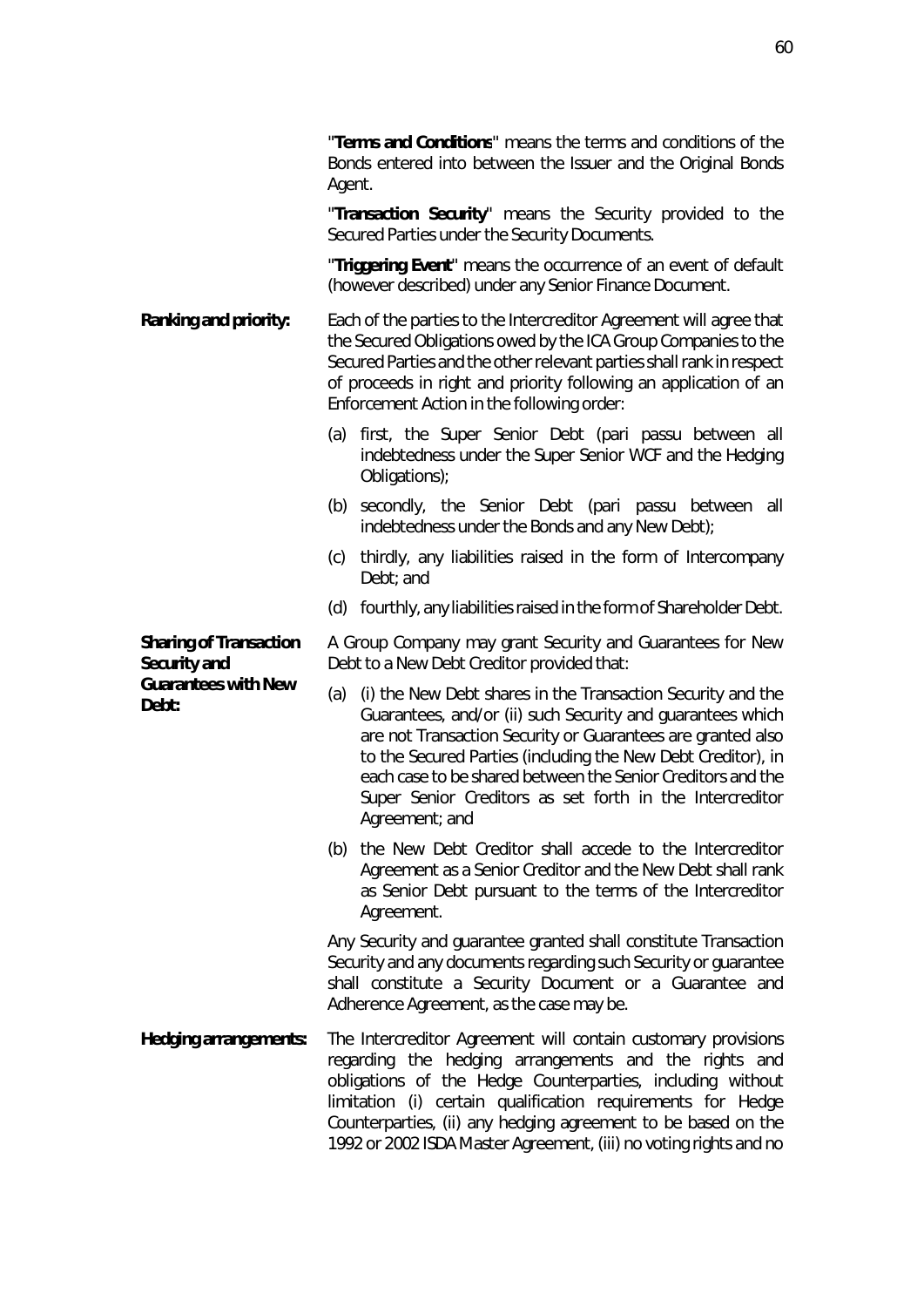"**Terms and Conditions**" means the terms and conditions of the Bonds entered into between the Issuer and the Original Bonds Agent.

"**Transaction Security**" means the Security provided to the Secured Parties under the Security Documents.

"**Triggering Event**" means the occurrence of an event of default (however described) under any Senior Finance Document.

**Ranking and priority:** Each of the parties to the Intercreditor Agreement will agree that the Secured Obligations owed by the ICA Group Companies to the Secured Parties and the other relevant parties shall rank in respect of proceeds in right and priority following an application of an Enforcement Action in the following order:

(a) first, the Super Senior Debt (pari passu between all indebtedness under the Super Senior WCF and the Hedging Obligations);

(b) secondly, the Senior Debt (pari passu between all indebtedness under the Bonds and any New Debt);

(c) thirdly, any liabilities raised in the form of Intercompany Debt; and

(d) fourthly, any liabilities raised in the form of Shareholder Debt.

**Sharing of Transaction Security and Guarantees with New Debt:** A Group Company may grant Security and Guarantees for New Debt to a New Debt Creditor provided that:

(a) (i) the New Debt shares in the Transaction Security and the Guarantees, and/or (ii) such Security and guarantees which are not Transaction Security or Guarantees are granted also to the Secured Parties (including the New Debt Creditor), in each case to be shared between the Senior Creditors and the Super Senior Creditors as set forth in the Intercreditor Agreement; and

(b) the New Debt Creditor shall accede to the Intercreditor Agreement as a Senior Creditor and the New Debt shall rank as Senior Debt pursuant to the terms of the Intercreditor Agreement.

Any Security and guarantee granted shall constitute Transaction Security and any documents regarding such Security or guarantee shall constitute a Security Document or a Guarantee and Adherence Agreement, as the case may be.

**Hedging arrangements:** The Intercreditor Agreement will contain customary provisions regarding the hedging arrangements and the rights and obligations of the Hedge Counterparties, including without limitation (i) certain qualification requirements for Hedge Counterparties, (ii) any hedging agreement to be based on the 1992 or 2002 ISDA Master Agreement, (iii) no voting rights and no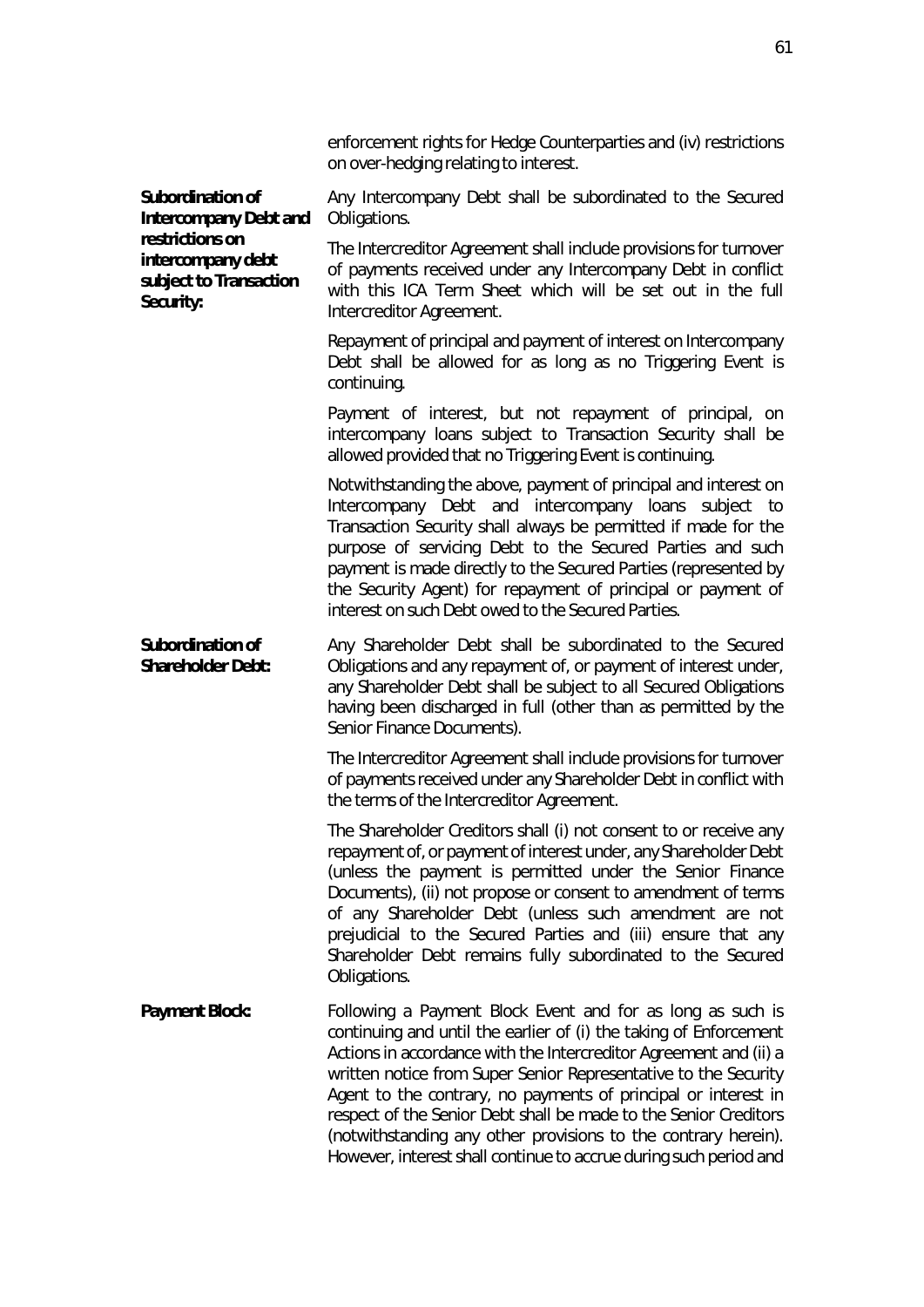enforcement rights for Hedge Counterparties and (iv) restrictions on over-hedging relating to interest.

**Subordination of Intercompany Debt and restrictions on intercompany debt subject to Transaction Security:**

Any Intercompany Debt shall be subordinated to the Secured Obligations.

The Intercreditor Agreement shall include provisions for turnover of payments received under any Intercompany Debt in conflict with this ICA Term Sheet which will be set out in the full Intercreditor Agreement.

Repayment of principal and payment of interest on Intercompany Debt shall be allowed for as long as no Triggering Event is continuing.

Payment of interest, but not repayment of principal, on intercompany loans subject to Transaction Security shall be allowed provided that no Triggering Event is continuing.

Notwithstanding the above, payment of principal and interest on Intercompany Debt and intercompany loans subject to Transaction Security shall always be permitted if made for the purpose of servicing Debt to the Secured Parties and such payment is made directly to the Secured Parties (represented by the Security Agent) for repayment of principal or payment of interest on such Debt owed to the Secured Parties.

**Subordination of Shareholder Debt:**

Any Shareholder Debt shall be subordinated to the Secured Obligations and any repayment of, or payment of interest under, any Shareholder Debt shall be subject to all Secured Obligations having been discharged in full (other than as permitted by the Senior Finance Documents).

The Intercreditor Agreement shall include provisions for turnover of payments received under any Shareholder Debt in conflict with the terms of the Intercreditor Agreement.

The Shareholder Creditors shall (i) not consent to or receive any repayment of, or payment of interest under, any Shareholder Debt (unless the payment is permitted under the Senior Finance Documents), (ii) not propose or consent to amendment of terms of any Shareholder Debt (unless such amendment are not prejudicial to the Secured Parties and (iii) ensure that any Shareholder Debt remains fully subordinated to the Secured Obligations.

**Payment Block:**

Following a Payment Block Event and for as long as such is continuing and until the earlier of (i) the taking of Enforcement Actions in accordance with the Intercreditor Agreement and (ii) a written notice from Super Senior Representative to the Security Agent to the contrary, no payments of principal or interest in respect of the Senior Debt shall be made to the Senior Creditors (notwithstanding any other provisions to the contrary herein). However, interest shall continue to accrue during such period and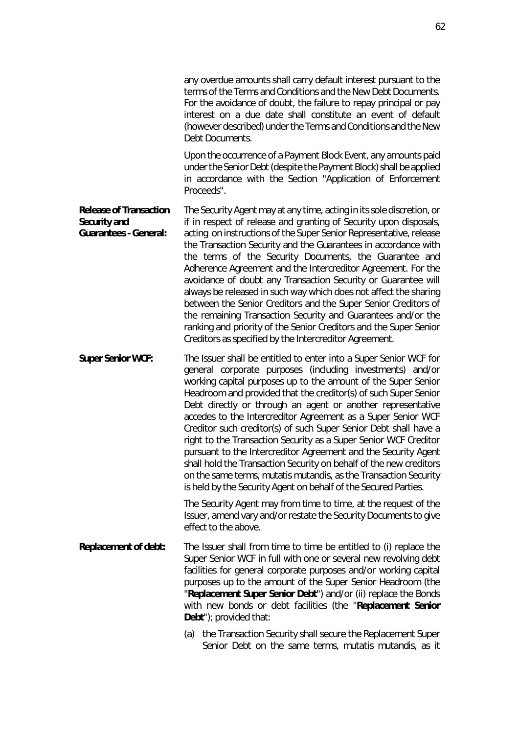any overdue amounts shall carry default interest pursuant to the terms of the Terms and Conditions and the New Debt Documents. For the avoidance of doubt, the failure to repay principal or pay interest on a due date shall constitute an event of default (however described) under the Terms and Conditions and the New Debt Documents.

Upon the occurrence of a Payment Block Event, any amounts paid under the Senior Debt (despite the Payment Block) shall be applied in accordance with the Section "Application of Enforcement Proceeds".

**Release of Transaction Security and Guarantees - General:** The Security Agent may at any time, acting in its sole discretion, or if in respect of release and granting of Security upon disposals, acting on instructions of the Super Senior Representative, release the Transaction Security and the Guarantees in accordance with the terms of the Security Documents, the Guarantee and Adherence Agreement and the Intercreditor Agreement. For the avoidance of doubt any Transaction Security or Guarantee will always be released in such way which does not affect the sharing between the Senior Creditors and the Super Senior Creditors of the remaining Transaction Security and Guarantees and/or the ranking and priority of the Senior Creditors and the Super Senior Creditors as specified by the Intercreditor Agreement.

**Super Senior WCF:** The Issuer shall be entitled to enter into a Super Senior WCF for general corporate purposes (including investments) and/or working capital purposes up to the amount of the Super Senior Headroom and provided that the creditor(s) of such Super Senior Debt directly or through an agent or another representative accedes to the Intercreditor Agreement as a Super Senior WCF Creditor such creditor(s) of such Super Senior Debt shall have a right to the Transaction Security as a Super Senior WCF Creditor pursuant to the Intercreditor Agreement and the Security Agent shall hold the Transaction Security on behalf of the new creditors on the same terms, mutatis mutandis, as the Transaction Security is held by the Security Agent on behalf of the Secured Parties.

The Security Agent may from time to time, at the request of the Issuer, amend vary and/or restate the Security Documents to give effect to the above.

**Replacement of debt:** The Issuer shall from time to time be entitled to (i) replace the Super Senior WCF in full with one or several new revolving debt facilities for general corporate purposes and/or working capital purposes up to the amount of the Super Senior Headroom (the "**Replacement Super Senior Debt**") and/or (ii) replace the Bonds with new bonds or debt facilities (the "**Replacement Senior Debt**"); provided that:

(a) the Transaction Security shall secure the Replacement Super Senior Debt on the same terms, mutatis mutandis, as it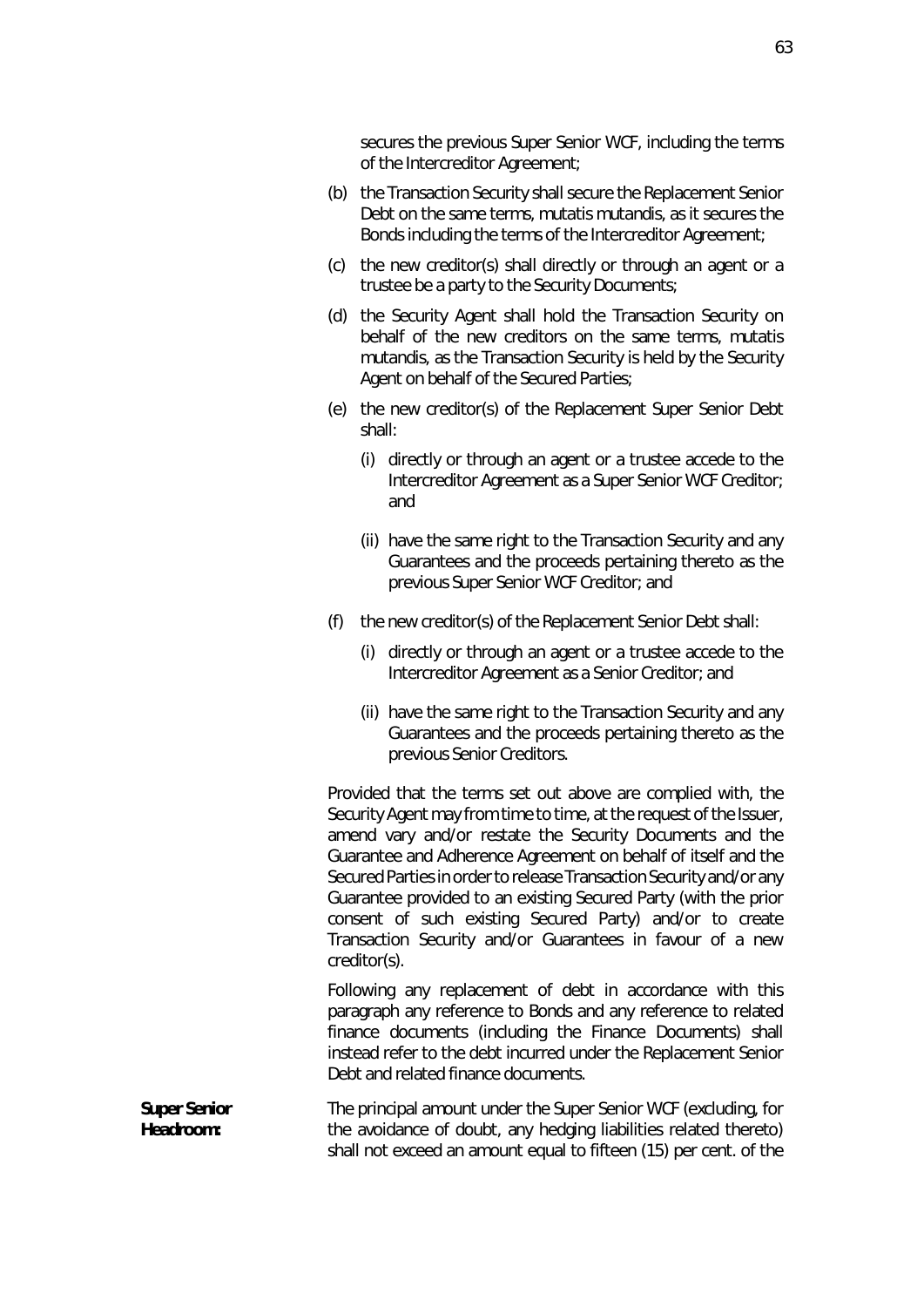secures the previous Super Senior WCF, including the terms of the Intercreditor Agreement;

(b) the Transaction Security shall secure the Replacement Senior Debt on the same terms, mutatis mutandis, as it secures the Bonds including the terms of the Intercreditor Agreement;

(c) the new creditor(s) shall directly or through an agent or a trustee be a party to the Security Documents;

(d) the Security Agent shall hold the Transaction Security on behalf of the new creditors on the same terms, mutatis mutandis, as the Transaction Security is held by the Security Agent on behalf of the Secured Parties;

(e) the new creditor(s) of the Replacement Super Senior Debt shall:

   (i) directly or through an agent or a trustee accede to the Intercreditor Agreement as a Super Senior WCF Creditor; and

   (ii) have the same right to the Transaction Security and any Guarantees and the proceeds pertaining thereto as the previous Super Senior WCF Creditor; and

(f) the new creditor(s) of the Replacement Senior Debt shall:

   (i) directly or through an agent or a trustee accede to the Intercreditor Agreement as a Senior Creditor; and

   (ii) have the same right to the Transaction Security and any Guarantees and the proceeds pertaining thereto as the previous Senior Creditors.

Provided that the terms set out above are complied with, the Security Agent may from time to time, at the request of the Issuer, amend vary and/or restate the Security Documents and the Guarantee and Adherence Agreement on behalf of itself and the Secured Parties in order to release Transaction Security and/or any Guarantee provided to an existing Secured Party (with the prior consent of such existing Secured Party) and/or to create Transaction Security and/or Guarantees in favour of a new creditor(s).

Following any replacement of debt in accordance with this paragraph any reference to Bonds and any reference to related finance documents (including the Finance Documents) shall instead refer to the debt incurred under the Replacement Senior Debt and related finance documents.

**Super Senior Headroom:** The principal amount under the Super Senior WCF (excluding, for the avoidance of doubt, any hedging liabilities related thereto) shall not exceed an amount equal to fifteen (15) per cent. of the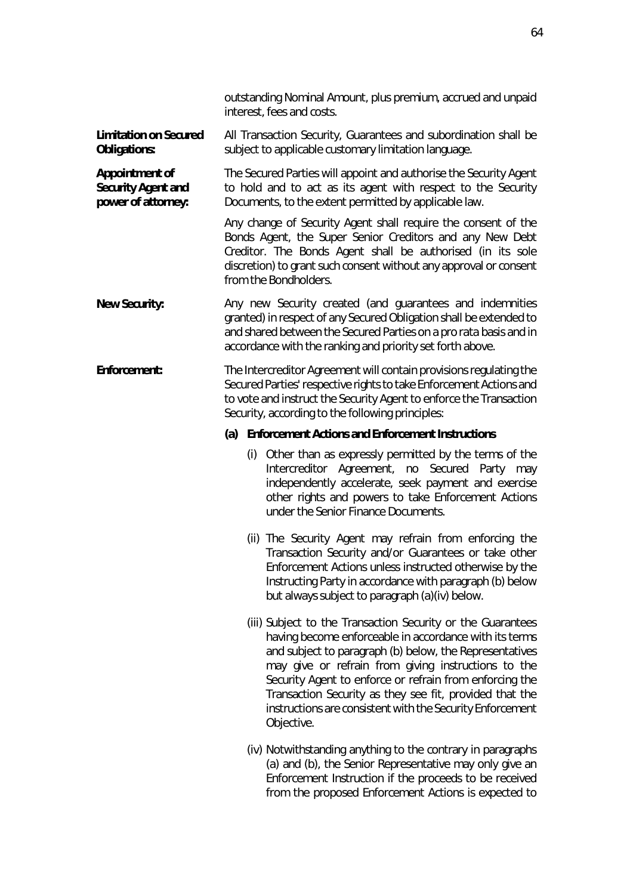outstanding Nominal Amount, plus premium, accrued and unpaid interest, fees and costs.

**Limitation on Secured Obligations:**

All Transaction Security, Guarantees and subordination shall be subject to applicable customary limitation language.

**Appointment of Security Agent and power of attorney:**

The Secured Parties will appoint and authorise the Security Agent to hold and to act as its agent with respect to the Security Documents, to the extent permitted by applicable law.

Any change of Security Agent shall require the consent of the Bonds Agent, the Super Senior Creditors and any New Debt Creditor. The Bonds Agent shall be authorised (in its sole discretion) to grant such consent without any approval or consent from the Bondholders.

**New Security:**

Any new Security created (and guarantees and indemnities granted) in respect of any Secured Obligation shall be extended to and shared between the Secured Parties on a pro rata basis and in accordance with the ranking and priority set forth above.

**Enforcement:**

The Intercreditor Agreement will contain provisions regulating the Secured Parties' respective rights to take Enforcement Actions and to vote and instruct the Security Agent to enforce the Transaction Security, according to the following principles:

**(a) Enforcement Actions and Enforcement Instructions**

(i) Other than as expressly permitted by the terms of the Intercreditor Agreement, no Secured Party may independently accelerate, seek payment and exercise other rights and powers to take Enforcement Actions under the Senior Finance Documents.

(ii) The Security Agent may refrain from enforcing the Transaction Security and/or Guarantees or take other Enforcement Actions unless instructed otherwise by the Instructing Party in accordance with paragraph (b) below but always subject to paragraph (a)(iv) below.

(iii) Subject to the Transaction Security or the Guarantees having become enforceable in accordance with its terms and subject to paragraph (b) below, the Representatives may give or refrain from giving instructions to the Security Agent to enforce or refrain from enforcing the Transaction Security as they see fit, provided that the instructions are consistent with the Security Enforcement Objective.

(iv) Notwithstanding anything to the contrary in paragraphs (a) and (b), the Senior Representative may only give an Enforcement Instruction if the proceeds to be received from the proposed Enforcement Actions is expected to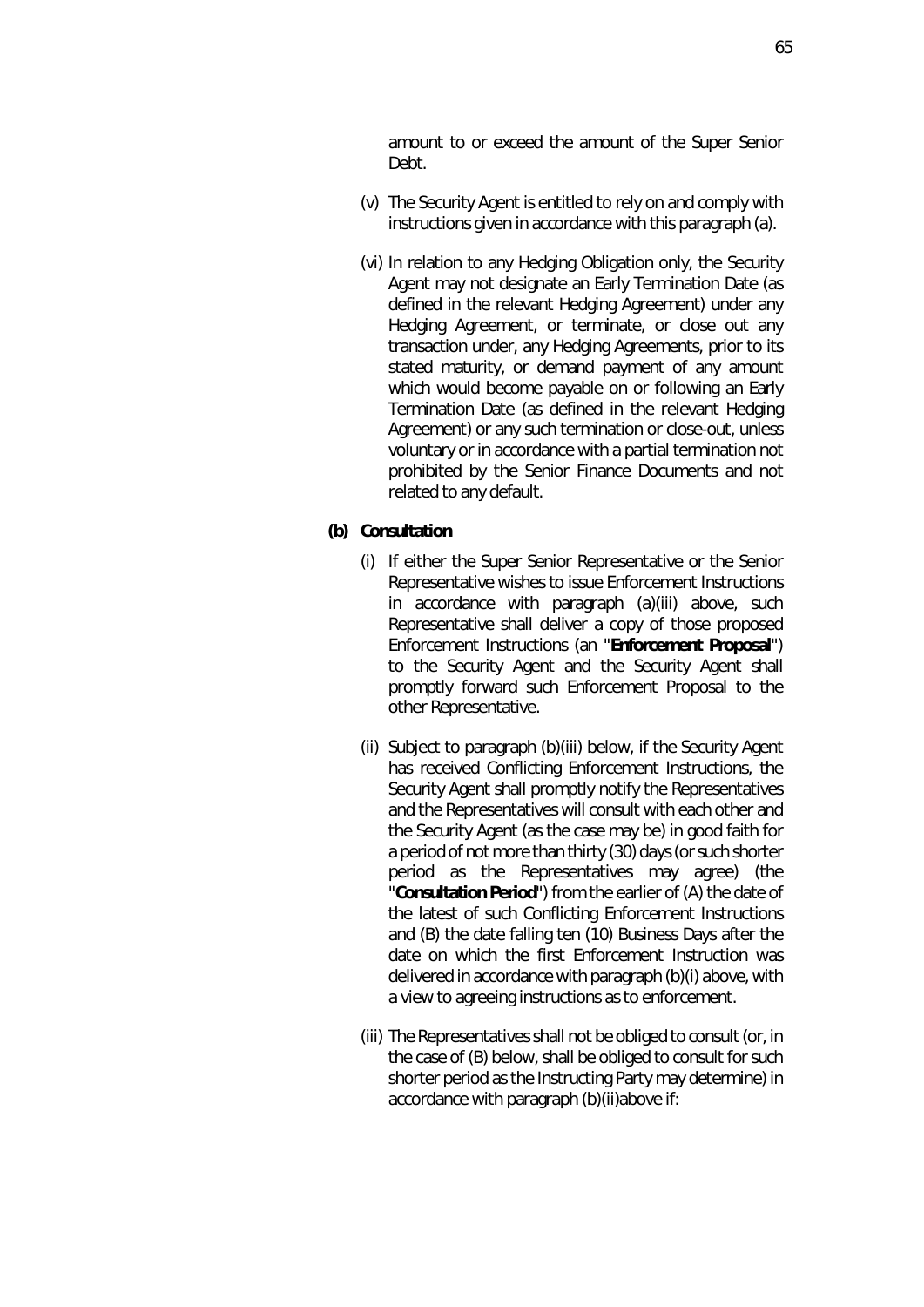amount to or exceed the amount of the Super Senior Debt.

(v) The Security Agent is entitled to rely on and comply with instructions given in accordance with this paragraph (a).

(vi) In relation to any Hedging Obligation only, the Security Agent may not designate an Early Termination Date (as defined in the relevant Hedging Agreement) under any Hedging Agreement, or terminate, or close out any transaction under, any Hedging Agreements, prior to its stated maturity, or demand payment of any amount which would become payable on or following an Early Termination Date (as defined in the relevant Hedging Agreement) or any such termination or close-out, unless voluntary or in accordance with a partial termination not prohibited by the Senior Finance Documents and not related to any default.

**(b) Consultation**

(i) If either the Super Senior Representative or the Senior Representative wishes to issue Enforcement Instructions in accordance with paragraph (a)(iii) above, such Representative shall deliver a copy of those proposed Enforcement Instructions (an "**Enforcement Proposal**") to the Security Agent and the Security Agent shall promptly forward such Enforcement Proposal to the other Representative.

(ii) Subject to paragraph (b)(iii) below, if the Security Agent has received Conflicting Enforcement Instructions, the Security Agent shall promptly notify the Representatives and the Representatives will consult with each other and the Security Agent (as the case may be) in good faith for a period of not more than thirty (30) days (or such shorter period as the Representatives may agree) (the "**Consultation Period**") from the earlier of (A) the date of the latest of such Conflicting Enforcement Instructions and (B) the date falling ten (10) Business Days after the date on which the first Enforcement Instruction was delivered in accordance with paragraph (b)(i) above, with a view to agreeing instructions as to enforcement.

(iii) The Representatives shall not be obliged to consult (or, in the case of (B) below, shall be obliged to consult for such shorter period as the Instructing Party may determine) in accordance with paragraph (b)(ii)above if: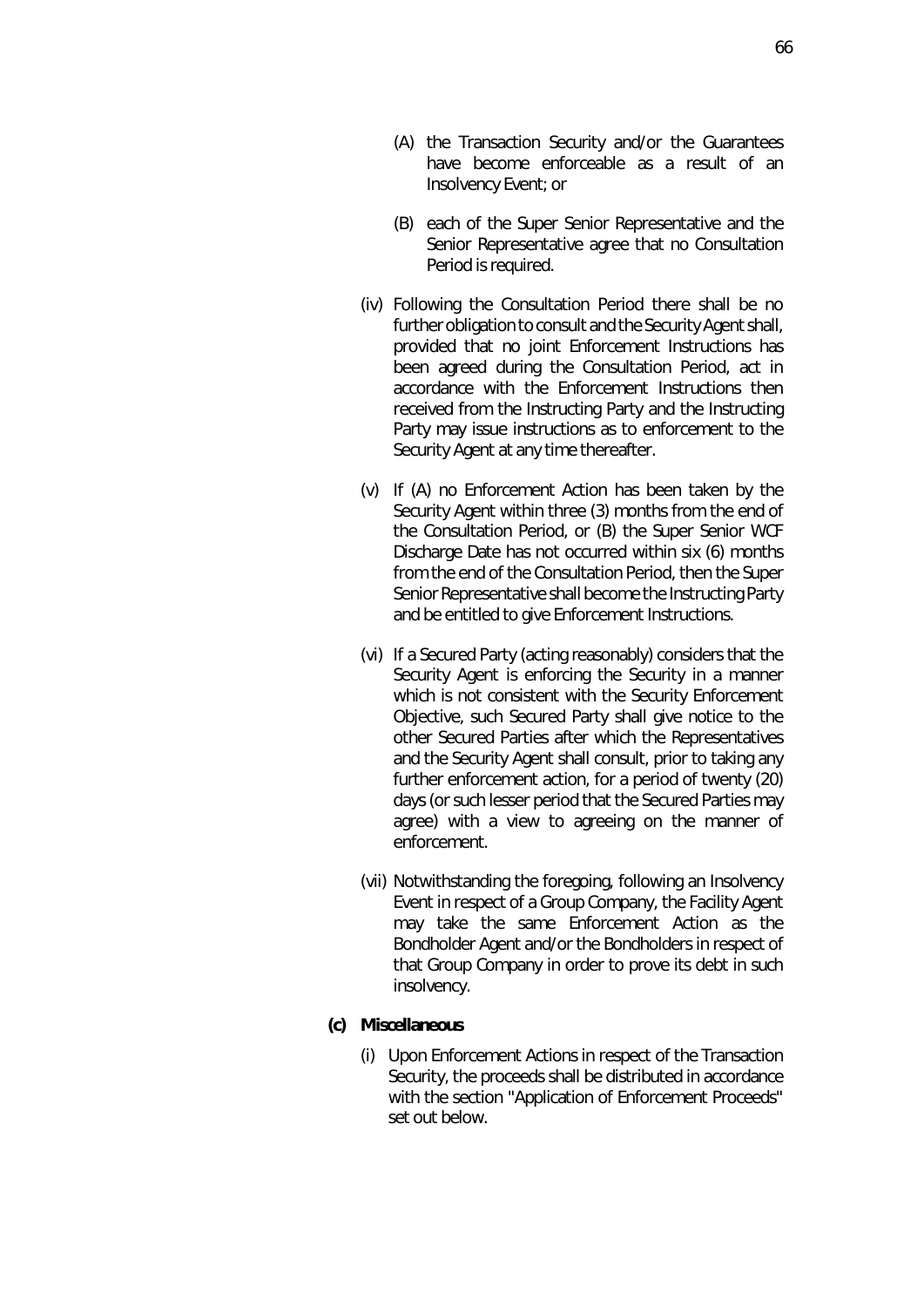(A) the Transaction Security and/or the Guarantees have become enforceable as a result of an Insolvency Event; or

(B) each of the Super Senior Representative and the Senior Representative agree that no Consultation Period is required.

(iv) Following the Consultation Period there shall be no further obligation to consult and the Security Agent shall, provided that no joint Enforcement Instructions has been agreed during the Consultation Period, act in accordance with the Enforcement Instructions then received from the Instructing Party and the Instructing Party may issue instructions as to enforcement to the Security Agent at any time thereafter.

(v) If (A) no Enforcement Action has been taken by the Security Agent within three (3) months from the end of the Consultation Period, or (B) the Super Senior WCF Discharge Date has not occurred within six (6) months from the end of the Consultation Period, then the Super Senior Representative shall become the Instructing Party and be entitled to give Enforcement Instructions.

(vi) If a Secured Party (acting reasonably) considers that the Security Agent is enforcing the Security in a manner which is not consistent with the Security Enforcement Objective, such Secured Party shall give notice to the other Secured Parties after which the Representatives and the Security Agent shall consult, prior to taking any further enforcement action, for a period of twenty (20) days (or such lesser period that the Secured Parties may agree) with a view to agreeing on the manner of enforcement.

(vii) Notwithstanding the foregoing, following an Insolvency Event in respect of a Group Company, the Facility Agent may take the same Enforcement Action as the Bondholder Agent and/or the Bondholders in respect of that Group Company in order to prove its debt in such insolvency.

**(c) Miscellaneous**

(i) Upon Enforcement Actions in respect of the Transaction Security, the proceeds shall be distributed in accordance with the section "Application of Enforcement Proceeds" set out below.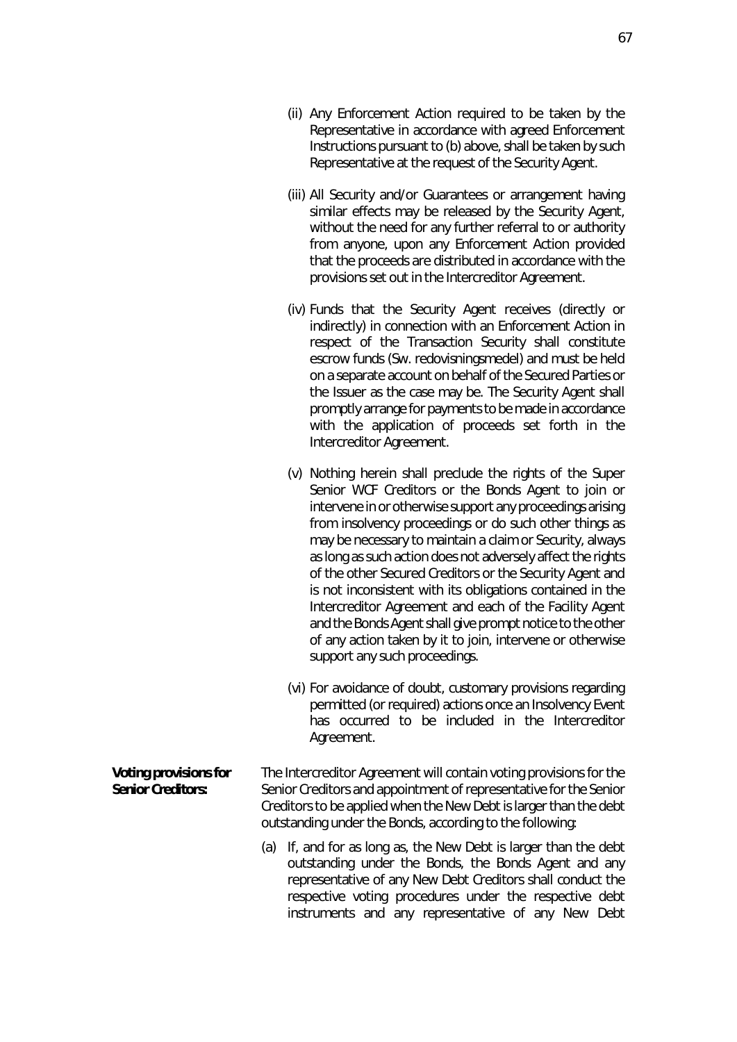(ii) Any Enforcement Action required to be taken by the Representative in accordance with agreed Enforcement Instructions pursuant to (b) above, shall be taken by such Representative at the request of the Security Agent.

(iii) All Security and/or Guarantees or arrangement having similar effects may be released by the Security Agent, without the need for any further referral to or authority from anyone, upon any Enforcement Action provided that the proceeds are distributed in accordance with the provisions set out in the Intercreditor Agreement.

(iv) Funds that the Security Agent receives (directly or indirectly) in connection with an Enforcement Action in respect of the Transaction Security shall constitute escrow funds (Sw. redovisningsmedel) and must be held on a separate account on behalf of the Secured Parties or the Issuer as the case may be. The Security Agent shall promptly arrange for payments to be made in accordance with the application of proceeds set forth in the Intercreditor Agreement.

(v) Nothing herein shall preclude the rights of the Super Senior WCF Creditors or the Bonds Agent to join or intervene in or otherwise support any proceedings arising from insolvency proceedings or do such other things as may be necessary to maintain a claim or Security, always as long as such action does not adversely affect the rights of the other Secured Creditors or the Security Agent and is not inconsistent with its obligations contained in the Intercreditor Agreement and each of the Facility Agent and the Bonds Agent shall give prompt notice to the other of any action taken by it to join, intervene or otherwise support any such proceedings.

(vi) For avoidance of doubt, customary provisions regarding permitted (or required) actions once an Insolvency Event has occurred to be included in the Intercreditor Agreement.

**Voting provisions for Senior Creditors:**

The Intercreditor Agreement will contain voting provisions for the Senior Creditors and appointment of representative for the Senior Creditors to be applied when the New Debt is larger than the debt outstanding under the Bonds, according to the following:

(a) If, and for as long as, the New Debt is larger than the debt outstanding under the Bonds, the Bonds Agent and any representative of any New Debt Creditors shall conduct the respective voting procedures under the respective debt instruments and any representative of any New Debt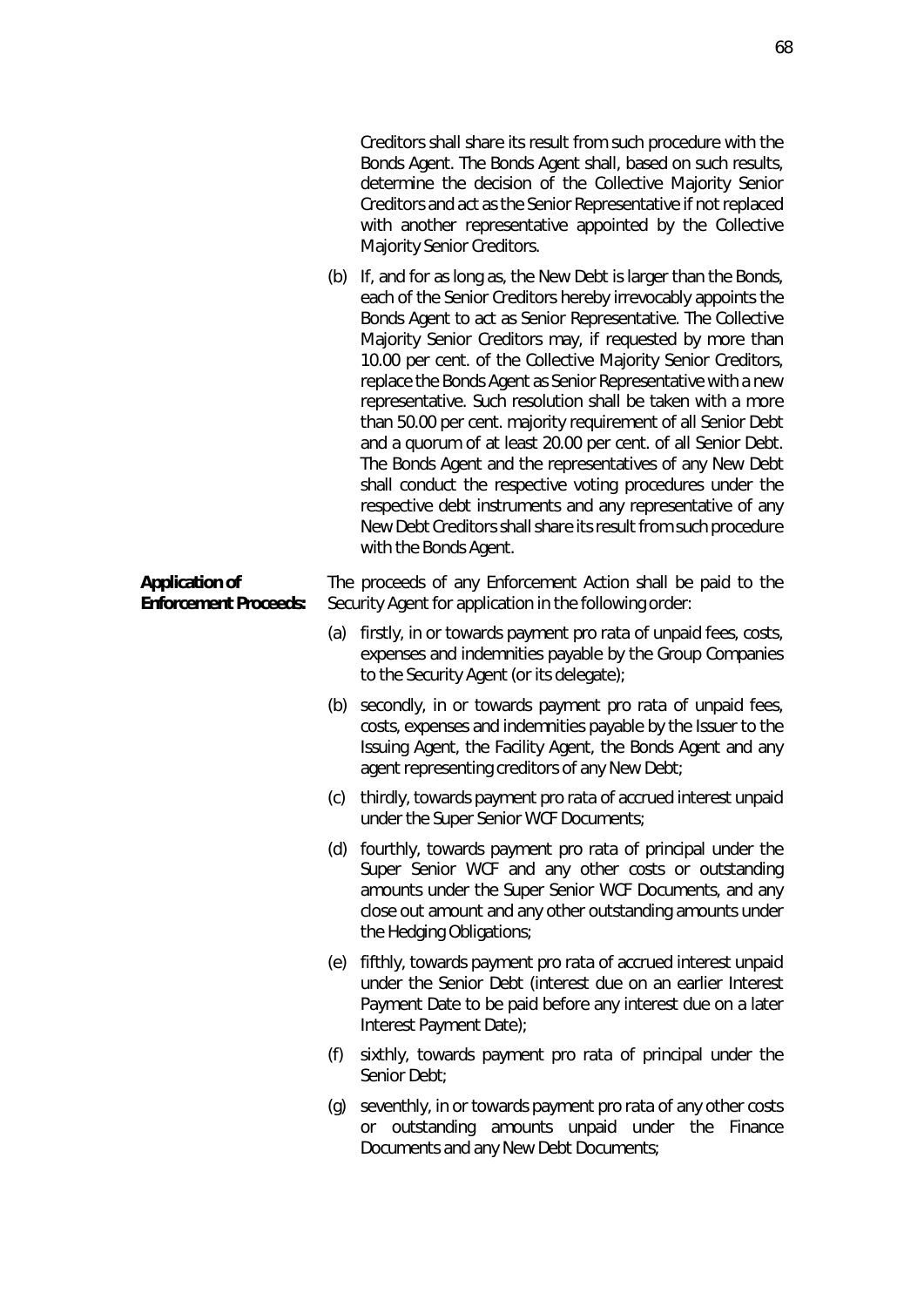Creditors shall share its result from such procedure with the Bonds Agent. The Bonds Agent shall, based on such results, determine the decision of the Collective Majority Senior Creditors and act as the Senior Representative if not replaced with another representative appointed by the Collective Majority Senior Creditors.

(b) If, and for as long as, the New Debt is larger than the Bonds, each of the Senior Creditors hereby irrevocably appoints the Bonds Agent to act as Senior Representative. The Collective Majority Senior Creditors may, if requested by more than 10.00 per cent. of the Collective Majority Senior Creditors, replace the Bonds Agent as Senior Representative with a new representative. Such resolution shall be taken with a more than 50.00 per cent. majority requirement of all Senior Debt and a quorum of at least 20.00 per cent. of all Senior Debt. The Bonds Agent and the representatives of any New Debt shall conduct the respective voting procedures under the respective debt instruments and any representative of any New Debt Creditors shall share its result from such procedure with the Bonds Agent.

**Application of Enforcement Proceeds:** The proceeds of any Enforcement Action shall be paid to the Security Agent for application in the following order:

(a) firstly, in or towards payment pro rata of unpaid fees, costs, expenses and indemnities payable by the Group Companies to the Security Agent (or its delegate);

(b) secondly, in or towards payment pro rata of unpaid fees, costs, expenses and indemnities payable by the Issuer to the Issuing Agent, the Facility Agent, the Bonds Agent and any agent representing creditors of any New Debt;

(c) thirdly, towards payment pro rata of accrued interest unpaid under the Super Senior WCF Documents;

(d) fourthly, towards payment pro rata of principal under the Super Senior WCF and any other costs or outstanding amounts under the Super Senior WCF Documents, and any close out amount and any other outstanding amounts under the Hedging Obligations;

(e) fifthly, towards payment pro rata of accrued interest unpaid under the Senior Debt (interest due on an earlier Interest Payment Date to be paid before any interest due on a later Interest Payment Date);

(f) sixthly, towards payment pro rata of principal under the Senior Debt;

(g) seventhly, in or towards payment pro rata of any other costs or outstanding amounts unpaid under the Finance Documents and any New Debt Documents;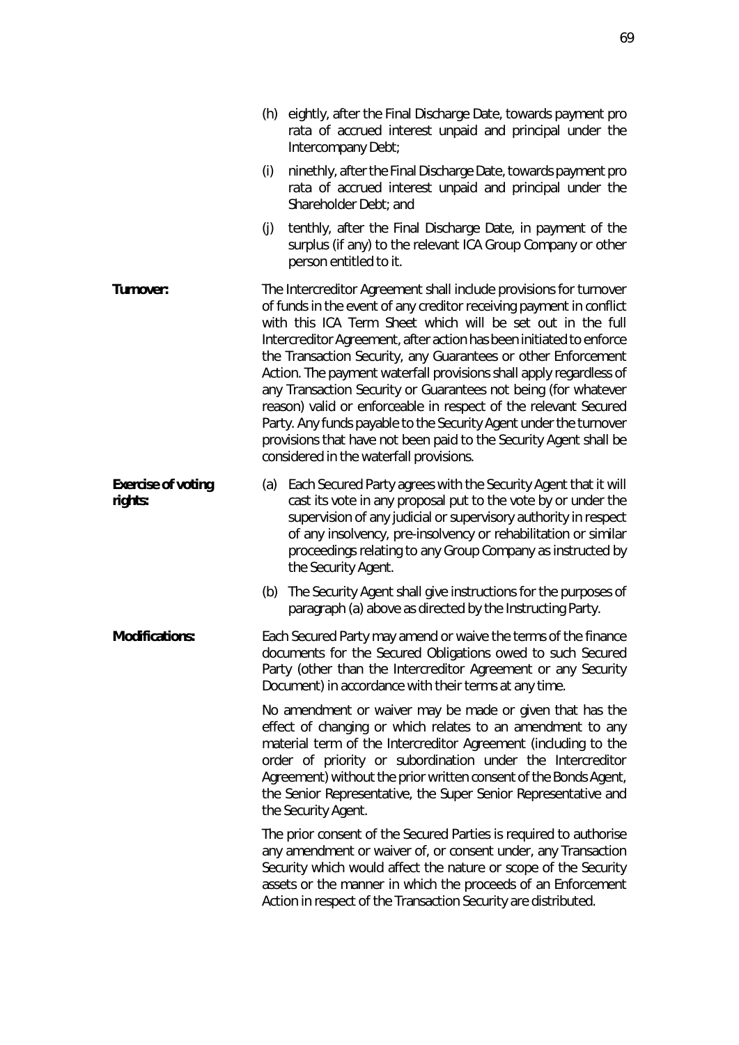(h) eightly, after the Final Discharge Date, towards payment pro rata of accrued interest unpaid and principal under the Intercompany Debt;

(i) ninethly, after the Final Discharge Date, towards payment pro rata of accrued interest unpaid and principal under the Shareholder Debt; and

(j) tenthly, after the Final Discharge Date, in payment of the surplus (if any) to the relevant ICA Group Company or other person entitled to it.

**Turnover:**

The Intercreditor Agreement shall include provisions for turnover of funds in the event of any creditor receiving payment in conflict with this ICA Term Sheet which will be set out in the full Intercreditor Agreement, after action has been initiated to enforce the Transaction Security, any Guarantees or other Enforcement Action. The payment waterfall provisions shall apply regardless of any Transaction Security or Guarantees not being (for whatever reason) valid or enforceable in respect of the relevant Secured Party. Any funds payable to the Security Agent under the turnover provisions that have not been paid to the Security Agent shall be considered in the waterfall provisions.

**Exercise of voting rights:**

(a) Each Secured Party agrees with the Security Agent that it will cast its vote in any proposal put to the vote by or under the supervision of any judicial or supervisory authority in respect of any insolvency, pre-insolvency or rehabilitation or similar proceedings relating to any Group Company as instructed by the Security Agent.

(b) The Security Agent shall give instructions for the purposes of paragraph (a) above as directed by the Instructing Party.

**Modifications:**

Each Secured Party may amend or waive the terms of the finance documents for the Secured Obligations owed to such Secured Party (other than the Intercreditor Agreement or any Security Document) in accordance with their terms at any time.

No amendment or waiver may be made or given that has the effect of changing or which relates to an amendment to any material term of the Intercreditor Agreement (including to the order of priority or subordination under the Intercreditor Agreement) without the prior written consent of the Bonds Agent, the Senior Representative, the Super Senior Representative and the Security Agent.

The prior consent of the Secured Parties is required to authorise any amendment or waiver of, or consent under, any Transaction Security which would affect the nature or scope of the Security assets or the manner in which the proceeds of an Enforcement Action in respect of the Transaction Security are distributed.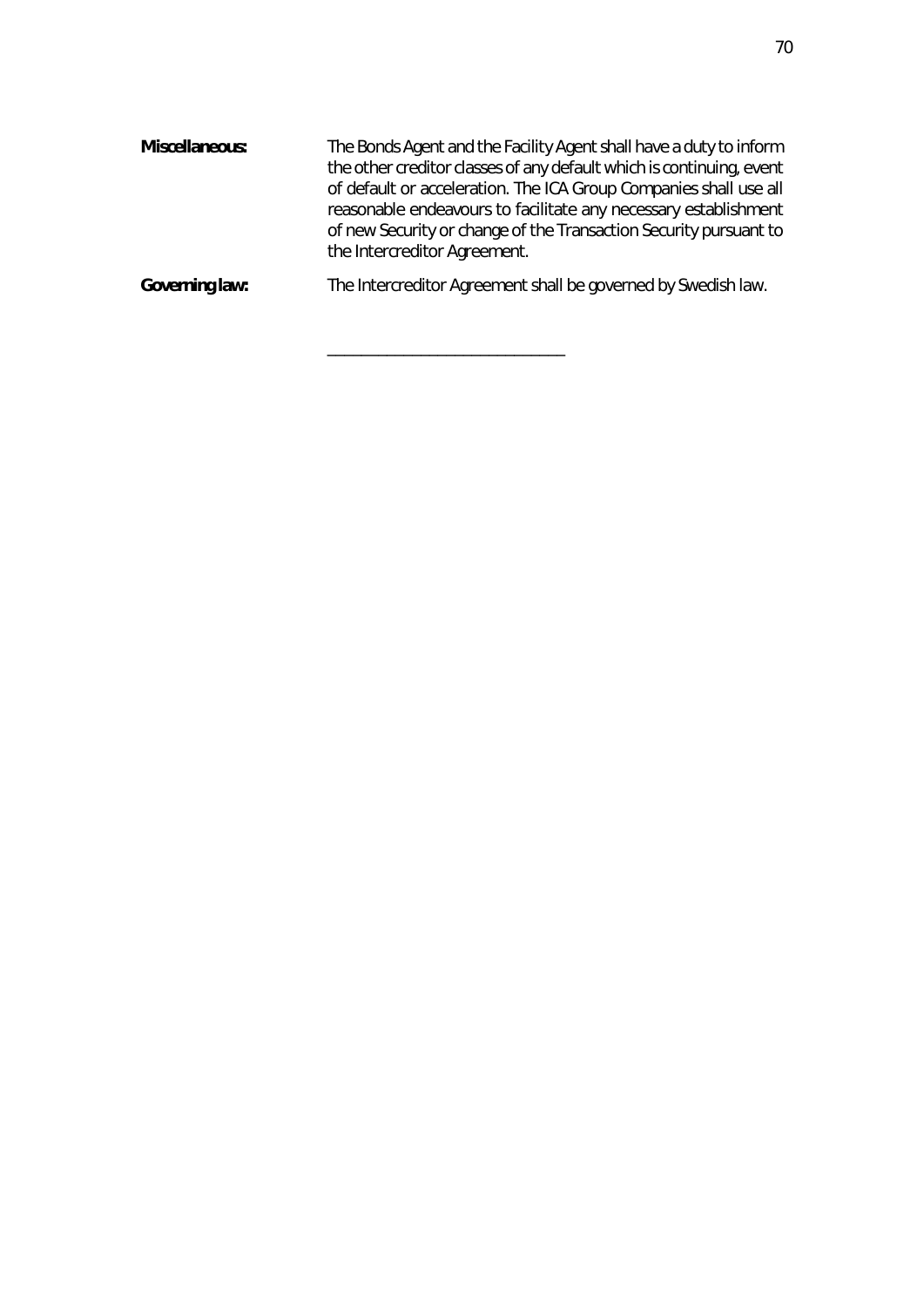**Miscellaneous:** The Bonds Agent and the Facility Agent shall have a duty to inform the other creditor classes of any default which is continuing, event of default or acceleration. The ICA Group Companies shall use all reasonable endeavours to facilitate any necessary establishment of new Security or change of the Transaction Security pursuant to the Intercreditor Agreement.

**Governing law:** The Intercreditor Agreement shall be governed by Swedish law.

\_\_\_\_\_\_\_\_\_\_\_\_\_\_\_\_\_\_\_\_\_\_\_\_\_\_\_\_\_\_\_\_